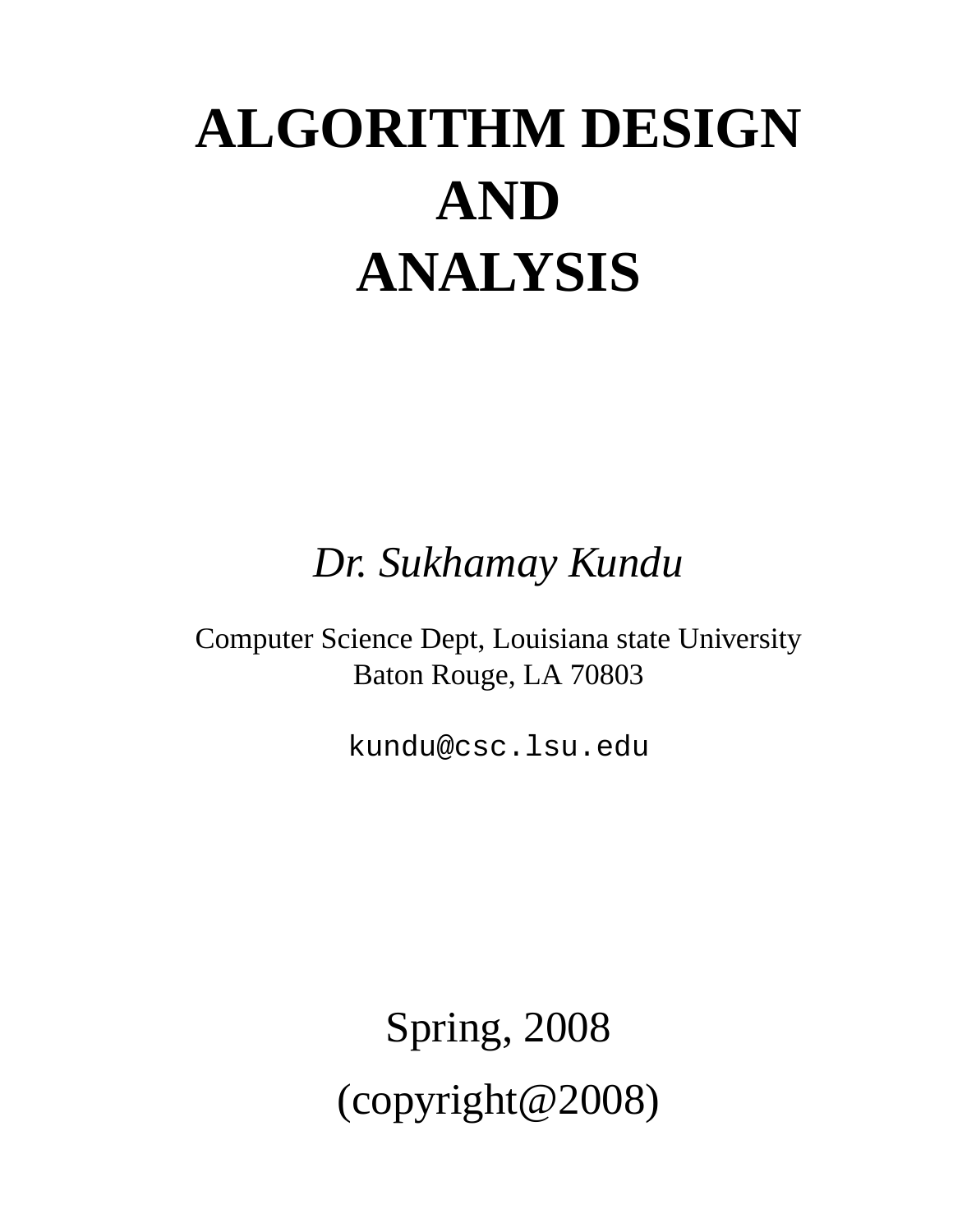# ALGORITHM DESIGN AND ANALYSIS

*Dr. Sukhamay Kundu*

Computer Science Dept, Louisiana state University
Baton Rouge, LA 70803

`kundu@csc.lsu.edu`

Spring, 2008

(copyright@2008)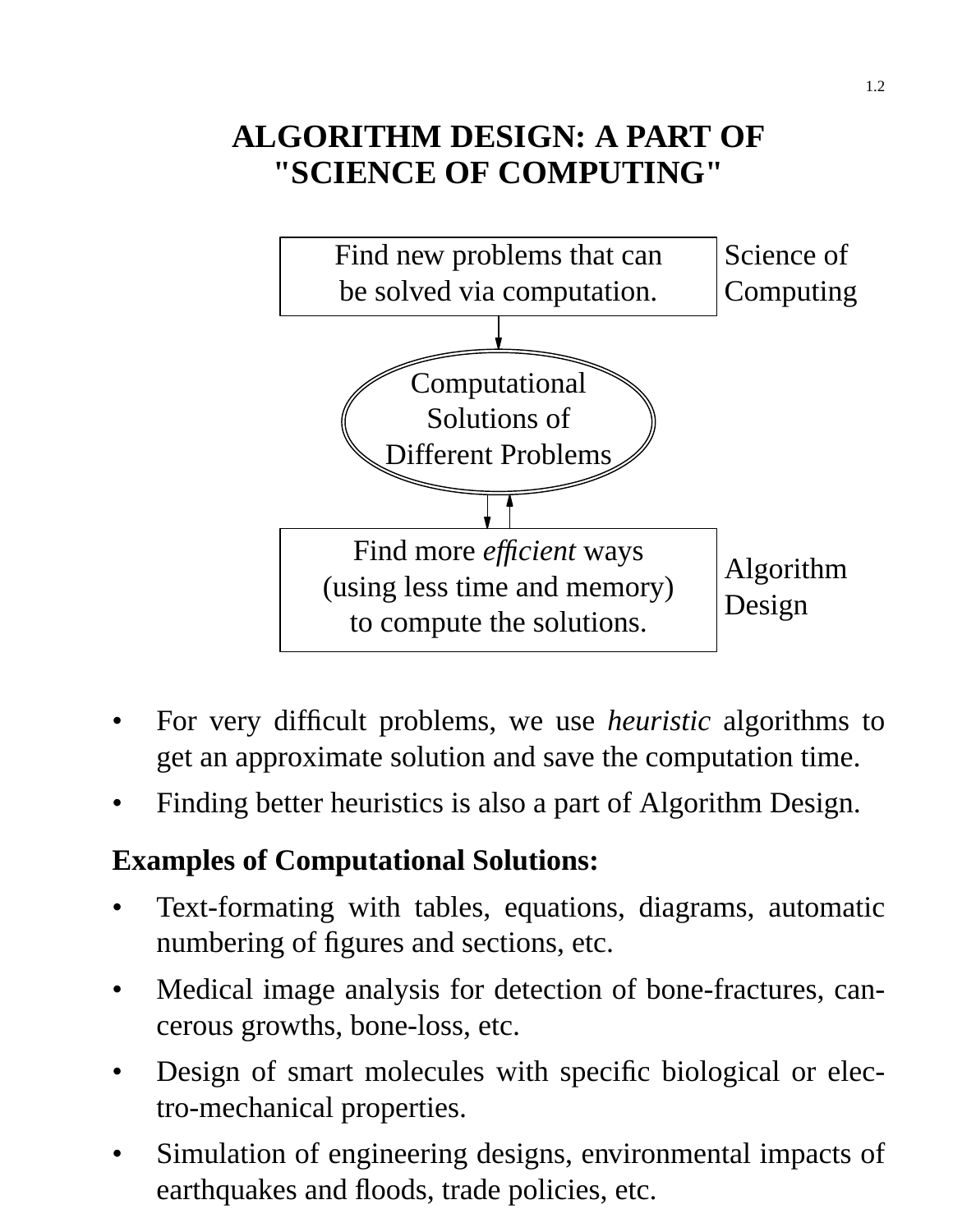# ALGORITHM DESIGN: A PART OF "SCIENCE OF COMPUTING"

Find new problems that can be solved via computation. — Science of Computing

Computational Solutions of Different Problems

Find more *efficient* ways (using less time and memory) to compute the solutions. — Algorithm Design

- For very difficult problems, we use *heuristic* algorithms to get an approximate solution and save the computation time.
- Finding better heuristics is also a part of Algorithm Design.

**Examples of Computational Solutions:**

- Text-formating with tables, equations, diagrams, automatic numbering of figures and sections, etc.
- Medical image analysis for detection of bone-fractures, cancerous growths, bone-loss, etc.
- Design of smart molecules with specific biological or electro-mechanical properties.
- Simulation of engineering designs, environmental impacts of earthquakes and floods, trade policies, etc.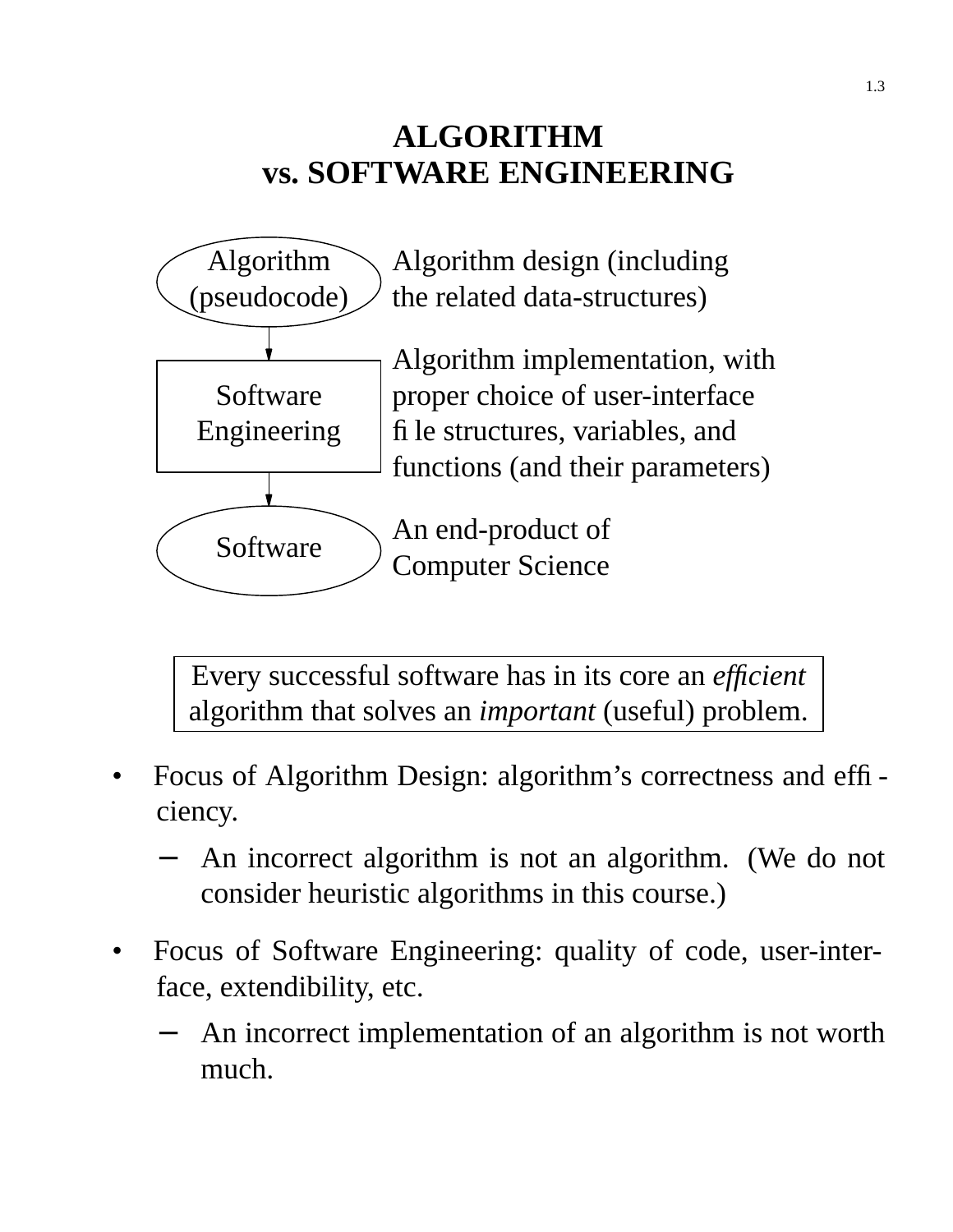# ALGORITHM vs. SOFTWARE ENGINEERING

| | |
|---|---|
| Algorithm (pseudocode) | Algorithm design (including the related data-structures) |
| ↓ | |
| Software Engineering | Algorithm implementation, with proper choice of user-interface file structures, variables, and functions (and their parameters) |
| ↓ | |
| Software | An end-product of Computer Science |

> Every successful software has in its core an *efficient* algorithm that solves an *important* (useful) problem.

- Focus of Algorithm Design: algorithm's correctness and efficiency.
  - An incorrect algorithm is not an algorithm. (We do not consider heuristic algorithms in this course.)
- Focus of Software Engineering: quality of code, user-interface, extendibility, etc.
  - An incorrect implementation of an algorithm is not worth much.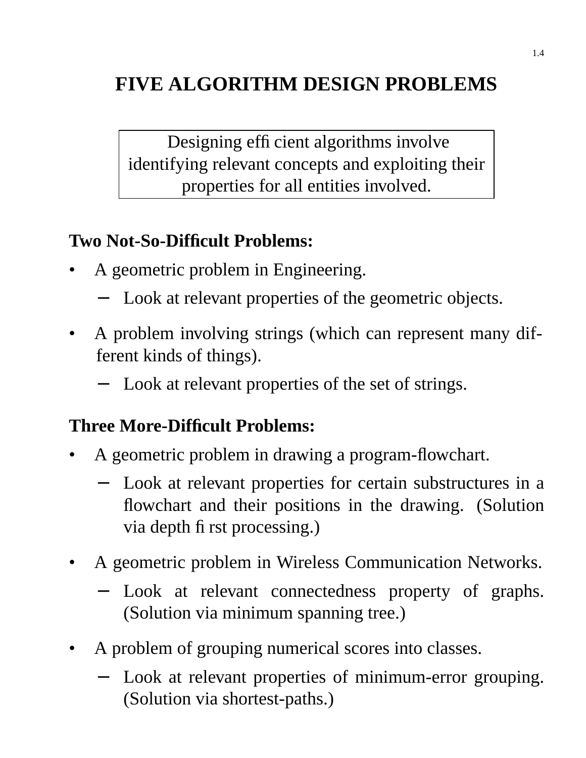# FIVE ALGORITHM DESIGN PROBLEMS

> Designing efficient algorithms involve identifying relevant concepts and exploiting their properties for all entities involved.

**Two Not-So-Difficult Problems:**

- A geometric problem in Engineering.
  - Look at relevant properties of the geometric objects.
- A problem involving strings (which can represent many different kinds of things).
  - Look at relevant properties of the set of strings.

**Three More-Difficult Problems:**

- A geometric problem in drawing a program-flowchart.
  - Look at relevant properties for certain substructures in a flowchart and their positions in the drawing. (Solution via depth first processing.)
- A geometric problem in Wireless Communication Networks.
  - Look at relevant connectedness property of graphs. (Solution via minimum spanning tree.)
- A problem of grouping numerical scores into classes.
  - Look at relevant properties of minimum-error grouping. (Solution via shortest-paths.)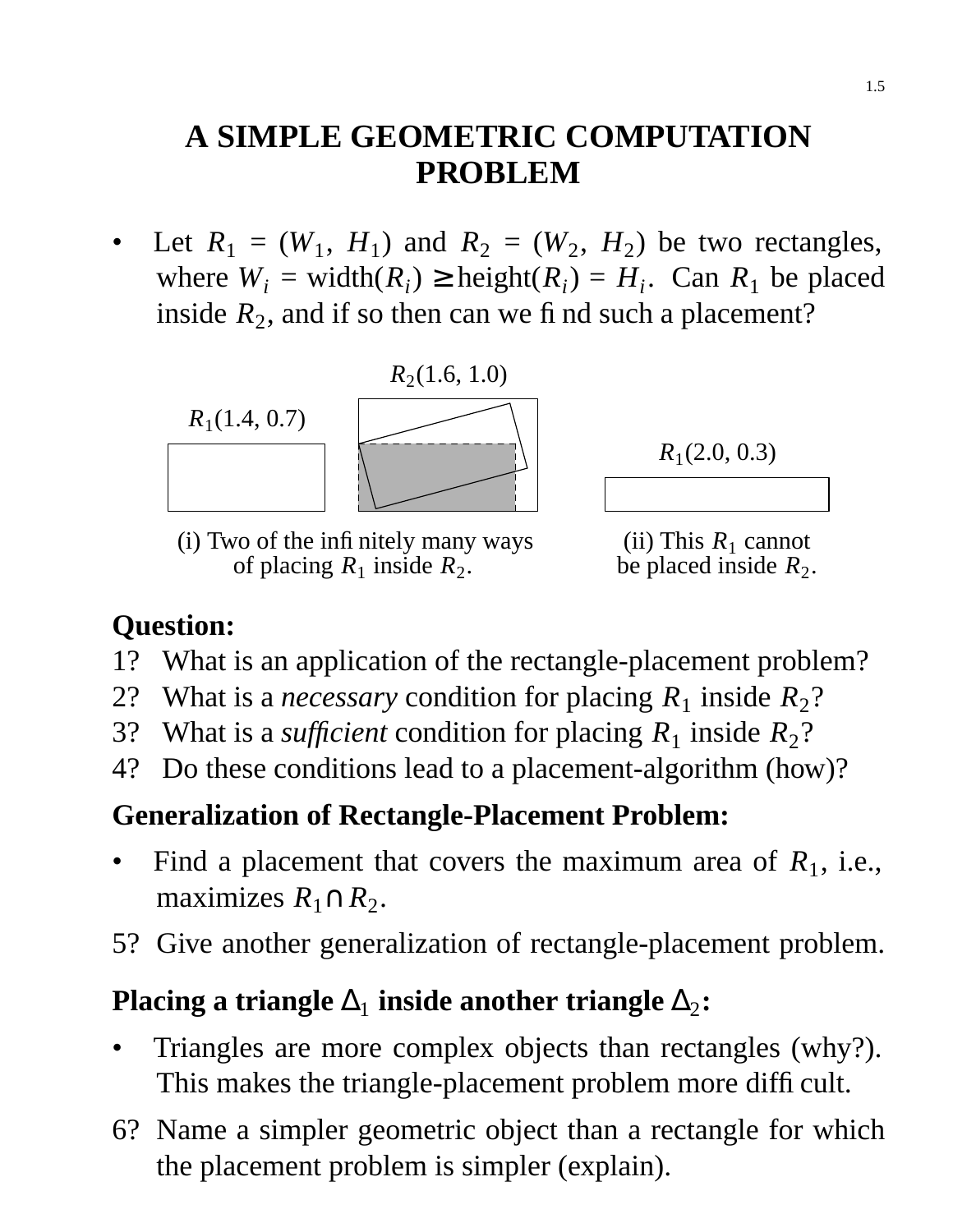# A SIMPLE GEOMETRIC COMPUTATION PROBLEM

- Let $R_1 = (W_1, H_1)$ and $R_2 = (W_2, H_2)$ be two rectangles, where $W_i$ = width($R_i$) $\geq$ height($R_i$) = $H_i$. Can $R_1$ be placed inside $R_2$, and if so then can we find such a placement?

$R_2(1.6, 1.0)$

$R_1(1.4, 0.7)$

$R_1(2.0, 0.3)$

(i) Two of the infinitely many ways of placing $R_1$ inside $R_2$.

(ii) This $R_1$ cannot be placed inside $R_2$.

**Question:**

1? What is an application of the rectangle-placement problem?

2? What is a *necessary* condition for placing $R_1$ inside $R_2$?

3? What is a *sufficient* condition for placing $R_1$ inside $R_2$?

4? Do these conditions lead to a placement-algorithm (how)?

**Generalization of Rectangle-Placement Problem:**

- Find a placement that covers the maximum area of $R_1$, i.e., maximizes $R_1 \cap R_2$.

5? Give another generalization of rectangle-placement problem.

**Placing a triangle $\Delta_1$ inside another triangle $\Delta_2$:**

- Triangles are more complex objects than rectangles (why?). This makes the triangle-placement problem more difficult.

6? Name a simpler geometric object than a rectangle for which the placement problem is simpler (explain).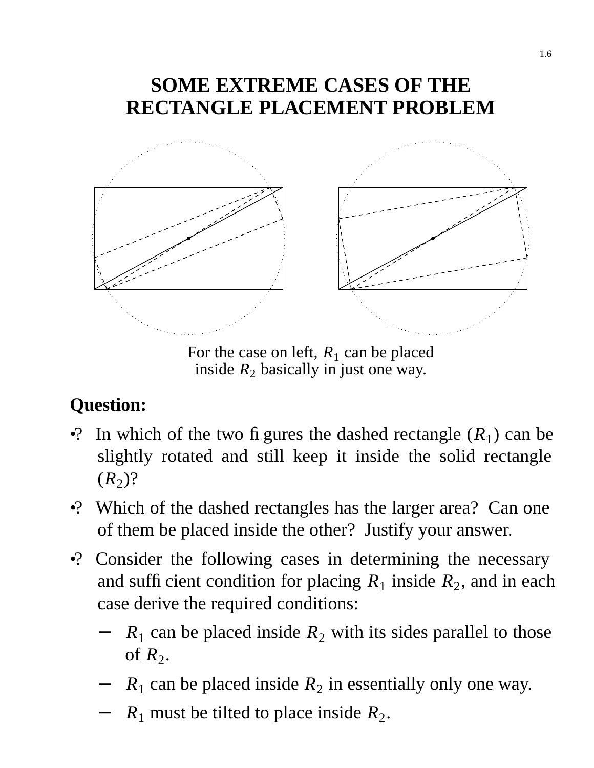# SOME EXTREME CASES OF THE RECTANGLE PLACEMENT PROBLEM

For the case on left, $R_1$ can be placed inside $R_2$ basically in just one way.

**Question:**

- ? In which of the two figures the dashed rectangle ($R_1$) can be slightly rotated and still keep it inside the solid rectangle ($R_2$)?
- ? Which of the dashed rectangles has the larger area? Can one of them be placed inside the other? Justify your answer.
- ? Consider the following cases in determining the necessary and sufficient condition for placing $R_1$ inside $R_2$, and in each case derive the required conditions:
  - $R_1$ can be placed inside $R_2$ with its sides parallel to those of $R_2$.
  - $R_1$ can be placed inside $R_2$ in essentially only one way.
  - $R_1$ must be tilted to place inside $R_2$.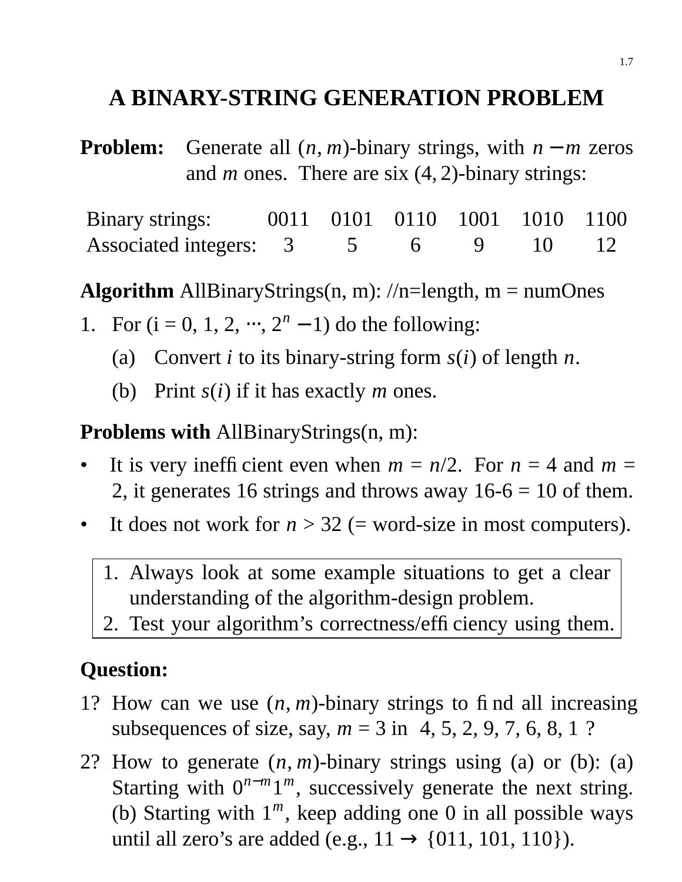# A BINARY-STRING GENERATION PROBLEM

**Problem:** Generate all $(n, m)$-binary strings, with $n - m$ zeros and $m$ ones. There are six $(4, 2)$-binary strings:

| Binary strings: | 0011 | 0101 | 0110 | 1001 | 1010 | 1100 |
|---|---|---|---|---|---|---|
| Associated integers: | 3 | 5 | 6 | 9 | 10 | 12 |

**Algorithm** AllBinaryStrings(n, m): //n=length, m = numOnes

1. For (i = 0, 1, 2, ⋯, $2^n - 1$) do the following:
   (a) Convert *i* to its binary-string form $s(i)$ of length *n*.
   (b) Print $s(i)$ if it has exactly *m* ones.

**Problems with** AllBinaryStrings(n, m):

- It is very inefficient even when $m = n/2$. For $n = 4$ and $m = 2$, it generates 16 strings and throws away 16-6 = 10 of them.
- It does not work for $n > 32$ (= word-size in most computers).

> 1. Always look at some example situations to get a clear understanding of the algorithm-design problem.
> 2. Test your algorithm's correctness/efficiency using them.

**Question:**

1? How can we use $(n, m)$-binary strings to find all increasing subsequences of size, say, $m = 3$ in ⟨4, 5, 2, 9, 7, 6, 8, 1⟩?

2? How to generate $(n, m)$-binary strings using (a) or (b): (a) Starting with $0^{n-m}1^m$, successively generate the next string. (b) Starting with $1^m$, keep adding one 0 in all possible ways until all zero's are added (e.g., 11 → {011, 101, 110}).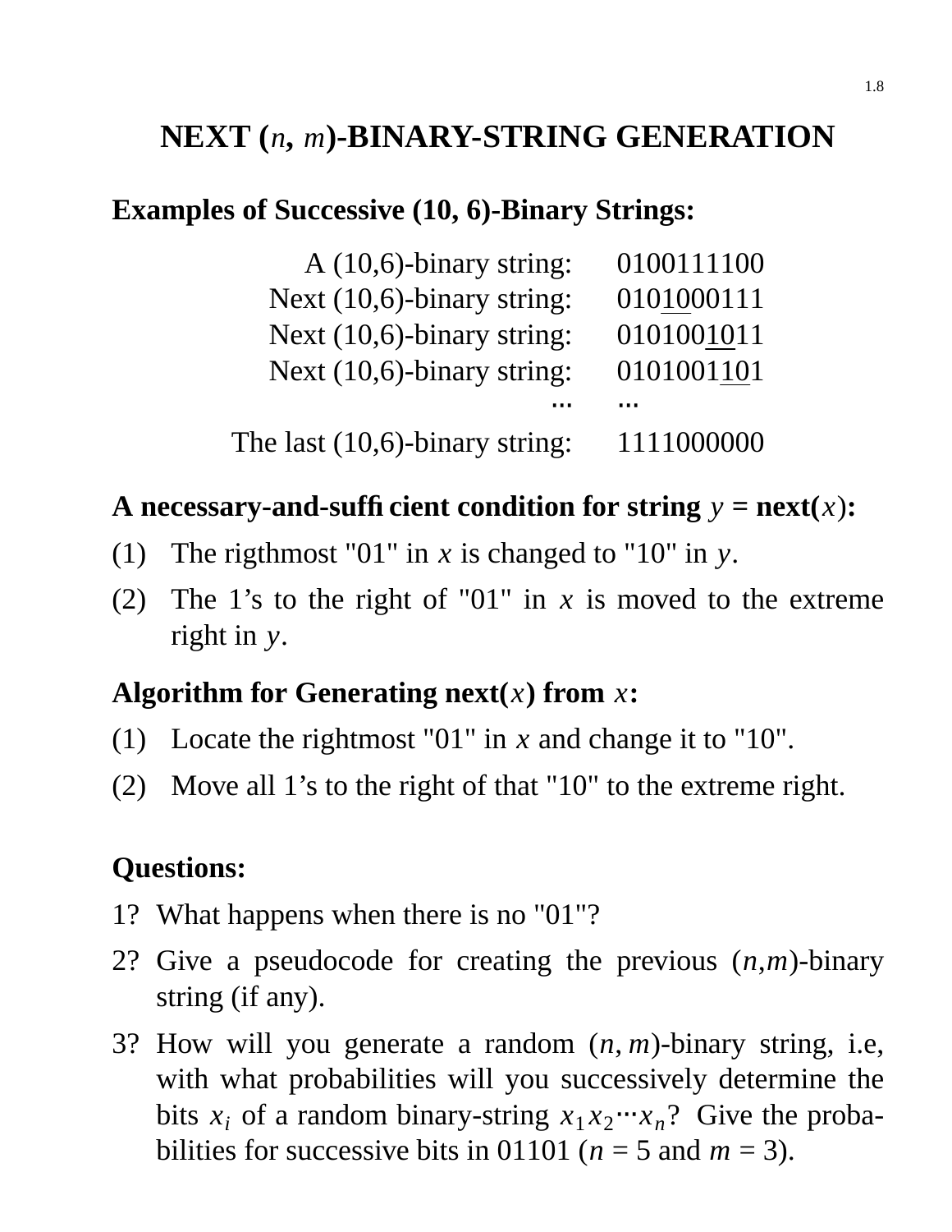# NEXT ($n$, $m$)-BINARY-STRING GENERATION

**Examples of Successive (10, 6)-Binary Strings:**

| | |
|---:|:---|
| A (10,6)-binary string: | 0100111100 |
| Next (10,6)-binary string: | 0101000111 |
| Next (10,6)-binary string: | 0101001011 |
| Next (10,6)-binary string: | 0101001101 |
| ··· | ··· |
| The last (10,6)-binary string: | 1111000000 |

**A necessary-and-sufficient condition for string $y$ = next($x$):**

(1) The rigthmost "01" in $x$ is changed to "10" in $y$.

(2) The 1's to the right of "01" in $x$ is moved to the extreme right in $y$.

**Algorithm for Generating next($x$) from $x$:**

(1) Locate the rightmost "01" in $x$ and change it to "10".

(2) Move all 1's to the right of that "10" to the extreme right.

**Questions:**

1? What happens when there is no "01"?

2? Give a pseudocode for creating the previous ($n$,$m$)-binary string (if any).

3? How will you generate a random ($n, m$)-binary string, i.e, with what probabilities will you successively determine the bits $x_i$ of a random binary-string $x_1 x_2 \cdots x_n$? Give the probabilities for successive bits in 01101 ($n$ = 5 and $m$ = 3).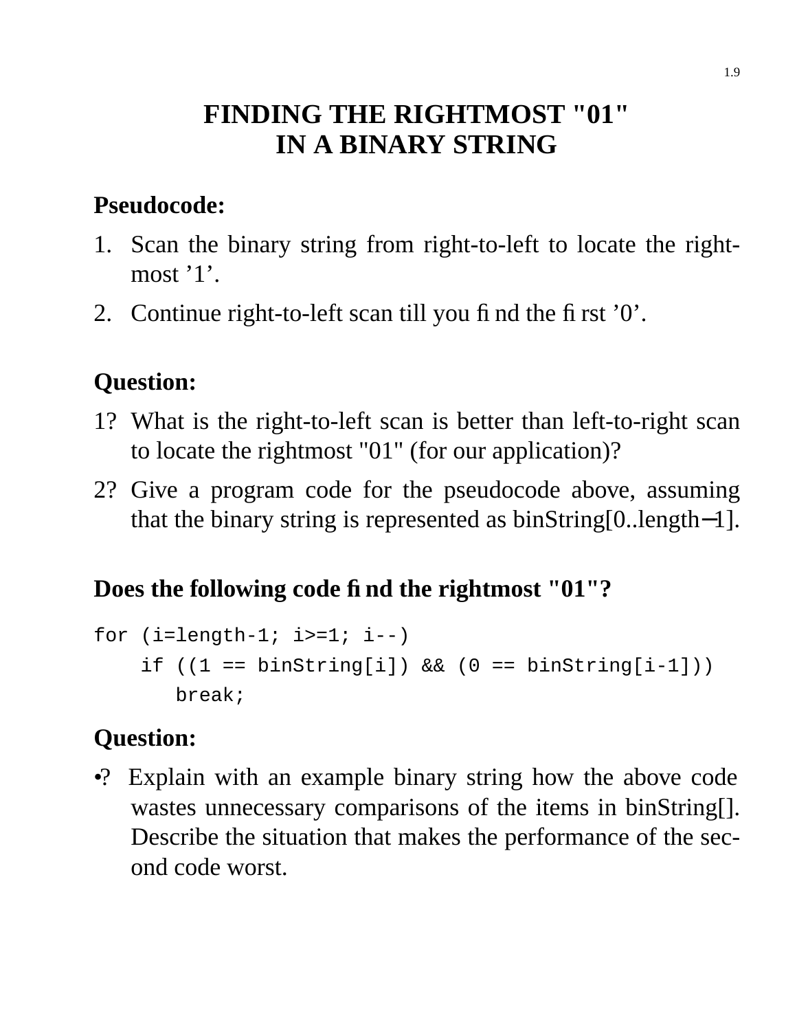# FINDING THE RIGHTMOST "01" IN A BINARY STRING

**Pseudocode:**

1. Scan the binary string from right-to-left to locate the right-most ’1’.
2. Continue right-to-left scan till you find the first ’0’.

**Question:**

1? What is the right-to-left scan is better than left-to-right scan to locate the rightmost "01" (for our application)?

2? Give a program code for the pseudocode above, assuming that the binary string is represented as binString[0..length−1].

**Does the following code find the rightmost "01"?**

```
for (i=length-1; i>=1; i--)
    if ((1 == binString[i]) && (0 == binString[i-1]))
        break;
```

**Question:**

•? Explain with an example binary string how the above code wastes unnecessary comparisons of the items in binString[]. Describe the situation that makes the performance of the second code worst.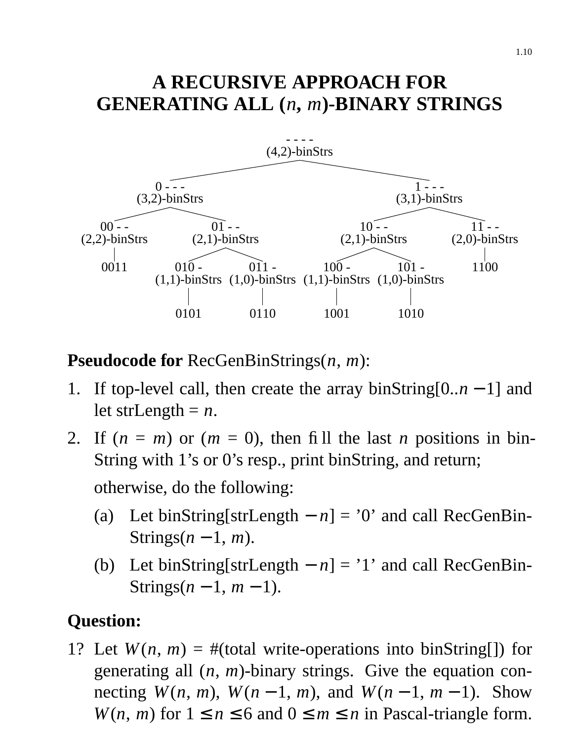# A RECURSIVE APPROACH FOR GENERATING ALL ($n$, $m$)-BINARY STRINGS

```
                                  - - - -
                               (4,2)-binStrs
                  /                                      \
             0 - - -                                  1 - - -
          (3,2)-binStrs                            (3,1)-binStrs
          /           \                            /           \
     00 - -          01 - -                   10 - -          11 - -
  (2,2)-binStrs   (2,1)-binStrs            (2,1)-binStrs   (2,0)-binStrs
       |            /       \               /        \           |
     0011       010 -        011 -      100 -        101 -      1100
           (1,1)-binStrs (1,0)-binStrs (1,1)-binStrs (1,0)-binStrs
                 |             |             |             |
               0101          0110          1001          1010
```

**Pseudocode for** RecGenBinStrings($n$, $m$):

1. If top-level call, then create the array binString[0..$n-1$] and let strLength = $n$.
2. If ($n = m$) or ($m = 0$), then fill the last $n$ positions in binString with 1's or 0's resp., print binString, and return;

   otherwise, do the following:

   (a) Let binString[strLength $- n$] = '0' and call RecGenBinStrings($n-1$, $m$).

   (b) Let binString[strLength $- n$] = '1' and call RecGenBinStrings($n-1$, $m-1$).

**Question:**

1? Let $W(n, m)$ = #(total write-operations into binString[]) for generating all ($n$, $m$)-binary strings. Give the equation connecting $W(n, m)$, $W(n-1, m)$, and $W(n-1, m-1)$. Show $W(n, m)$ for $1 \leq n \leq 6$ and $0 \leq m \leq n$ in Pascal-triangle form.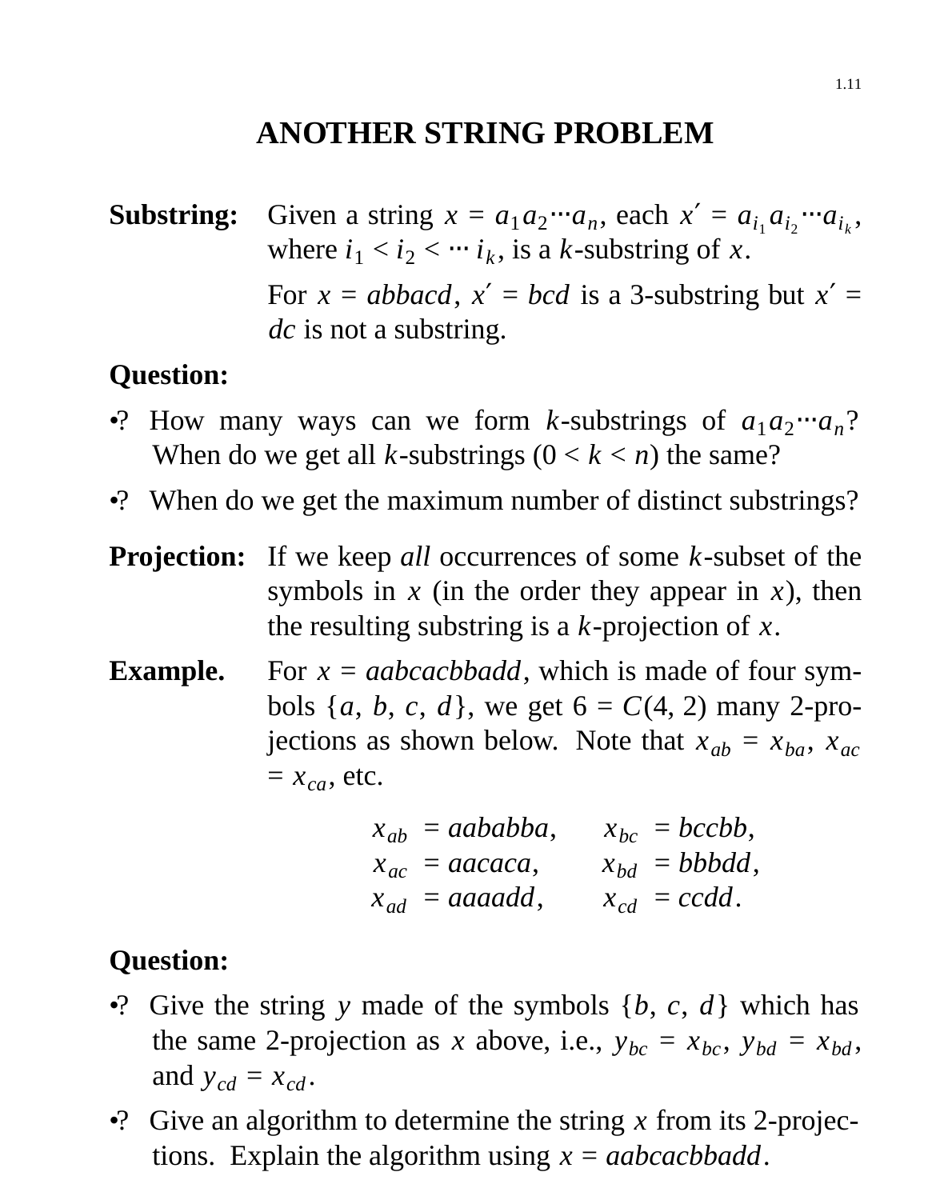# ANOTHER STRING PROBLEM

**Substring:** Given a string $x = a_1 a_2 \cdots a_n$, each $x' = a_{i_1} a_{i_2} \cdots a_{i_k}$, where $i_1 < i_2 < \cdots i_k$, is a $k$-substring of $x$.

For $x = abbacd$, $x' = bcd$ is a 3-substring but $x' = dc$ is not a substring.

**Question:**

- ? How many ways can we form $k$-substrings of $a_1 a_2 \cdots a_n$? When do we get all $k$-substrings $(0 < k < n)$ the same?
- ? When do we get the maximum number of distinct substrings?

**Projection:** If we keep *all* occurrences of some $k$-subset of the symbols in $x$ (in the order they appear in $x$), then the resulting substring is a $k$-projection of $x$.

**Example.** For $x = aabcacbbadd$, which is made of four symbols $\{a, b, c, d\}$, we get $6 = C(4, 2)$ many 2-projections as shown below. Note that $x_{ab} = x_{ba}$, $x_{ac} = x_{ca}$, etc.

$$
\begin{array}{ll}
x_{ab} = aababba, & x_{bc} = bccbb, \\
x_{ac} = aacaca, & x_{bd} = bbbdd, \\
x_{ad} = aaaadd, & x_{cd} = ccdd.
\end{array}
$$

**Question:**

- ? Give the string $y$ made of the symbols $\{b, c, d\}$ which has the same 2-projection as $x$ above, i.e., $y_{bc} = x_{bc}$, $y_{bd} = x_{bd}$, and $y_{cd} = x_{cd}$.
- ? Give an algorithm to determine the string $x$ from its 2-projections. Explain the algorithm using $x = aabcacbbadd$.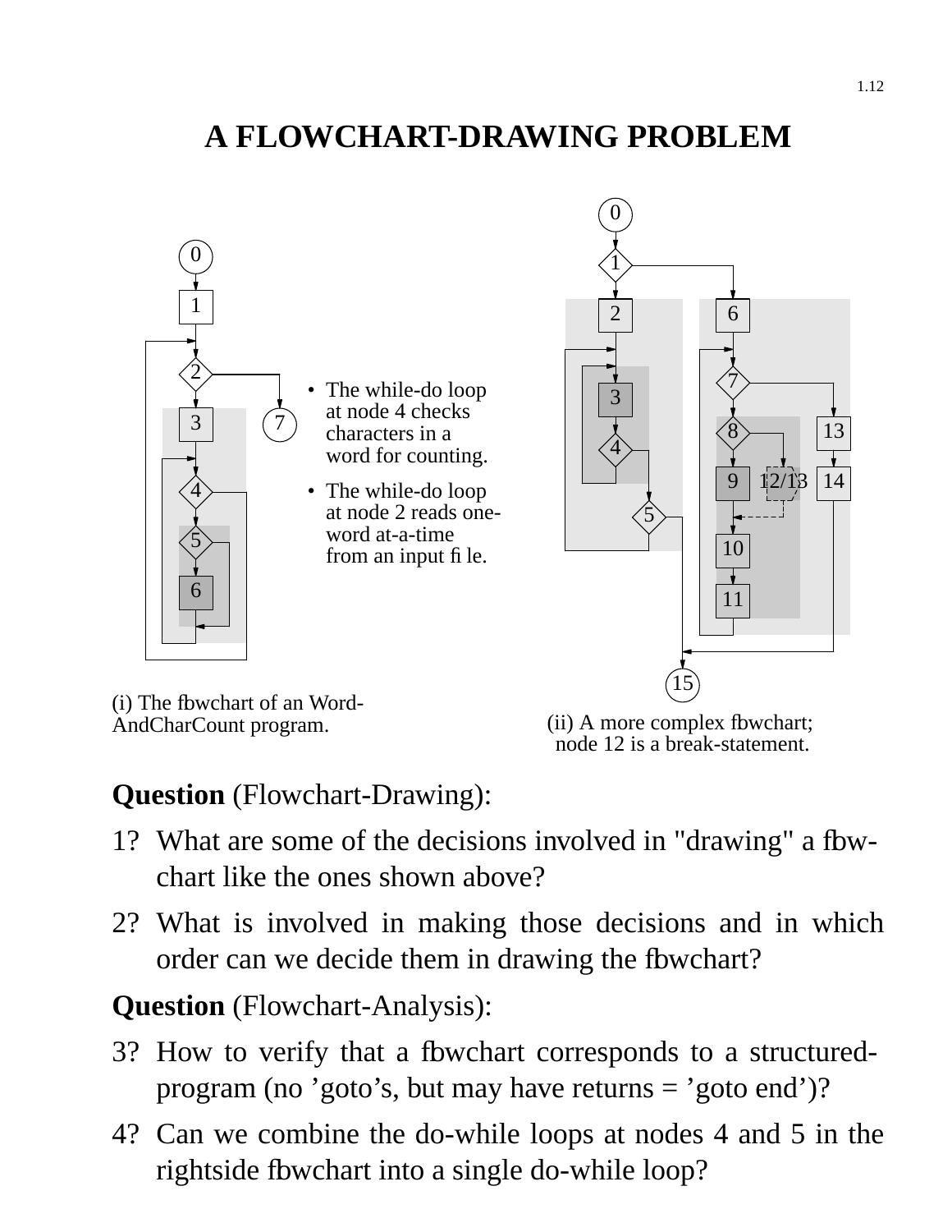# A FLOWCHART-DRAWING PROBLEM

- The while-do loop at node 4 checks characters in a word for counting.
- The while-do loop at node 2 reads one-word at-a-time from an input file.

(i) The flowchart of an Word-AndCharCount program.

(ii) A more complex flowchart; node 12 is a break-statement.

**Question** (Flowchart-Drawing):

1? What are some of the decisions involved in "drawing" a flowchart like the ones shown above?

2? What is involved in making those decisions and in which order can we decide them in drawing the flowchart?

**Question** (Flowchart-Analysis):

3? How to verify that a flowchart corresponds to a structured-program (no 'goto's, but may have returns = 'goto end')?

4? Can we combine the do-while loops at nodes 4 and 5 in the rightside flowchart into a single do-while loop?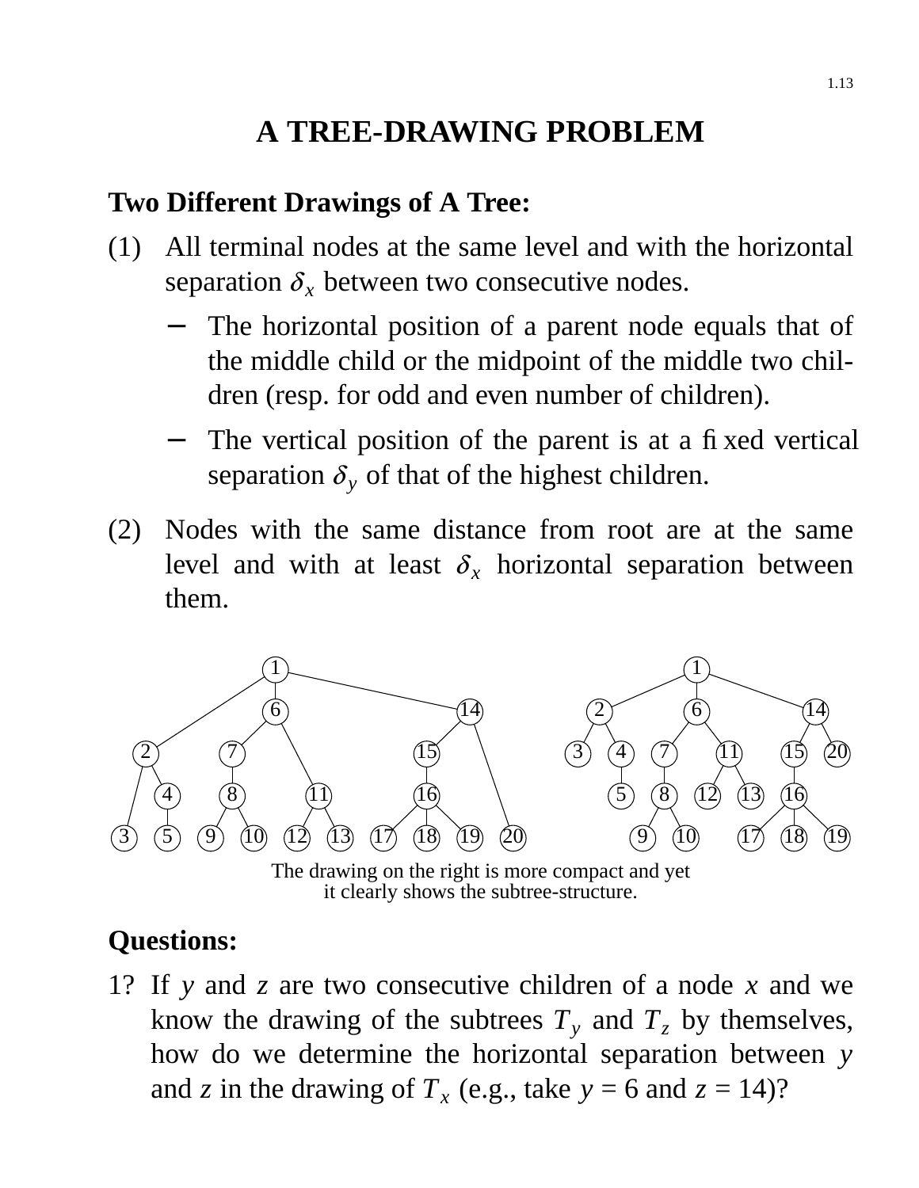# A TREE-DRAWING PROBLEM

**Two Different Drawings of A Tree:**

(1) All terminal nodes at the same level and with the horizontal separation $\delta_x$ between two consecutive nodes.

- The horizontal position of a parent node equals that of the middle child or the midpoint of the middle two children (resp. for odd and even number of children).
- The vertical position of the parent is at a fixed vertical separation $\delta_y$ of that of the highest children.

(2) Nodes with the same distance from root are at the same level and with at least $\delta_x$ horizontal separation between them.

The drawing on the right is more compact and yet it clearly shows the subtree-structure.

**Questions:**

1? If $y$ and $z$ are two consecutive children of a node $x$ and we know the drawing of the subtrees $T_y$ and $T_z$ by themselves, how do we determine the horizontal separation between $y$ and $z$ in the drawing of $T_x$ (e.g., take $y$ = 6 and $z$ = 14)?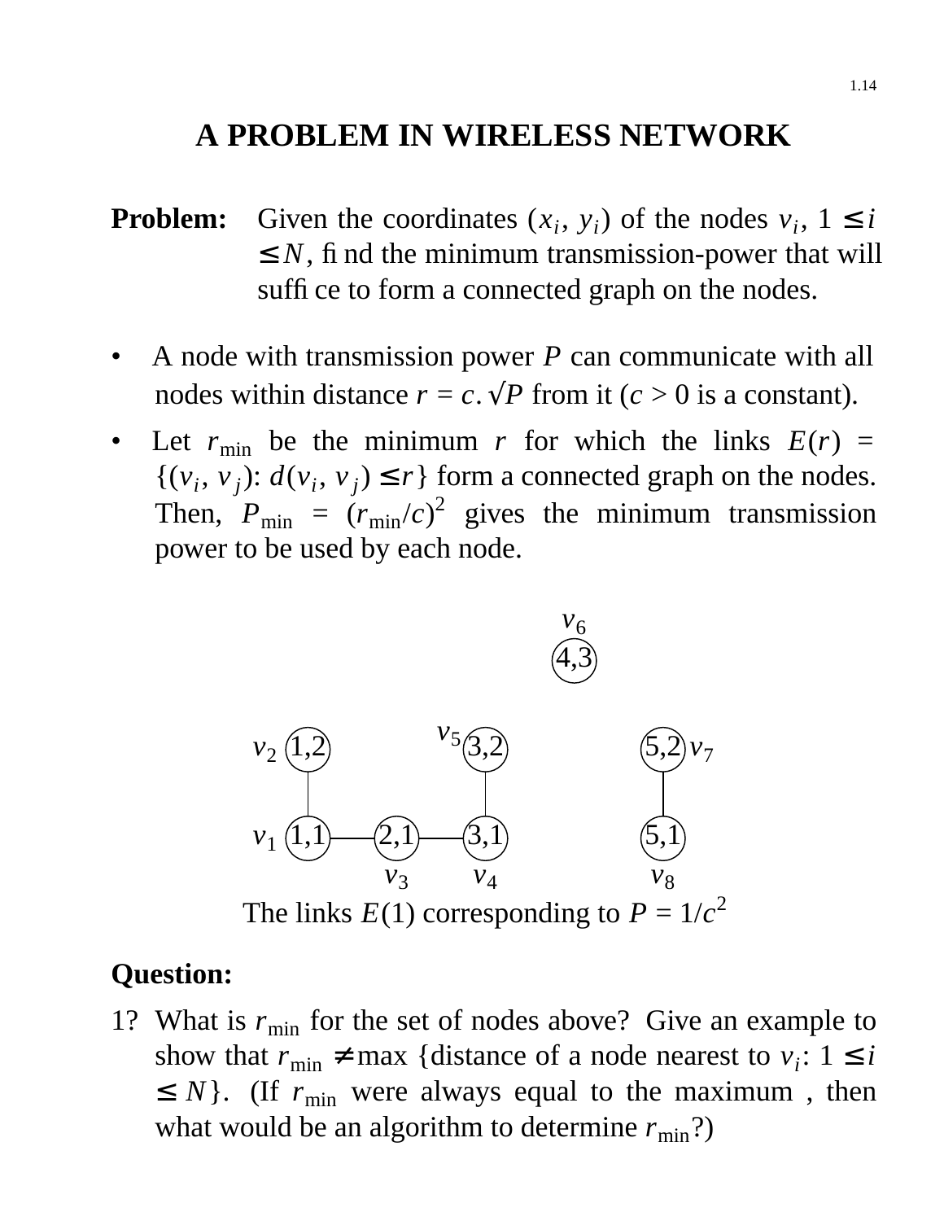# A PROBLEM IN WIRELESS NETWORK

**Problem:** Given the coordinates $(x_i, y_i)$ of the nodes $v_i$, $1 \le i \le N$, find the minimum transmission-power that will suffice to form a connected graph on the nodes.

- A node with transmission power $P$ can communicate with all nodes within distance $r = c.\sqrt{P}$ from it ($c > 0$ is a constant).
- Let $r_{\min}$ be the minimum $r$ for which the links $E(r) = \{(v_i, v_j): d(v_i, v_j) \le r\}$ form a connected graph on the nodes. Then, $P_{\min} = (r_{\min}/c)^2$ gives the minimum transmission power to be used by each node.

$v_6$ (4,3)

$v_2$ (1,2) $v_5$ (3,2) (5,2) $v_7$

$v_1$ (1,1) — (2,1) — (3,1) (5,1)

$v_3$ $v_4$ $v_8$

The links $E(1)$ corresponding to $P = 1/c^2$

**Question:**

1? What is $r_{\min}$ for the set of nodes above? Give an example to show that $r_{\min} \ne \max$ {distance of a node nearest to $v_i$: $1 \le i \le N$}. (If $r_{\min}$ were always equal to the maximum , then what would be an algorithm to determine $r_{\min}$?)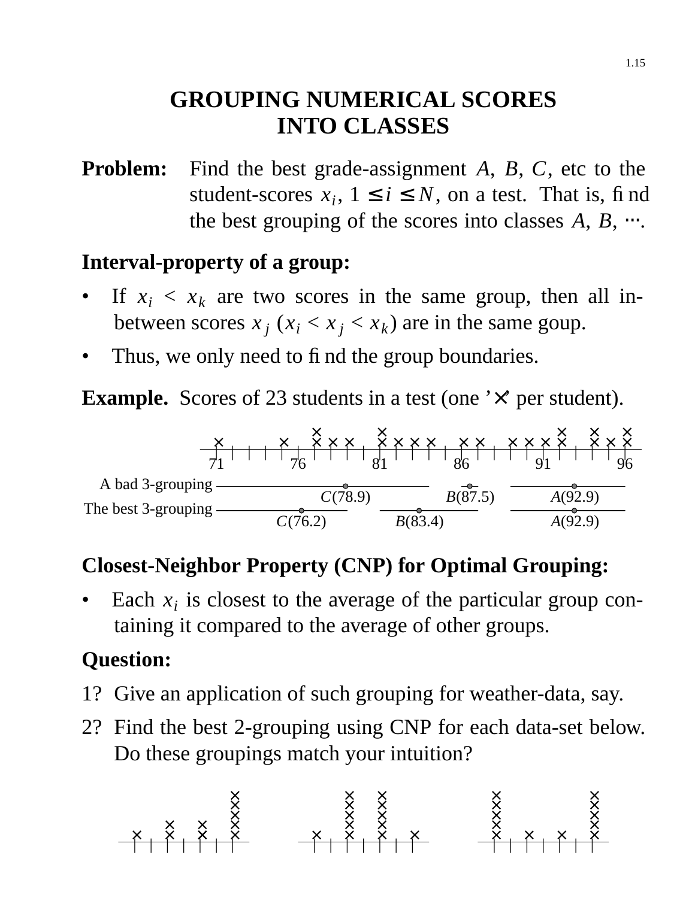# GROUPING NUMERICAL SCORES INTO CLASSES

**Problem:** Find the best grade-assignment $A$, $B$, $C$, etc to the student-scores $x_i$, $1 \le i \le N$, on a test. That is, find the best grouping of the scores into classes $A$, $B$, $\cdots$.

**Interval-property of a group:**

- If $x_i < x_k$ are two scores in the same group, then all in-between scores $x_j$ ($x_i < x_j < x_k$) are in the same goup.
- Thus, we only need to find the group boundaries.

**Example.** Scores of 23 students in a test (one '×' per student).

A bad 3-grouping: $C$(78.9), $B$(87.5), $A$(92.9)

The best 3-grouping: $C$(76.2), $B$(83.4), $A$(92.9)

**Closest-Neighbor Property (CNP) for Optimal Grouping:**

- Each $x_i$ is closest to the average of the particular group containing it compared to the average of other groups.

**Question:**

1? Give an application of such grouping for weather-data, say.

2? Find the best 2-grouping using CNP for each data-set below. Do these groupings match your intuition?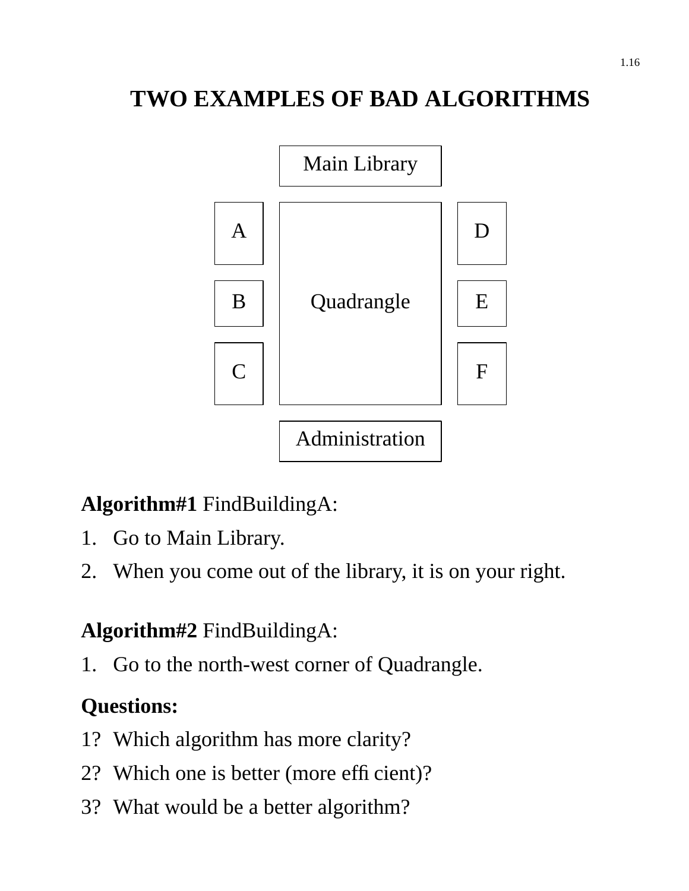# TWO EXAMPLES OF BAD ALGORITHMS

|   | Main Library |   |
|---|---|---|
| A | Quadrangle | D |
| B |   | E |
| C |   | F |
|   | Administration |   |

**Algorithm#1** FindBuildingA:

1. Go to Main Library.
2. When you come out of the library, it is on your right.

**Algorithm#2** FindBuildingA:

1. Go to the north-west corner of Quadrangle.

**Questions:**

1? Which algorithm has more clarity?

2? Which one is better (more efficient)?

3? What would be a better algorithm?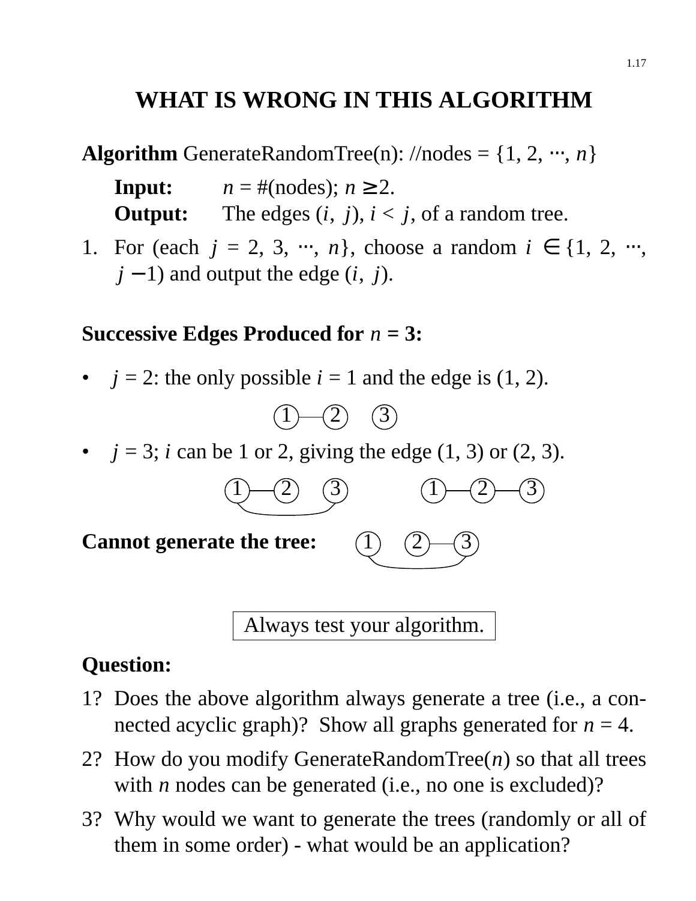# WHAT IS WRONG IN THIS ALGORITHM

**Algorithm** GenerateRandomTree(n): //nodes = {1, 2, ⋯, $n$}

**Input:** $n$ = #(nodes); $n \geq 2$.
**Output:** The edges $(i, j)$, $i < j$, of a random tree.

1. For (each $j = 2, 3, \cdots, n$}, choose a random $i \in \{1, 2, \cdots, j - 1)$ and output the edge $(i, j)$.

**Successive Edges Produced for $n$ = 3:**

- $j = 2$: the only possible $i = 1$ and the edge is (1, 2).

  (1)—(2)  (3)

- $j = 3$; $i$ can be 1 or 2, giving the edge (1, 3) or (2, 3).

  (1)—(2)  (3) with edge 1–3;  (1)—(2)—(3)

**Cannot generate the tree:** (1)  (2)—(3) with edge 1–3

> Always test your algorithm.

**Question:**

1? Does the above algorithm always generate a tree (i.e., a connected acyclic graph)? Show all graphs generated for $n$ = 4.

2? How do you modify GenerateRandomTree($n$) so that all trees with $n$ nodes can be generated (i.e., no one is excluded)?

3? Why would we want to generate the trees (randomly or all of them in some order) - what would be an application?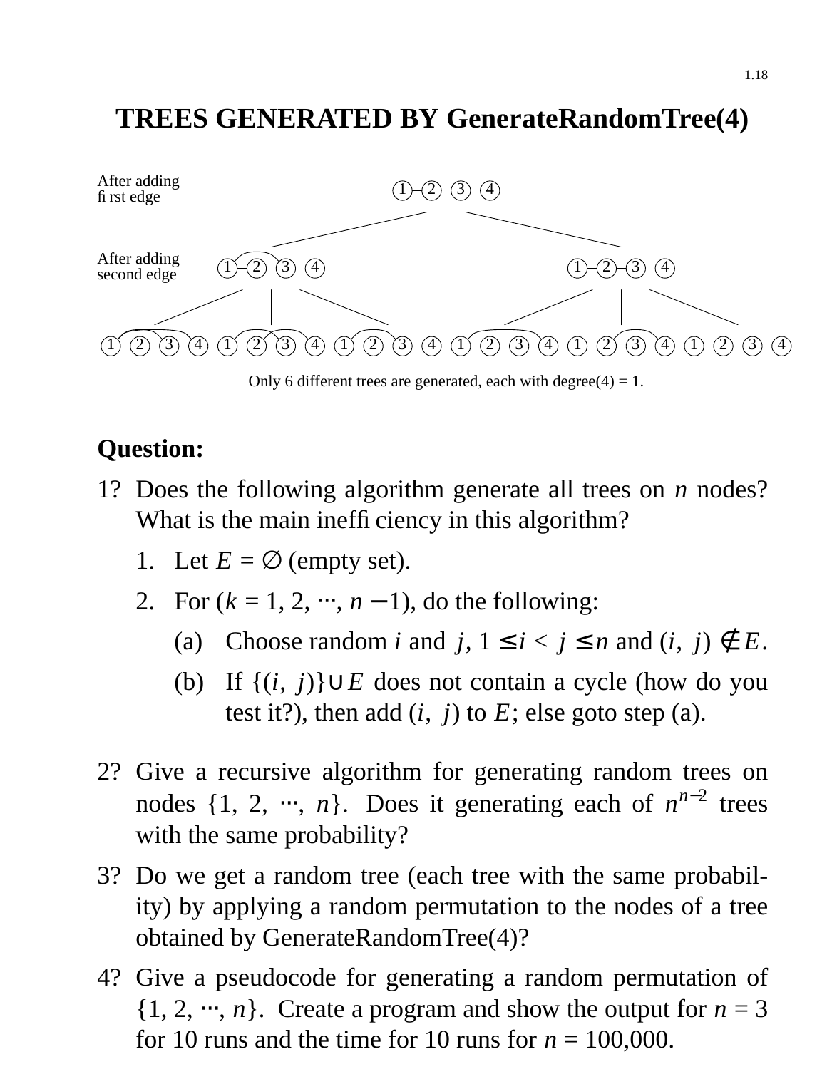# TREES GENERATED BY GenerateRandomTree(4)

After adding first edge

After adding second edge

Only 6 different trees are generated, each with degree(4) = 1.

**Question:**

1? Does the following algorithm generate all trees on $n$ nodes? What is the main inefficiency in this algorithm?

1. Let $E = \emptyset$ (empty set).
2. For ($k = 1, 2, \cdots, n-1$), do the following:
   - (a) Choose random $i$ and $j$, $1 \le i < j \le n$ and $(i, j) \notin E$.
   - (b) If $\{(i, j)\} \cup E$ does not contain a cycle (how do you test it?), then add $(i, j)$ to $E$; else goto step (a).

2? Give a recursive algorithm for generating random trees on nodes $\{1, 2, \cdots, n\}$. Does it generating each of $n^{n-2}$ trees with the same probability?

3? Do we get a random tree (each tree with the same probability) by applying a random permutation to the nodes of a tree obtained by GenerateRandomTree(4)?

4? Give a pseudocode for generating a random permutation of $\{1, 2, \cdots, n\}$. Create a program and show the output for $n = 3$ for 10 runs and the time for 10 runs for $n = 100{,}000$.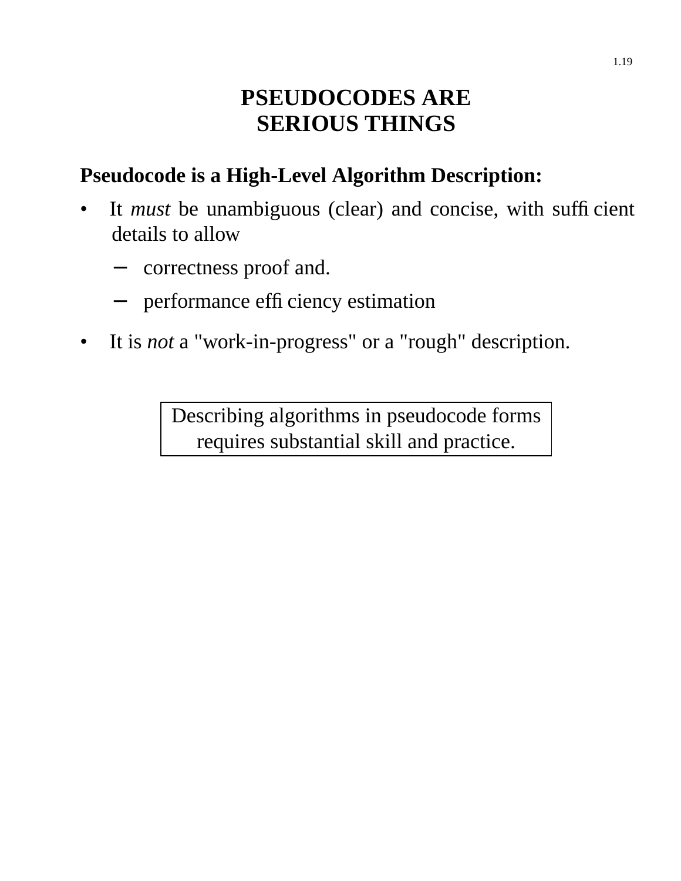# PSEUDOCODES ARE SERIOUS THINGS

**Pseudocode is a High-Level Algorithm Description:**

- It *must* be unambiguous (clear) and concise, with sufficient details to allow
  - correctness proof and.
  - performance efficiency estimation
- It is *not* a "work-in-progress" or a "rough" description.

> Describing algorithms in pseudocode forms requires substantial skill and practice.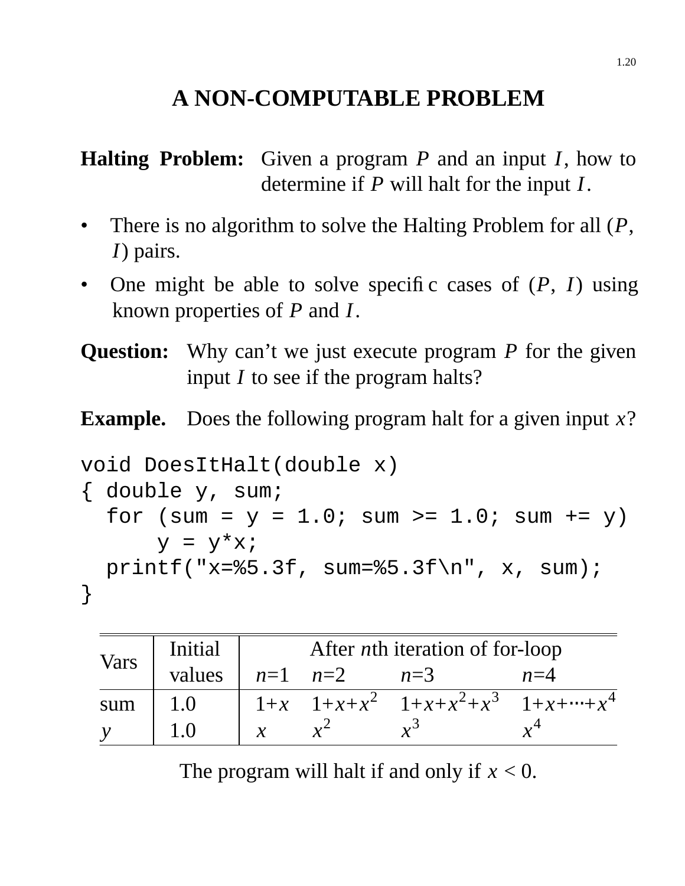# A NON-COMPUTABLE PROBLEM

**Halting Problem:** Given a program $P$ and an input $I$, how to determine if $P$ will halt for the input $I$.

- There is no algorithm to solve the Halting Problem for all ($P$, $I$) pairs.
- One might be able to solve specific cases of ($P$, $I$) using known properties of $P$ and $I$.

**Question:** Why can't we just execute program $P$ for the given input $I$ to see if the program halts?

**Example.** Does the following program halt for a given input $x$?

```
void DoesItHalt(double x)
{ double y, sum;
  for (sum = y = 1.0; sum >= 1.0; sum += y)
      y = y*x;
  printf("x=%5.3f, sum=%5.3f\n", x, sum);
}
```

| Vars | Initial values | After $n$th iteration of for-loop | | | |
|---|---|---|---|---|---|
| | | $n$=1 | $n$=2 | $n$=3 | $n$=4 |
| sum | 1.0 | $1+x$ | $1+x+x^2$ | $1+x+x^2+x^3$ | $1+x+\cdots+x^4$ |
| $y$ | 1.0 | $x$ | $x^2$ | $x^3$ | $x^4$ |

The program will halt if and only if $x < 0$.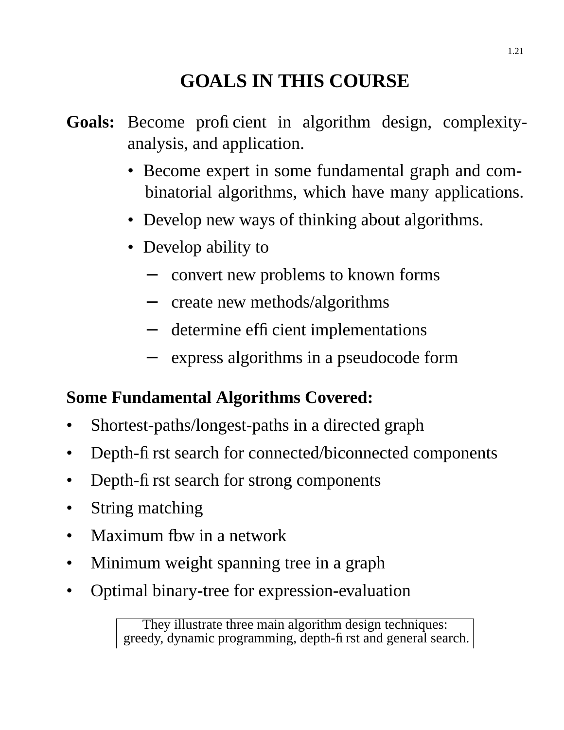# GOALS IN THIS COURSE

**Goals:** Become proficient in algorithm design, complexity-analysis, and application.

- Become expert in some fundamental graph and combinatorial algorithms, which have many applications.
- Develop new ways of thinking about algorithms.
- Develop ability to
  - convert new problems to known forms
  - create new methods/algorithms
  - determine efficient implementations
  - express algorithms in a pseudocode form

**Some Fundamental Algorithms Covered:**

- Shortest-paths/longest-paths in a directed graph
- Depth-first search for connected/biconnected components
- Depth-first search for strong components
- String matching
- Maximum flow in a network
- Minimum weight spanning tree in a graph
- Optimal binary-tree for expression-evaluation

They illustrate three main algorithm design techniques: greedy, dynamic programming, depth-first and general search.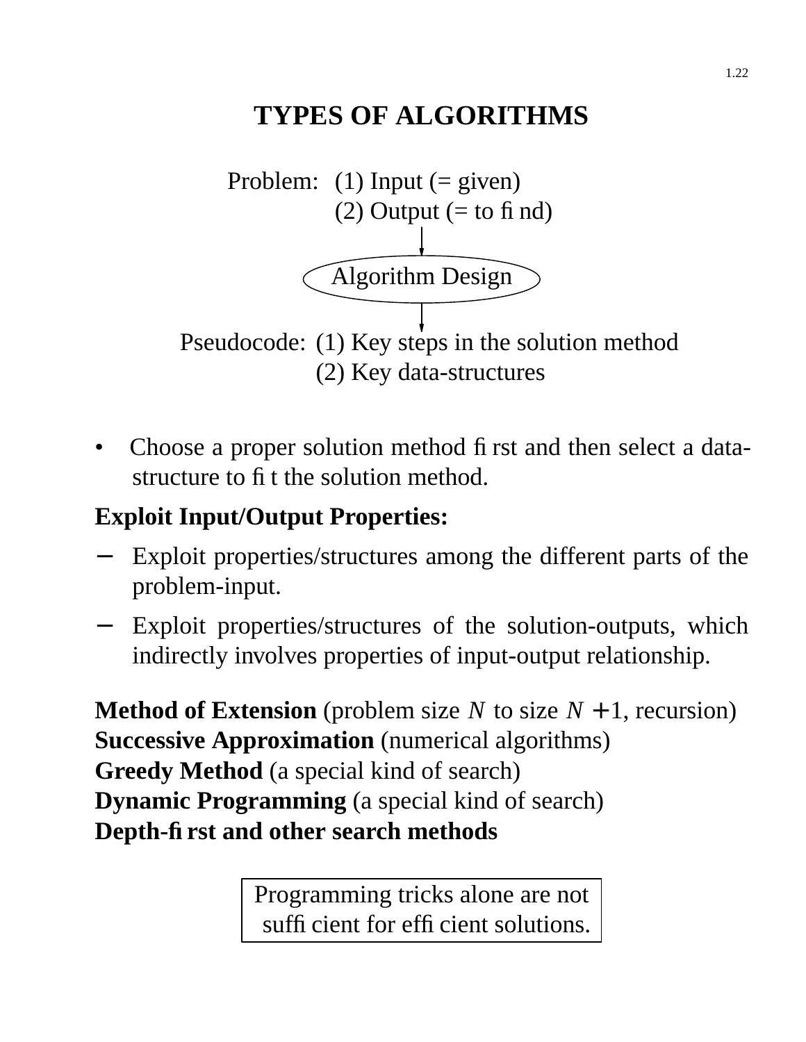# TYPES OF ALGORITHMS

Problem: (1) Input (= given)
(2) Output (= to find)

↓

Algorithm Design

↓

Pseudocode: (1) Key steps in the solution method
(2) Key data-structures

- Choose a proper solution method first and then select a data-structure to fit the solution method.

**Exploit Input/Output Properties:**

− Exploit properties/structures among the different parts of the problem-input.

− Exploit properties/structures of the solution-outputs, which indirectly involves properties of input-output relationship.

**Method of Extension** (problem size $N$ to size $N+1$, recursion)
**Successive Approximation** (numerical algorithms)
**Greedy Method** (a special kind of search)
**Dynamic Programming** (a special kind of search)
**Depth-first and other search methods**

Programming tricks alone are not sufficient for efficient solutions.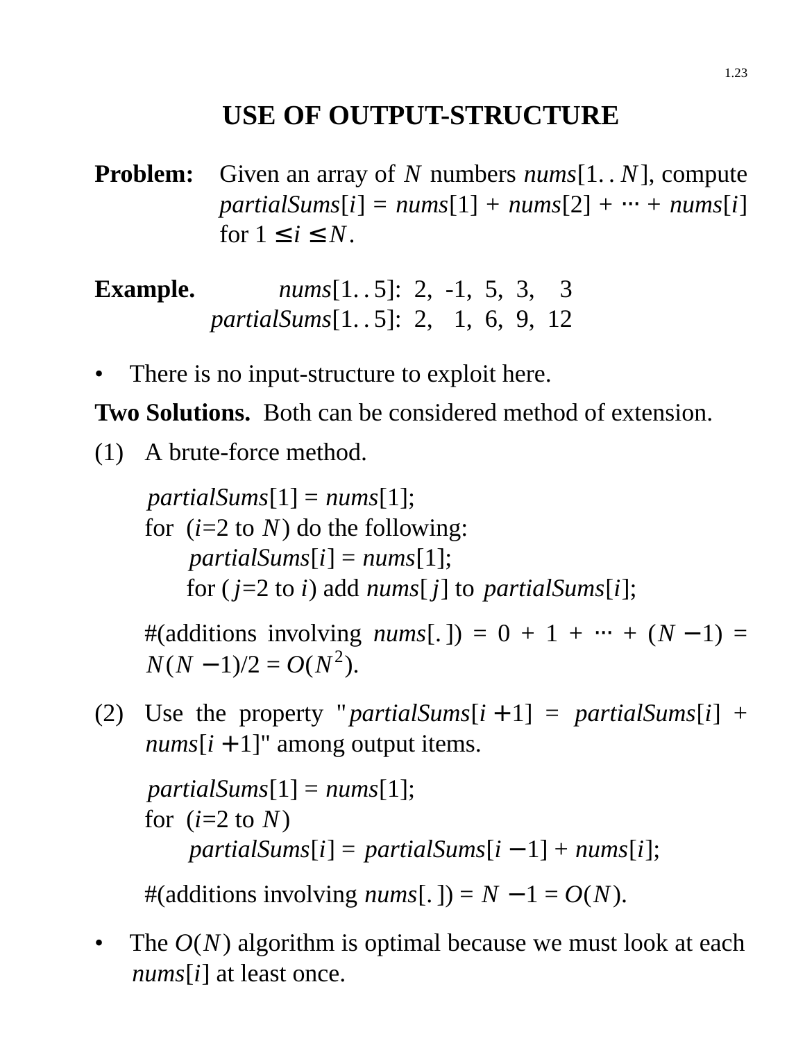# USE OF OUTPUT-STRUCTURE

**Problem:** Given an array of $N$ numbers *nums*$[1..N]$, compute *partialSums*$[i]$ = *nums*$[1]$ + *nums*$[2]$ + $\cdots$ + *nums*$[i]$ for $1 \le i \le N$.

**Example.**

| | |
|---|---|
| *nums*$[1..5]$: | 2, -1, 5, 3, 3 |
| *partialSums*$[1..5]$: | 2, 1, 6, 9, 12 |

- There is no input-structure to exploit here.

**Two Solutions.** Both can be considered method of extension.

(1) A brute-force method.

```
partialSums[1] = nums[1];
for (i=2 to N) do the following:
    partialSums[i] = nums[1];
    for (j=2 to i) add nums[j] to partialSums[i];
```

#(additions involving *nums*$[.]$) = $0 + 1 + \cdots + (N-1) = N(N-1)/2 = O(N^2)$.

(2) Use the property "*partialSums*$[i+1]$ = *partialSums*$[i]$ + *nums*$[i+1]$" among output items.

```
partialSums[1] = nums[1];
for (i=2 to N)
    partialSums[i] = partialSums[i-1] + nums[i];
```

#(additions involving *nums*$[.]$) = $N - 1 = O(N)$.

- The $O(N)$ algorithm is optimal because we must look at each *nums*$[i]$ at least once.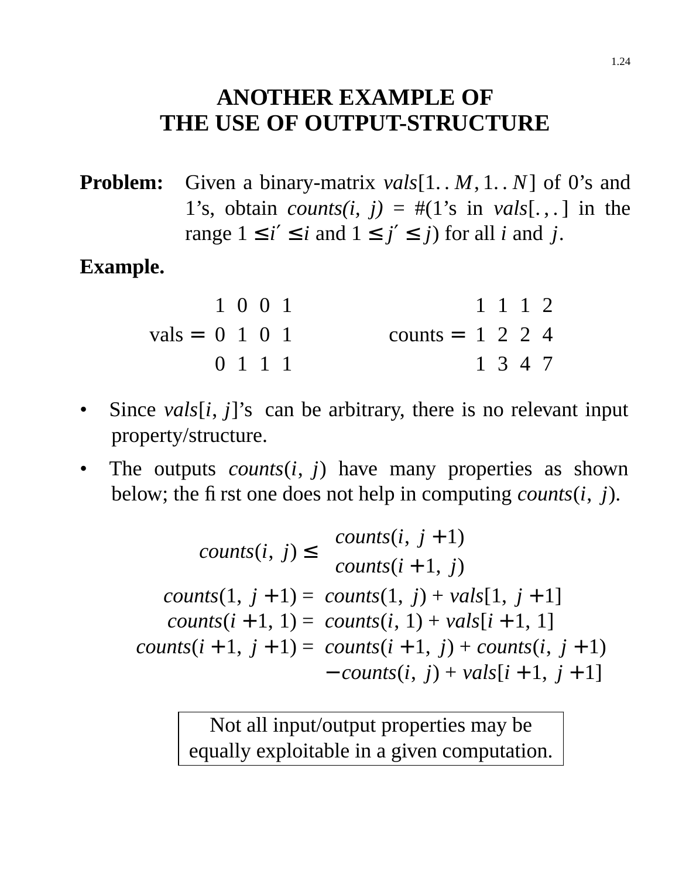# ANOTHER EXAMPLE OF THE USE OF OUTPUT-STRUCTURE

**Problem:** Given a binary-matrix $vals[1..M, 1..N]$ of 0's and 1's, obtain *counts(i, j)* = #(1's in $vals[.,.]$ in the range $1 \le i' \le i$ and $1 \le j' \le j$) for all $i$ and $j$.

**Example.**

$$\text{vals} = \begin{matrix} 1 & 0 & 0 & 1 \\ 0 & 1 & 0 & 1 \\ 0 & 1 & 1 & 1 \end{matrix} \qquad \text{counts} = \begin{matrix} 1 & 1 & 1 & 2 \\ 1 & 2 & 2 & 4 \\ 1 & 3 & 4 & 7 \end{matrix}$$

- Since $vals[i, j]$'s can be arbitrary, there is no relevant input property/structure.
- The outputs $counts(i, j)$ have many properties as shown below; the first one does not help in computing $counts(i, j)$.

$$counts(i, j) \le \begin{cases} counts(i, j+1) \\ counts(i+1, j) \end{cases}$$

$$counts(1, j+1) = counts(1, j) + vals[1, j+1]$$

$$counts(i+1, 1) = counts(i, 1) + vals[i+1, 1]$$

$$counts(i+1, j+1) = counts(i+1, j) + counts(i, j+1) - counts(i, j) + vals[i+1, j+1]$$

> Not all input/output properties may be equally exploitable in a given computation.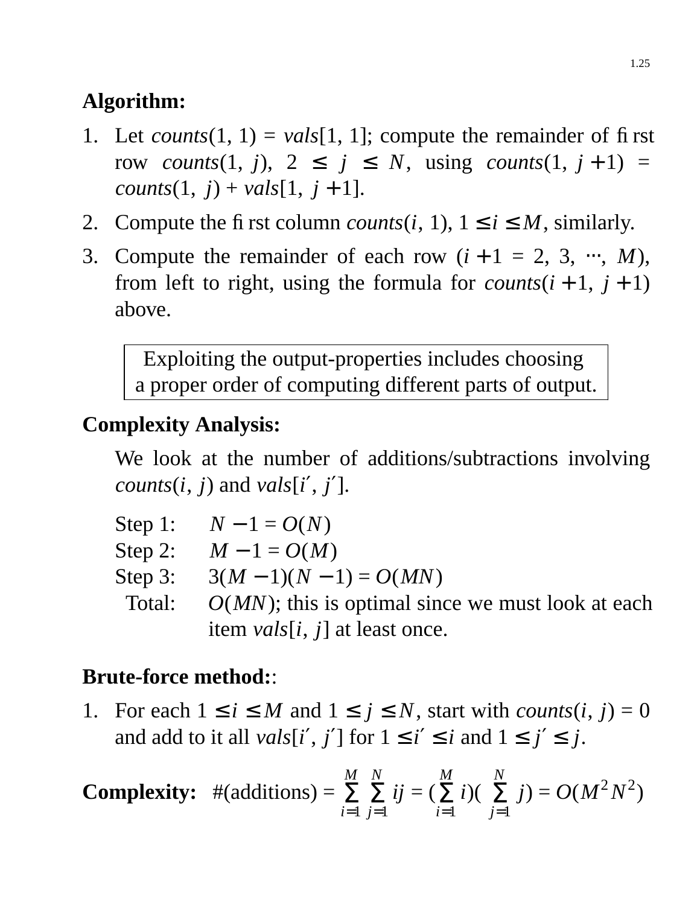**Algorithm:**

1. Let *counts*$(1, 1)$ = *vals*$[1, 1]$; compute the remainder of first row *counts*$(1, j)$, $2 \le j \le N$, using *counts*$(1, j+1)$ = *counts*$(1, j)$ + *vals*$[1, j+1]$.
2. Compute the first column *counts*$(i, 1)$, $1 \le i \le M$, similarly.
3. Compute the remainder of each row ($i+1 = 2, 3, \cdots, M$), from left to right, using the formula for *counts*$(i+1, j+1)$ above.

> Exploiting the output-properties includes choosing a proper order of computing different parts of output.

**Complexity Analysis:**

We look at the number of additions/subtractions involving *counts*$(i, j)$ and *vals*$[i', j']$.

Step 1: $N - 1 = O(N)$
Step 2: $M - 1 = O(M)$
Step 3: $3(M-1)(N-1) = O(MN)$
Total: $O(MN)$; this is optimal since we must look at each item *vals*$[i, j]$ at least once.

**Brute-force method:**:

1. For each $1 \le i \le M$ and $1 \le j \le N$, start with *counts*$(i, j) = 0$ and add to it all *vals*$[i', j']$ for $1 \le i' \le i$ and $1 \le j' \le j$.

**Complexity:** #(additions) = $\sum_{i=1}^{M} \sum_{j=1}^{N} ij = (\sum_{i=1}^{M} i)(\sum_{j=1}^{N} j) = O(M^2N^2)$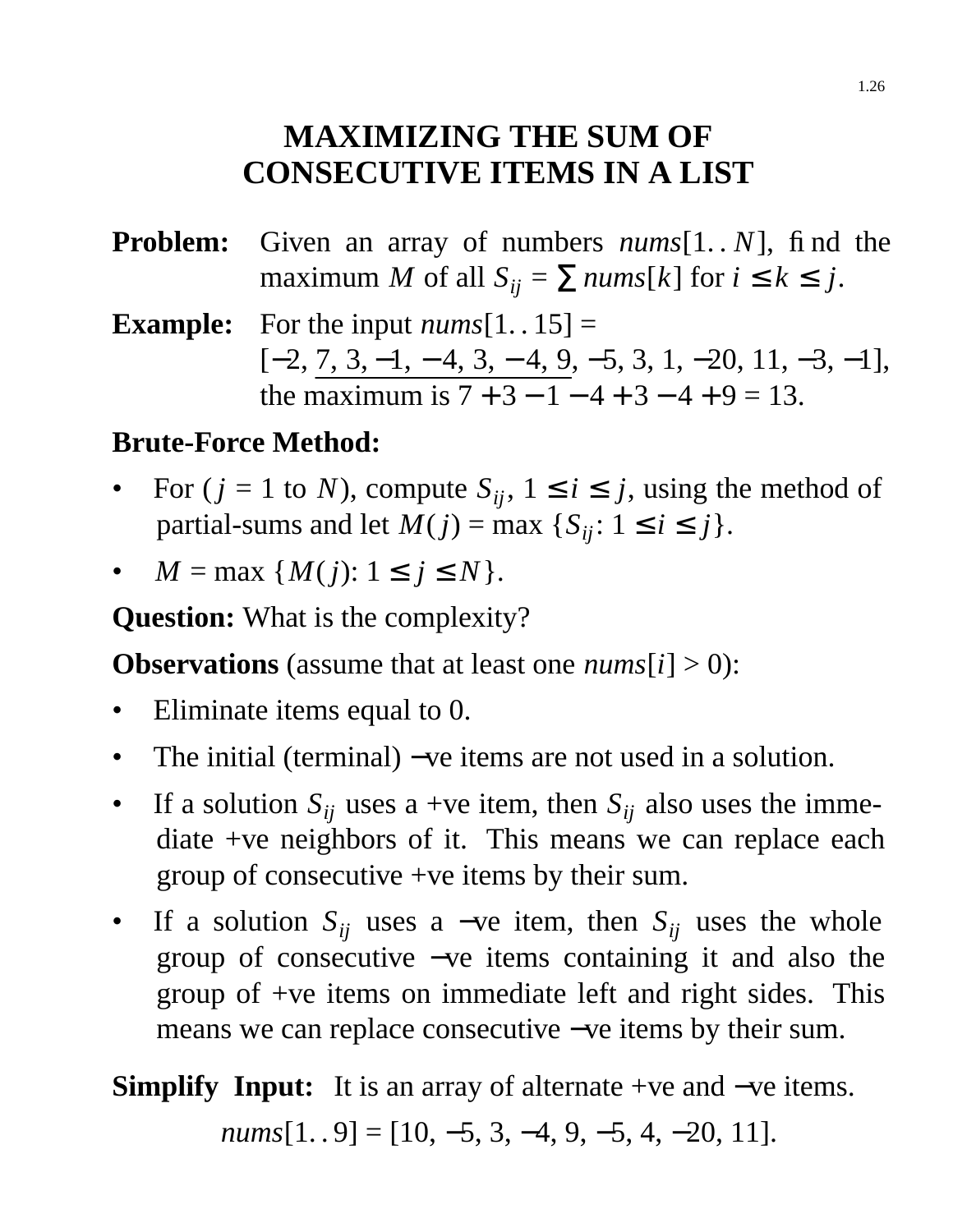# MAXIMIZING THE SUM OF CONSECUTIVE ITEMS IN A LIST

**Problem:** Given an array of numbers $nums[1..N]$, find the maximum $M$ of all $S_{ij} = \sum nums[k]$ for $i \le k \le j$.

**Example:** For the input $nums[1..15] =$
$[-2, \underline{7, 3, -1, -4, 3, -4, 9}, -5, 3, 1, -20, 11, -3, -1]$,
the maximum is $7 + 3 - 1 - 4 + 3 - 4 + 9 = 13$.

**Brute-Force Method:**

- For ($j = 1$ to $N$), compute $S_{ij}$, $1 \le i \le j$, using the method of partial-sums and let $M(j) = \max\{S_{ij}: 1 \le i \le j\}$.
- $M = \max\{M(j): 1 \le j \le N\}$.

**Question:** What is the complexity?

**Observations** (assume that at least one $nums[i] > 0$):

- Eliminate items equal to 0.
- The initial (terminal) −ve items are not used in a solution.
- If a solution $S_{ij}$ uses a +ve item, then $S_{ij}$ also uses the immediate +ve neighbors of it. This means we can replace each group of consecutive +ve items by their sum.
- If a solution $S_{ij}$ uses a −ve item, then $S_{ij}$ uses the whole group of consecutive −ve items containing it and also the group of +ve items on immediate left and right sides. This means we can replace consecutive −ve items by their sum.

**Simplify Input:** It is an array of alternate +ve and −ve items.

$nums[1..9] = [10, -5, 3, -4, 9, -5, 4, -20, 11]$.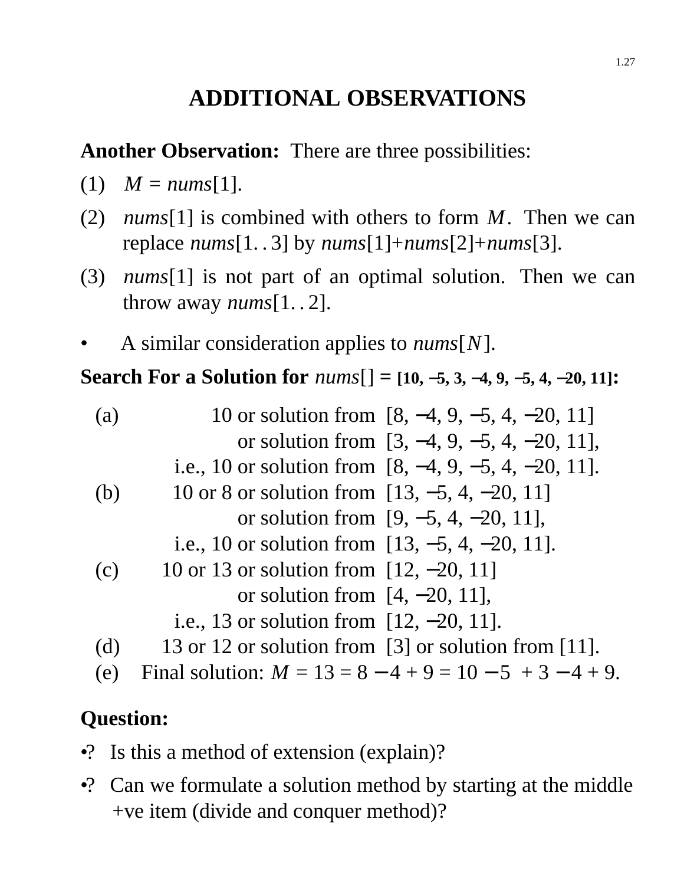# ADDITIONAL OBSERVATIONS

**Another Observation:** There are three possibilities:

(1) $M$ = *nums*[1].

(2) *nums*[1] is combined with others to form $M$. Then we can replace *nums*[1..3] by *nums*[1]+*nums*[2]+*nums*[3].

(3) *nums*[1] is not part of an optimal solution. Then we can throw away *nums*[1..2].

- A similar consideration applies to *nums*[$N$].

**Search For a Solution for *nums*[] = [10, −5, 3, −4, 9, −5, 4, −20, 11]:**

(a) 10 or solution from [8, −4, 9, −5, 4, −20, 11]
or solution from [3, −4, 9, −5, 4, −20, 11],
i.e., 10 or solution from [8, −4, 9, −5, 4, −20, 11].

(b) 10 or 8 or solution from [13, −5, 4, −20, 11]
or solution from [9, −5, 4, −20, 11],
i.e., 10 or solution from [13, −5, 4, −20, 11].

(c) 10 or 13 or solution from [12, −20, 11]
or solution from [4, −20, 11],
i.e., 13 or solution from [12, −20, 11].

(d) 13 or 12 or solution from [3] or solution from [11].

(e) Final solution: $M = 13 = 8 - 4 + 9 = 10 - 5 + 3 - 4 + 9$.

**Question:**

- ? Is this a method of extension (explain)?
- ? Can we formulate a solution method by starting at the middle +ve item (divide and conquer method)?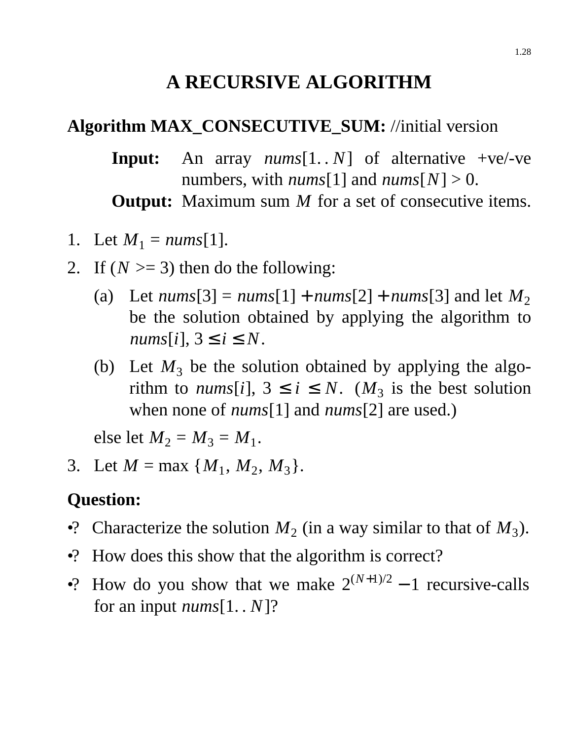# A RECURSIVE ALGORITHM

**Algorithm MAX_CONSECUTIVE_SUM:** //initial version

**Input:** An array *nums*$[1..N]$ of alternative +ve/-ve numbers, with *nums*$[1]$ and *nums*$[N] > 0$.

**Output:** Maximum sum $M$ for a set of consecutive items.

1. Let $M_1$ = *nums*$[1]$.
2. If ($N >= 3$) then do the following:
   (a) Let *nums*$[3]$ = *nums*$[1] +$ *nums*$[2] +$ *nums*$[3]$ and let $M_2$ be the solution obtained by applying the algorithm to *nums*$[i]$, $3 \le i \le N$.
   (b) Let $M_3$ be the solution obtained by applying the algorithm to *nums*$[i]$, $3 \le i \le N$. ($M_3$ is the best solution when none of *nums*$[1]$ and *nums*$[2]$ are used.)

   else let $M_2 = M_3 = M_1$.
3. Let $M = \max\{M_1, M_2, M_3\}$.

**Question:**

- ? Characterize the solution $M_2$ (in a way similar to that of $M_3$).
- ? How does this show that the algorithm is correct?
- ? How do you show that we make $2^{(N+1)/2} - 1$ recursive-calls for an input *nums*$[1..N]$?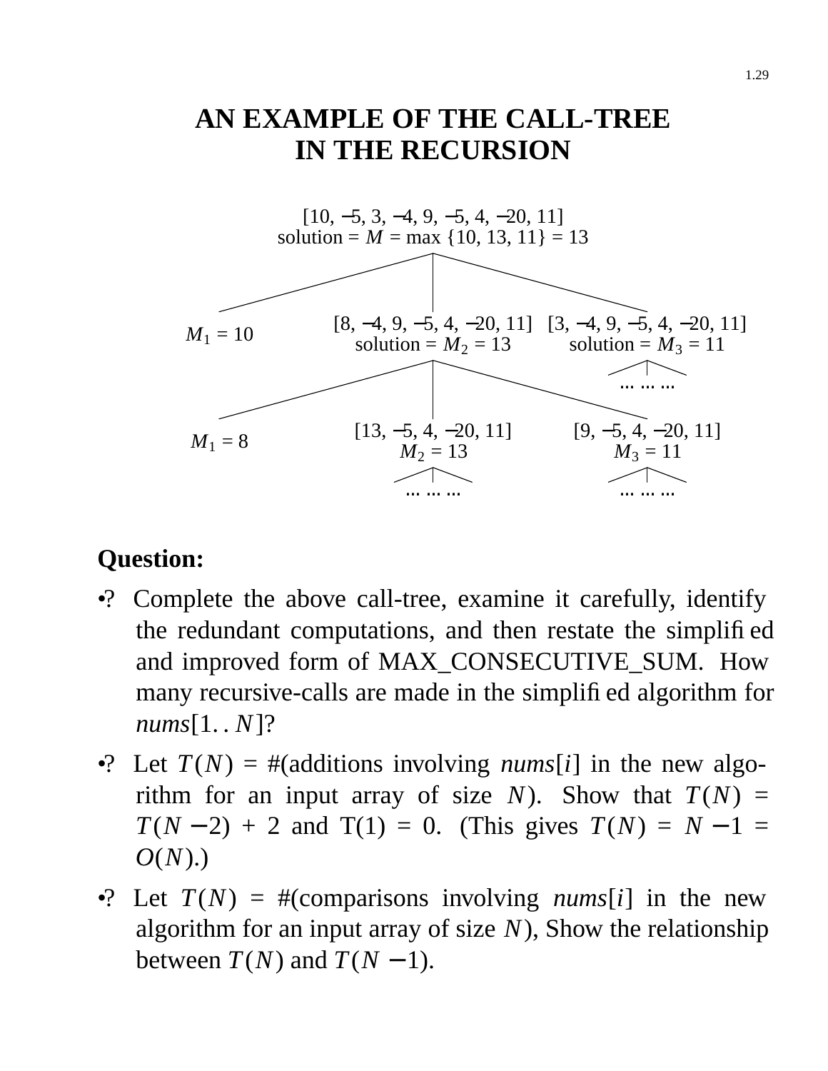# AN EXAMPLE OF THE CALL-TREE IN THE RECURSION

[10, −5, 3, −4, 9, −5, 4, −20, 11]
solution = $M$ = max {10, 13, 11} = 13

- $M_1 = 10$
- [8, −4, 9, −5, 4, −20, 11]
  solution = $M_2 = 13$
  - $M_1 = 8$
  - [13, −5, 4, −20, 11]
    $M_2 = 13$
    - ... ... ...
  - [9, −5, 4, −20, 11]
    $M_3 = 11$
    - ... ... ...
- [3, −4, 9, −5, 4, −20, 11]
  solution = $M_3 = 11$
  - ... ... ...

**Question:**

- ? Complete the above call-tree, examine it carefully, identify the redundant computations, and then restate the simplified and improved form of MAX_CONSECUTIVE_SUM. How many recursive-calls are made in the simplified algorithm for *nums*$[1..N]$?
- ? Let $T(N)$ = #(additions involving *nums*$[i]$ in the new algorithm for an input array of size $N$). Show that $T(N) = T(N-2) + 2$ and T(1) = 0. (This gives $T(N) = N-1 = O(N)$.)
- ? Let $T(N)$ = #(comparisons involving *nums*$[i]$ in the new algorithm for an input array of size $N$), Show the relationship between $T(N)$ and $T(N-1)$.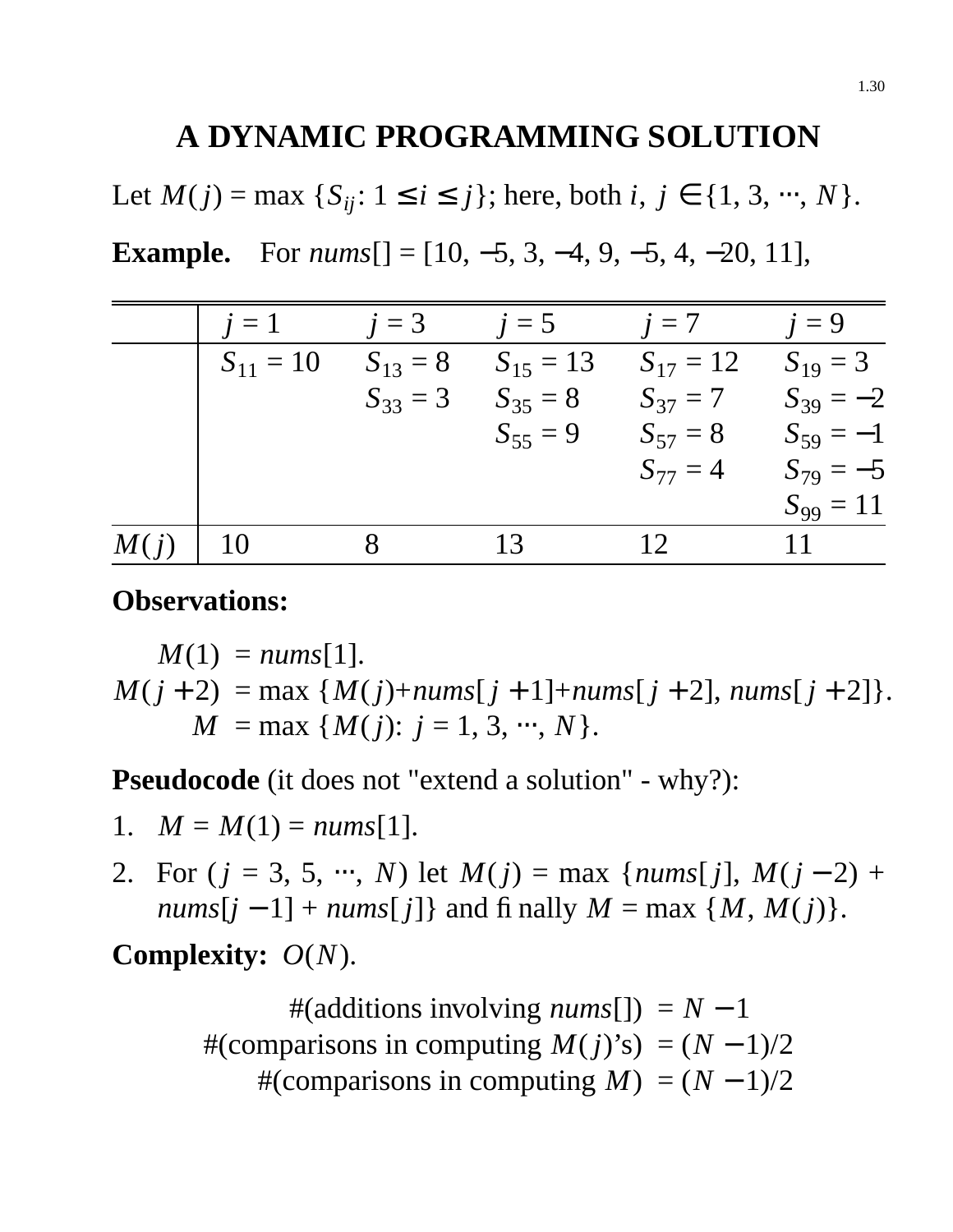# A DYNAMIC PROGRAMMING SOLUTION

Let $M(j) = \max \{S_{ij}: 1 \le i \le j\}$; here, both $i, j \in \{1, 3, \cdots, N\}$.

**Example.** For *nums*[] = [10, −5, 3, −4, 9, −5, 4, −20, 11],

| | $j = 1$ | $j = 3$ | $j = 5$ | $j = 7$ | $j = 9$ |
|---|---|---|---|---|---|
| | $S_{11} = 10$ | $S_{13} = 8$ | $S_{15} = 13$ | $S_{17} = 12$ | $S_{19} = 3$ |
| | | $S_{33} = 3$ | $S_{35} = 8$ | $S_{37} = 7$ | $S_{39} = -2$ |
| | | | $S_{55} = 9$ | $S_{57} = 8$ | $S_{59} = -1$ |
| | | | | $S_{77} = 4$ | $S_{79} = -5$ |
| | | | | | $S_{99} = 11$ |
| $M(j)$ | 10 | 8 | 13 | 12 | 11 |

**Observations:**

$$
\begin{aligned}
M(1) &= nums[1]. \\
M(j+2) &= \max \{M(j) + nums[j+1] + nums[j+2],\ nums[j+2]\}. \\
M &= \max \{M(j):\ j = 1, 3, \cdots, N\}.
\end{aligned}
$$

**Pseudocode** (it does not "extend a solution" - why?):

1. $M = M(1) = nums[1]$.
2. For ($j = 3, 5, \cdots, N$) let $M(j) = \max \{nums[j],\ M(j-2) + nums[j-1] + nums[j]\}$ and finally $M = \max \{M, M(j)\}$.

**Complexity:** $O(N)$.

$$
\begin{aligned}
\#(\text{additions involving } nums[]) &= N - 1 \\
\#(\text{comparisons in computing } M(j)\text{'s}) &= (N-1)/2 \\
\#(\text{comparisons in computing } M) &= (N-1)/2
\end{aligned}
$$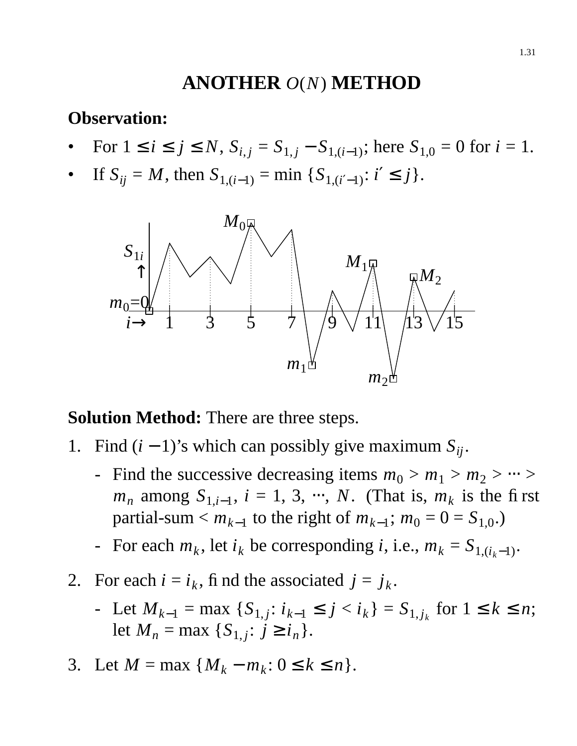# ANOTHER $O(N)$ METHOD

**Observation:**

- For $1 \le i \le j \le N$, $S_{i,j} = S_{1,j} - S_{1,(i-1)}$; here $S_{1,0} = 0$ for $i = 1$.
- If $S_{ij} = M$, then $S_{1,(i-1)} = \min \{S_{1,(i'-1)}: i' \le j\}$.

**Solution Method:** There are three steps.

1. Find $(i-1)$'s which can possibly give maximum $S_{ij}$.
   - Find the successive decreasing items $m_0 > m_1 > m_2 > \cdots > m_n$ among $S_{1,i-1}$, $i = 1, 3, \cdots, N$. (That is, $m_k$ is the first partial-sum $< m_{k-1}$ to the right of $m_{k-1}$; $m_0 = 0 = S_{1,0}$.)
   - For each $m_k$, let $i_k$ be corresponding $i$, i.e., $m_k = S_{1,(i_k-1)}$.
2. For each $i = i_k$, find the associated $j = j_k$.
   - Let $M_{k-1} = \max \{S_{1,j}: i_{k-1} \le j < i_k\} = S_{1,j_k}$ for $1 \le k \le n$; let $M_n = \max \{S_{1,j}: j \ge i_n\}$.
3. Let $M = \max \{M_k - m_k: 0 \le k \le n\}$.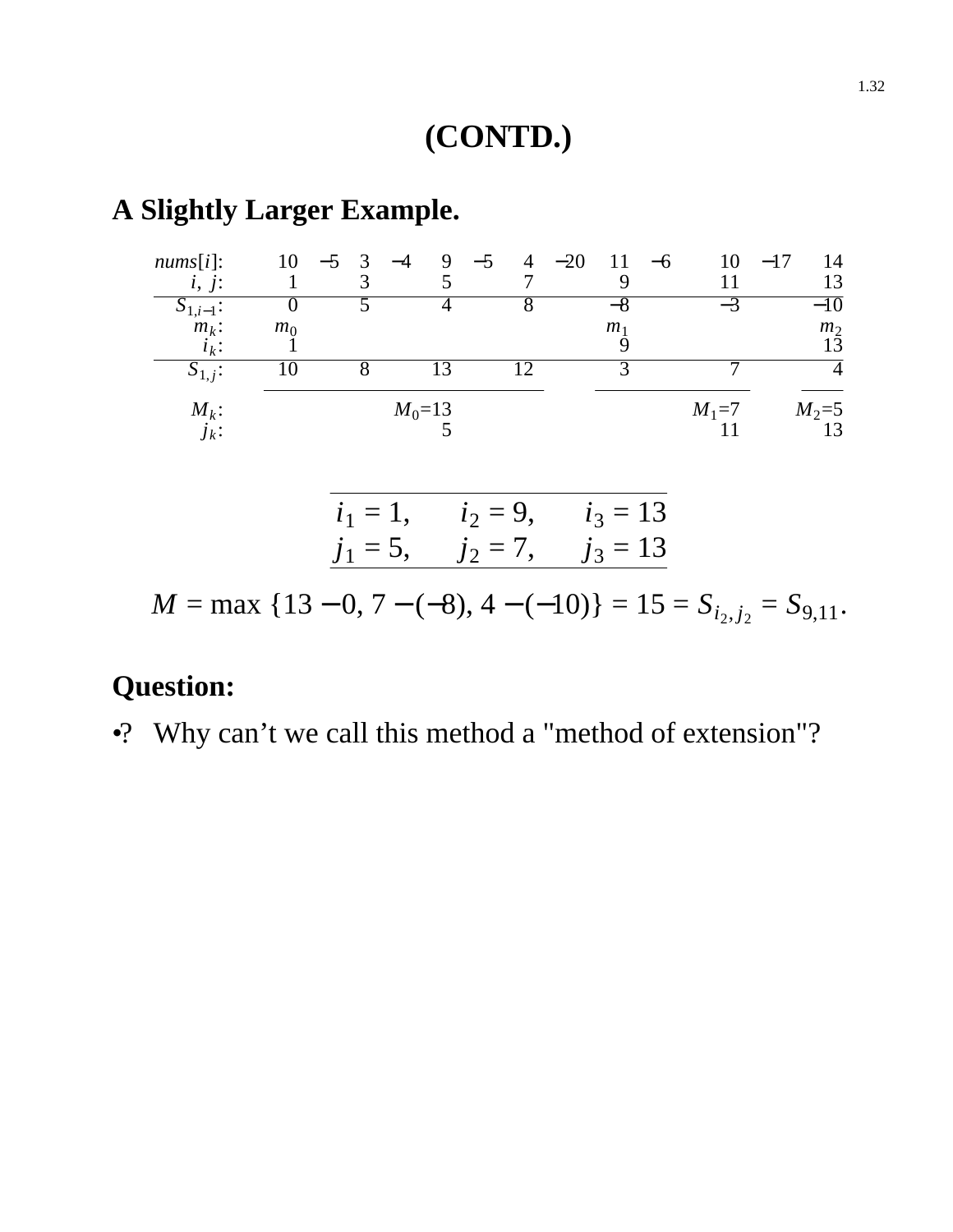# (CONTD.)

## A Slightly Larger Example.

| $nums[i]$: | 10 | −5 | 3 | −4 | 9 | −5 | 4 | −20 | 11 | −6 | 10 | −17 | 14 |
|---|---|---|---|---|---|---|---|---|---|---|---|---|---|
| $i,\ j$: | 1 | | 3 | | 5 | | 7 | | 9 | | 11 | | 13 |
| $S_{1,i-1}$: | 0 | | 5 | | 4 | | 8 | | −8 | | −3 | | −10 |
| $m_k$: | $m_0$ | | | | | | | | $m_1$ | | | | $m_2$ |
| $i_k$: | 1 | | | | | | | | 9 | | | | 13 |
| $S_{1,j}$: | 10 | | 8 | | 13 | | 12 | | 3 | | 7 | | 4 |
| $M_k$: | | | | | $M_0$=13 | | | | | | $M_1$=7 | | $M_2$=5 |
| $j_k$: | | | | | 5 | | | | | | 11 | | 13 |

$$i_1 = 1, \quad i_2 = 9, \quad i_3 = 13$$
$$j_1 = 5, \quad j_2 = 7, \quad j_3 = 13$$

$$M = \max\,\{13 - 0,\ 7 - (-8),\ 4 - (-10)\} = 15 = S_{i_2, j_2} = S_{9,11}.$$

## Question:

•? Why can't we call this method a "method of extension"?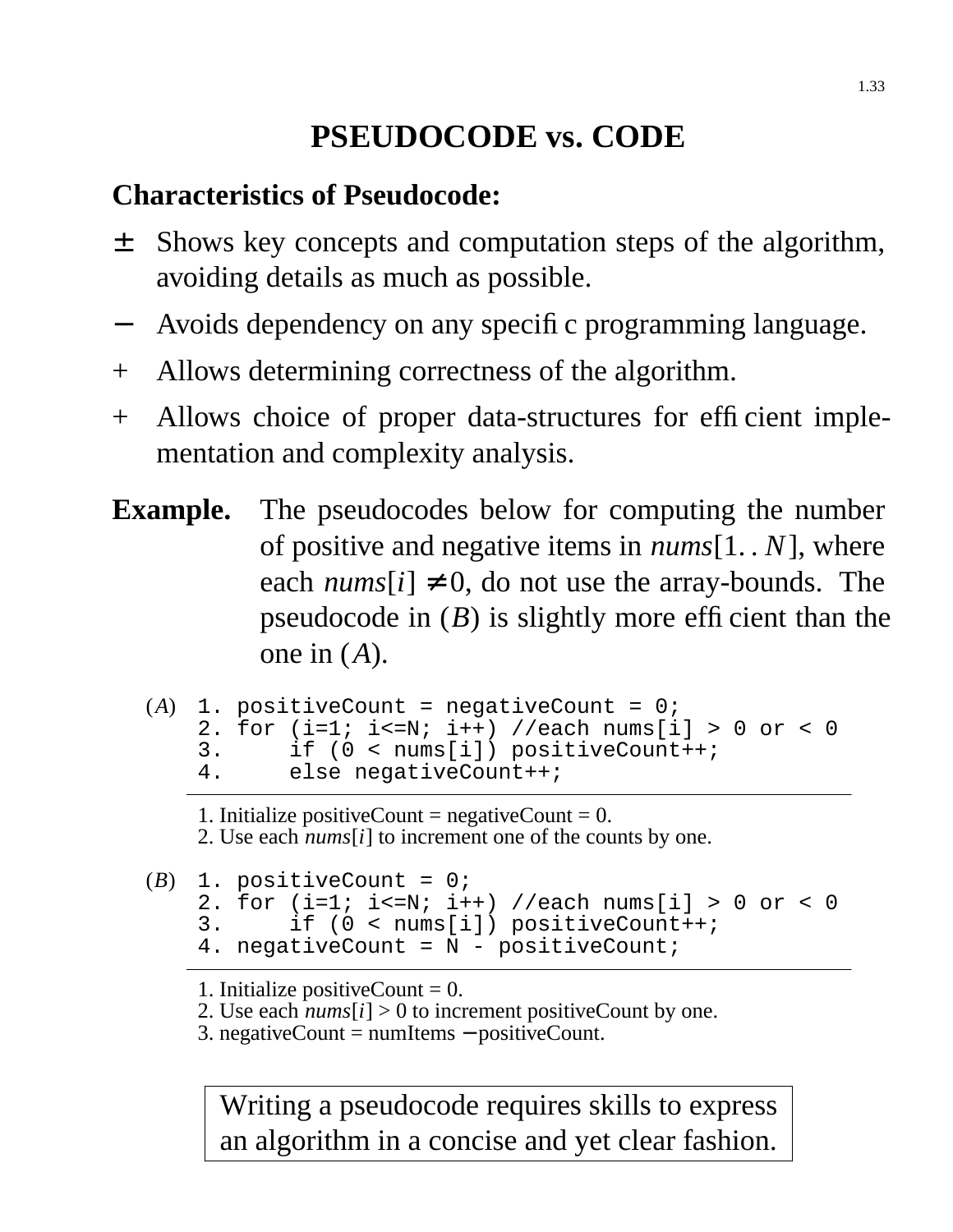# PSEUDOCODE vs. CODE

## Characteristics of Pseudocode:

± Shows key concepts and computation steps of the algorithm, avoiding details as much as possible.

− Avoids dependency on any specific programming language.

\+ Allows determining correctness of the algorithm.

\+ Allows choice of proper data-structures for efficient implementation and complexity analysis.

**Example.** The pseudocodes below for computing the number of positive and negative items in *nums*$[1..N]$, where each *nums*$[i] \neq 0$, do not use the array-bounds. The pseudocode in $(B)$ is slightly more efficient than the one in $(A)$.

$(A)$

```
1. positiveCount = negativeCount = 0;
2. for (i=1; i<=N; i++) //each nums[i] > 0 or < 0
3.     if (0 < nums[i]) positiveCount++;
4.     else negativeCount++;
```

1. Initialize positiveCount = negativeCount = 0.
2. Use each *nums*$[i]$ to increment one of the counts by one.

$(B)$

```
1. positiveCount = 0;
2. for (i=1; i<=N; i++) //each nums[i] > 0 or < 0
3.     if (0 < nums[i]) positiveCount++;
4. negativeCount = N - positiveCount;
```

1. Initialize positiveCount = 0.
2. Use each *nums*$[i] > 0$ to increment positiveCount by one.
3. negativeCount = numItems − positiveCount.

Writing a pseudocode requires skills to express an algorithm in a concise and yet clear fashion.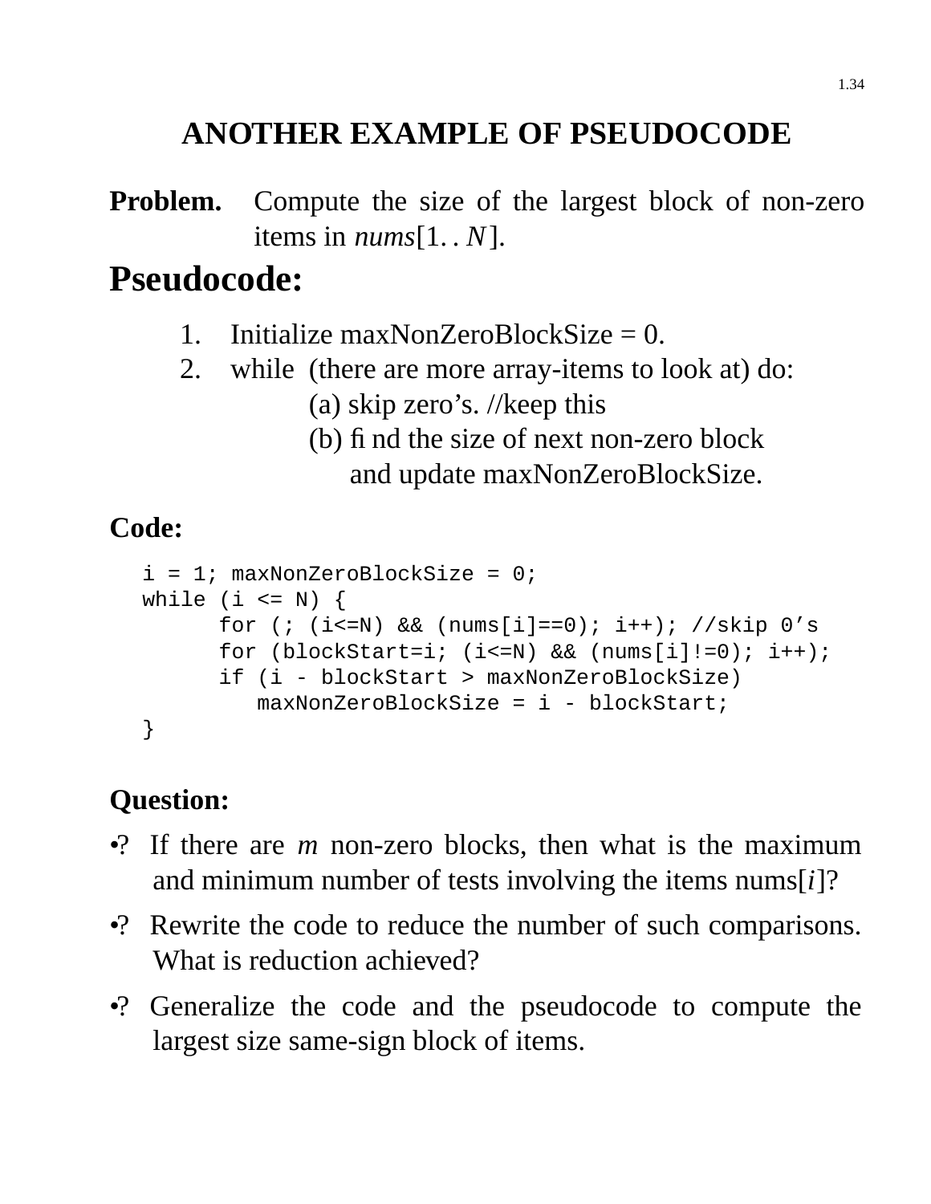# ANOTHER EXAMPLE OF PSEUDOCODE

**Problem.** Compute the size of the largest block of non-zero items in *nums*[1. . $N$].

## Pseudocode:

1. Initialize maxNonZeroBlockSize = 0.
2. while (there are more array-items to look at) do:
   (a) skip zero's. //keep this
   (b) find the size of next non-zero block and update maxNonZeroBlockSize.

**Code:**

```
i = 1; maxNonZeroBlockSize = 0;
while (i <= N) {
      for (; (i<=N) && (nums[i]==0); i++); //skip 0's
      for (blockStart=i; (i<=N) && (nums[i]!=0); i++);
      if (i - blockStart > maxNonZeroBlockSize)
         maxNonZeroBlockSize = i - blockStart;
}
```

**Question:**

- ? If there are $m$ non-zero blocks, then what is the maximum and minimum number of tests involving the items nums[$i$]?
- ? Rewrite the code to reduce the number of such comparisons. What is reduction achieved?
- ? Generalize the code and the pseudocode to compute the largest size same-sign block of items.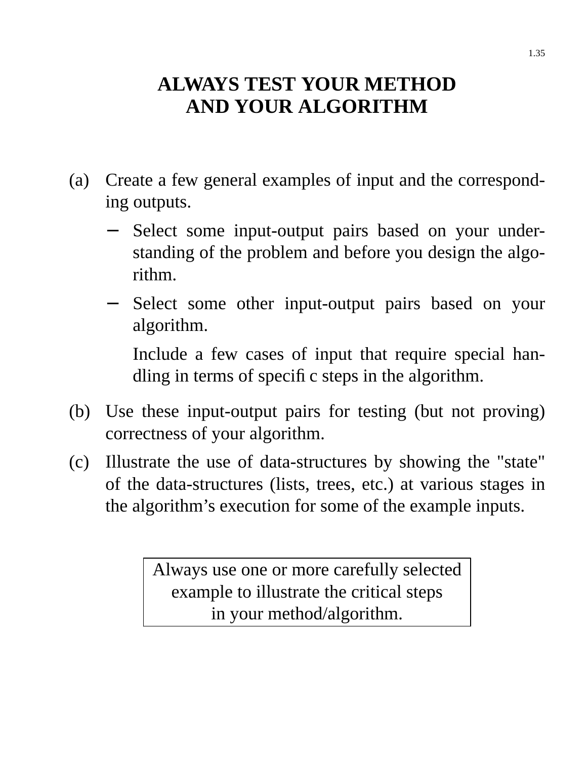# ALWAYS TEST YOUR METHOD AND YOUR ALGORITHM

(a) Create a few general examples of input and the corresponding outputs.

- Select some input-output pairs based on your understanding of the problem and before you design the algorithm.
- Select some other input-output pairs based on your algorithm.

  Include a few cases of input that require special handling in terms of specific steps in the algorithm.

(b) Use these input-output pairs for testing (but not proving) correctness of your algorithm.

(c) Illustrate the use of data-structures by showing the "state" of the data-structures (lists, trees, etc.) at various stages in the algorithm's execution for some of the example inputs.

> Always use one or more carefully selected example to illustrate the critical steps in your method/algorithm.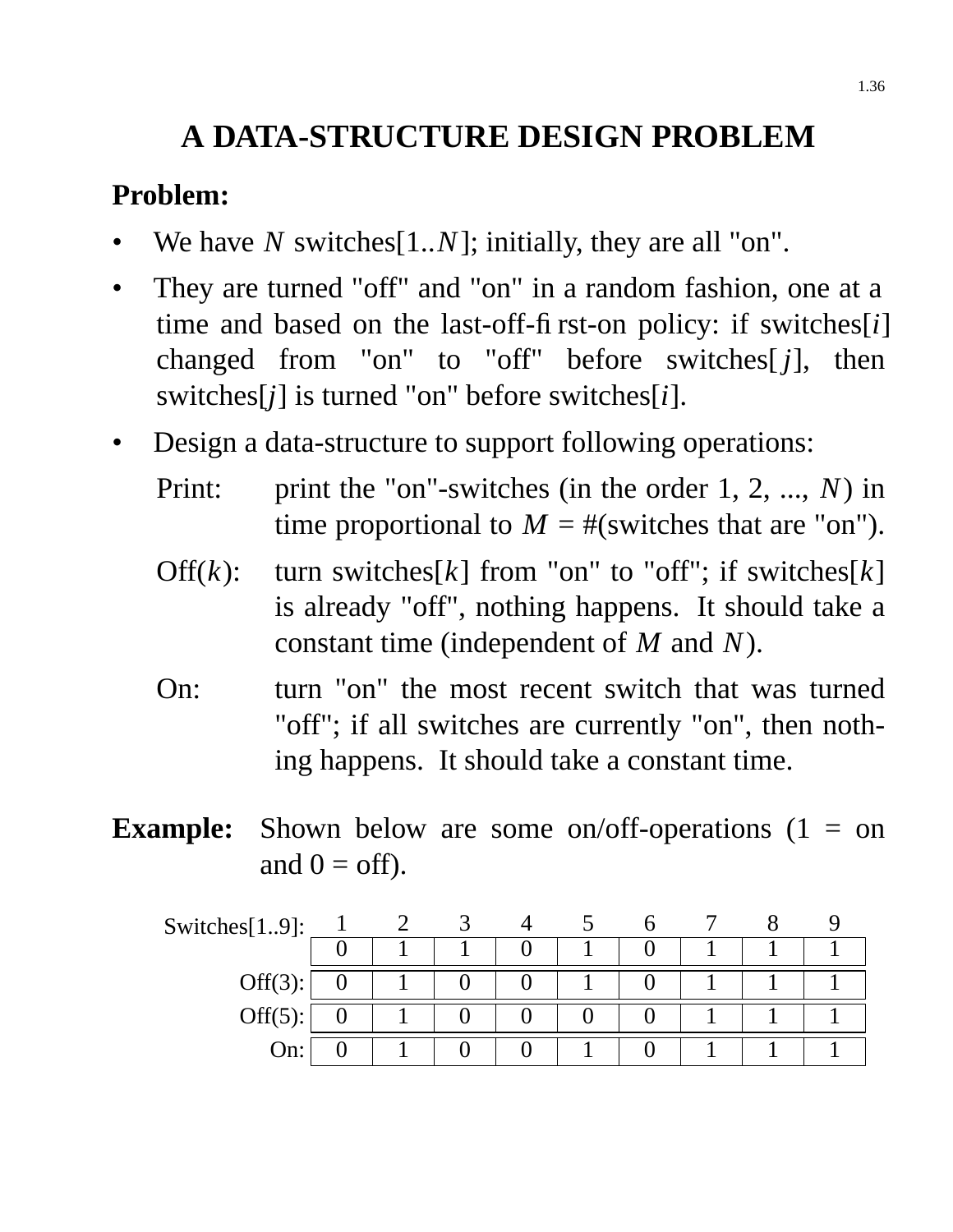# A DATA-STRUCTURE DESIGN PROBLEM

**Problem:**

- We have $N$ switches[1..$N$]; initially, they are all "on".
- They are turned "off" and "on" in a random fashion, one at a time and based on the last-off-first-on policy: if switches[$i$] changed from "on" to "off" before switches[$j$], then switches[$j$] is turned "on" before switches[$i$].
- Design a data-structure to support following operations:

  Print: print the "on"-switches (in the order 1, 2, ..., $N$) in time proportional to $M$ = #(switches that are "on").

  Off($k$): turn switches[$k$] from "on" to "off"; if switches[$k$] is already "off", nothing happens. It should take a constant time (independent of $M$ and $N$).

  On: turn "on" the most recent switch that was turned "off"; if all switches are currently "on", then nothing happens. It should take a constant time.

**Example:** Shown below are some on/off-operations (1 = on and 0 = off).

| Switches[1..9]: | 1 | 2 | 3 | 4 | 5 | 6 | 7 | 8 | 9 |
|---|---|---|---|---|---|---|---|---|---|
| | 0 | 1 | 1 | 0 | 1 | 0 | 1 | 1 | 1 |
| Off(3): | 0 | 1 | 0 | 0 | 1 | 0 | 1 | 1 | 1 |
| Off(5): | 0 | 1 | 0 | 0 | 0 | 0 | 1 | 1 | 1 |
| On: | 0 | 1 | 0 | 0 | 1 | 0 | 1 | 1 | 1 |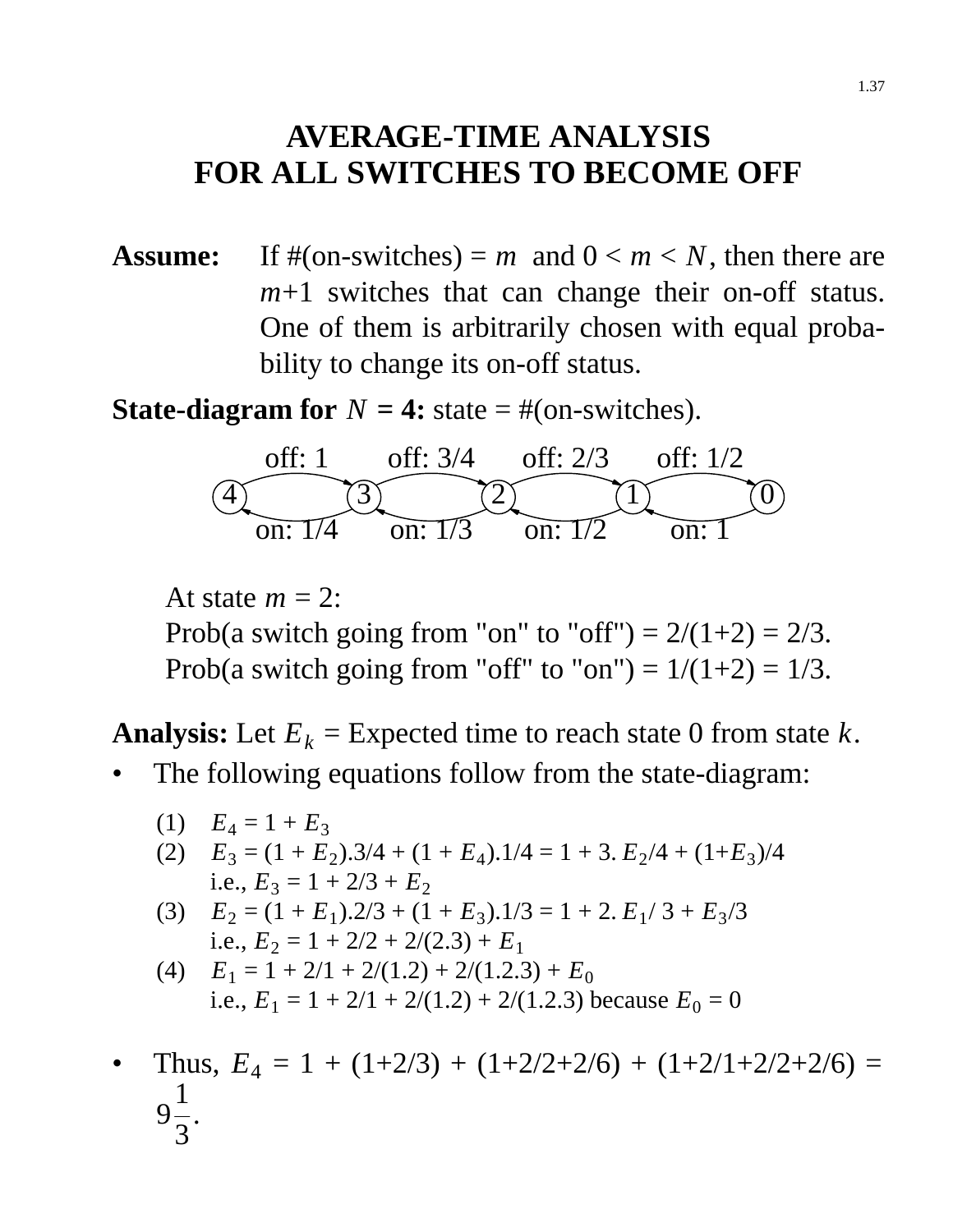# AVERAGE-TIME ANALYSIS FOR ALL SWITCHES TO BECOME OFF

**Assume:** If #(on-switches) = $m$ and $0 < m < N$, then there are $m$+1 switches that can change their on-off status. One of them is arbitrarily chosen with equal probability to change its on-off status.

**State-diagram for $N$ = 4:** state = #(on-switches).

| | off: 1 | | off: 3/4 | | off: 2/3 | | off: 1/2 | |
|---|---|---|---|---|---|---|---|---|
| 4 | | 3 | | 2 | | 1 | | 0 |
| | on: 1/4 | | on: 1/3 | | on: 1/2 | | on: 1 | |

At state $m = 2$:
Prob(a switch going from "on" to "off") = 2/(1+2) = 2/3.
Prob(a switch going from "off" to "on") = 1/(1+2) = 1/3.

**Analysis:** Let $E_k$ = Expected time to reach state 0 from state $k$.

- The following equations follow from the state-diagram:

  (1) $E_4 = 1 + E_3$
  
  (2) $E_3 = (1 + E_2).3/4 + (1 + E_4).1/4 = 1 + 3.\ E_2/4 + (1+E_3)/4$
      i.e., $E_3 = 1 + 2/3 + E_2$
  
  (3) $E_2 = (1 + E_1).2/3 + (1 + E_3).1/3 = 1 + 2.\ E_1/\ 3 + E_3/3$
      i.e., $E_2 = 1 + 2/2 + 2/(2.3) + E_1$
  
  (4) $E_1 = 1 + 2/1 + 2/(1.2) + 2/(1.2.3) + E_0$
      i.e., $E_1 = 1 + 2/1 + 2/(1.2) + 2/(1.2.3)$ because $E_0 = 0$

- Thus, $E_4 = 1 + (1+2/3) + (1+2/2+2/6) + (1+2/1+2/2+2/6) = 9\frac{1}{3}$.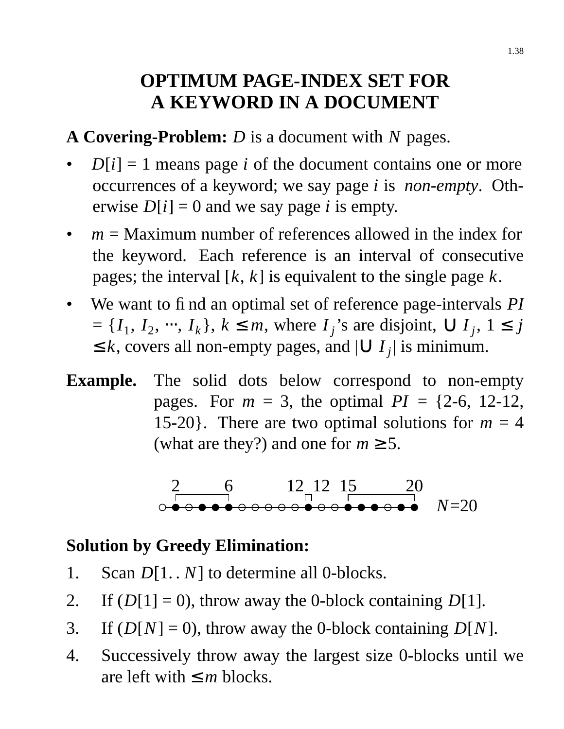# OPTIMUM PAGE-INDEX SET FOR A KEYWORD IN A DOCUMENT

**A Covering-Problem:** $D$ is a document with $N$ pages.

- $D[i] = 1$ means page $i$ of the document contains one or more occurrences of a keyword; we say page $i$ is *non-empty*. Otherwise $D[i] = 0$ and we say page $i$ is empty.
- $m$ = Maximum number of references allowed in the index for the keyword. Each reference is an interval of consecutive pages; the interval $[k, k]$ is equivalent to the single page $k$.
- We want to find an optimal set of reference page-intervals $PI = \{I_1, I_2, \cdots, I_k\}$, $k \leq m$, where $I_j$'s are disjoint, $\cup I_j$, $1 \leq j \leq k$, covers all non-empty pages, and $|\cup I_j|$ is minimum.

**Example.** The solid dots below correspond to non-empty pages. For $m = 3$, the optimal $PI$ = {2-6, 12-12, 15-20}. There are two optimal solutions for $m = 4$ (what are they?) and one for $m \geq 5$.

```
 2     6      12 12 15    20
 [-----]       []  [------]
○●○●●●○○○○○●○○●●●○●●    N=20
```

**Solution by Greedy Elimination:**

1. Scan $D[1..N]$ to determine all 0-blocks.
2. If ($D[1] = 0$), throw away the 0-block containing $D[1]$.
3. If ($D[N] = 0$), throw away the 0-block containing $D[N]$.
4. Successively throw away the largest size 0-blocks until we are left with $\leq m$ blocks.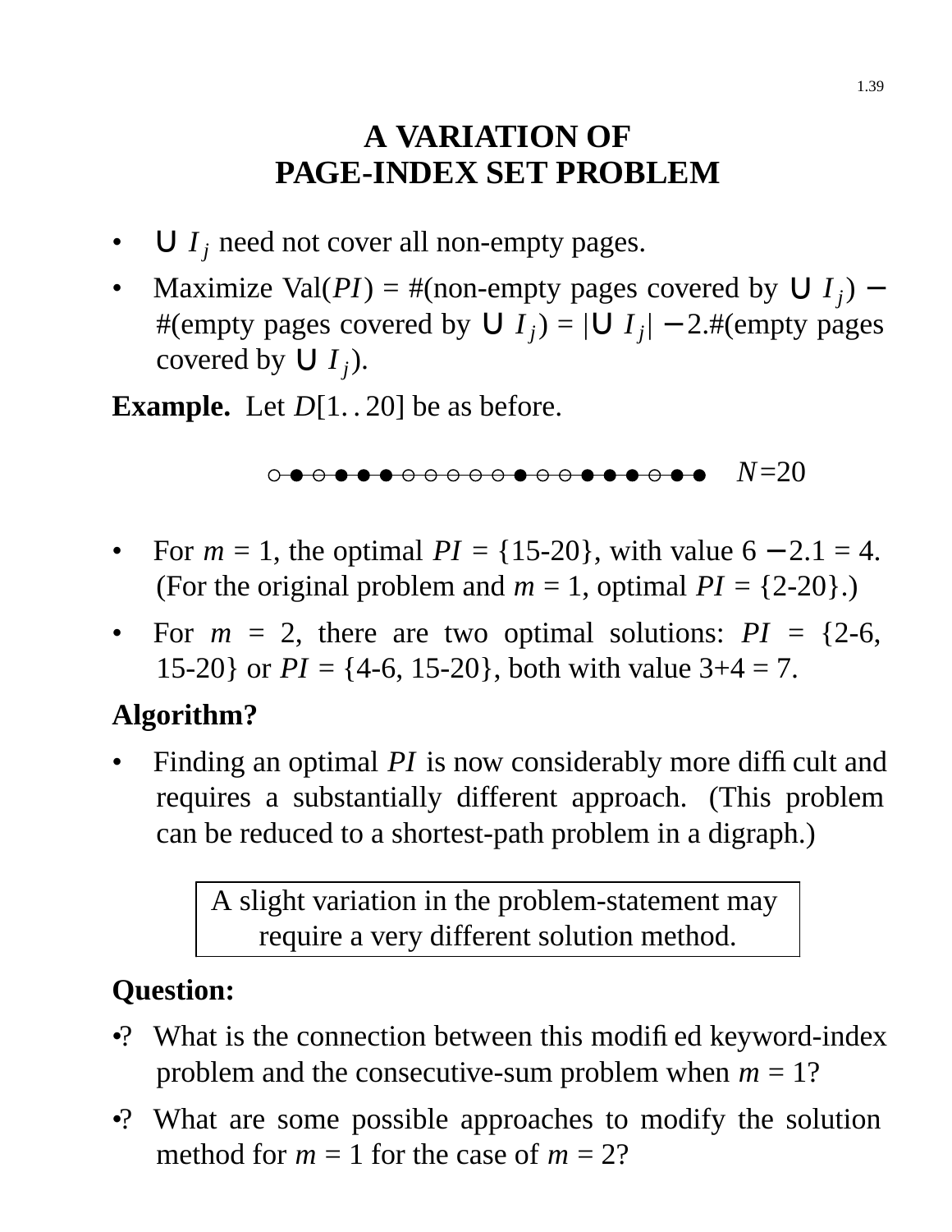# A VARIATION OF PAGE-INDEX SET PROBLEM

- $\cup I_j$ need not cover all non-empty pages.
- Maximize Val($PI$) = #(non-empty pages covered by $\cup I_j$) − #(empty pages covered by $\cup I_j$) = $|\cup I_j|$ − 2.#(empty pages covered by $\cup I_j$).

**Example.** Let $D[1..20]$ be as before.

○●○●●●○○○○○○●○○●●●●○●● $N$=20

- For $m$ = 1, the optimal $PI$ = {15-20}, with value 6 − 2.1 = 4. (For the original problem and $m$ = 1, optimal $PI$ = {2-20}.)
- For $m$ = 2, there are two optimal solutions: $PI$ = {2-6, 15-20} or $PI$ = {4-6, 15-20}, both with value 3+4 = 7.

**Algorithm?**

- Finding an optimal $PI$ is now considerably more difficult and requires a substantially different approach. (This problem can be reduced to a shortest-path problem in a digraph.)

| A slight variation in the problem-statement may require a very different solution method. |
|---|

**Question:**

•? What is the connection between this modified keyword-index problem and the consecutive-sum problem when $m$ = 1?

•? What are some possible approaches to modify the solution method for $m$ = 1 for the case of $m$ = 2?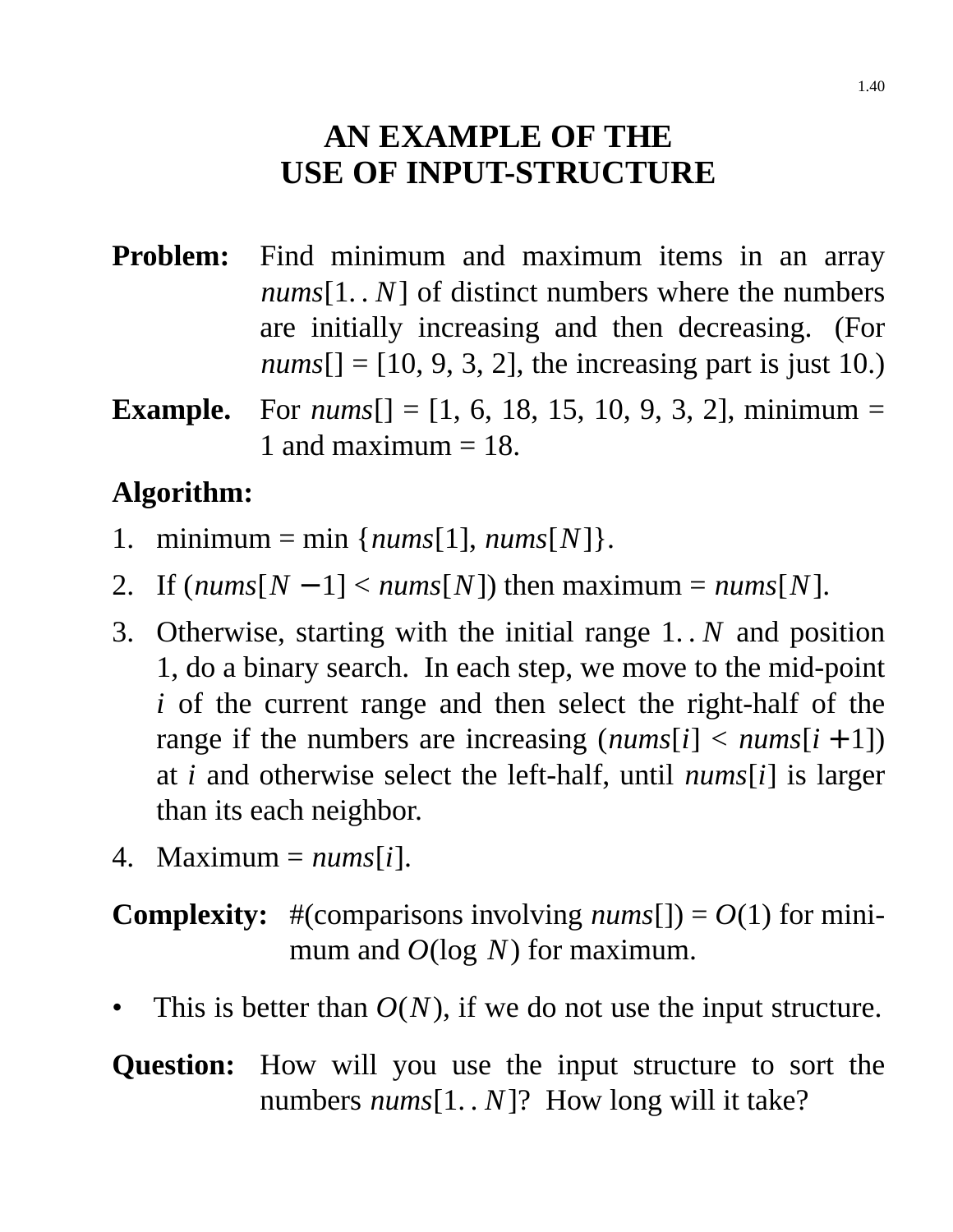# AN EXAMPLE OF THE USE OF INPUT-STRUCTURE

**Problem:** Find minimum and maximum items in an array *nums*$[1..N]$ of distinct numbers where the numbers are initially increasing and then decreasing. (For *nums*[] = [10, 9, 3, 2], the increasing part is just 10.)

**Example.** For *nums*[] = [1, 6, 18, 15, 10, 9, 3, 2], minimum = 1 and maximum = 18.

**Algorithm:**

1. minimum = min $\{$*nums*$[1]$, *nums*$[N]\}$.
2. If (*nums*$[N-1]$ < *nums*$[N]$) then maximum = *nums*$[N]$.
3. Otherwise, starting with the initial range $1..N$ and position 1, do a binary search. In each step, we move to the mid-point $i$ of the current range and then select the right-half of the range if the numbers are increasing (*nums*$[i]$ < *nums*$[i+1]$) at $i$ and otherwise select the left-half, until *nums*$[i]$ is larger than its each neighbor.
4. Maximum = *nums*$[i]$.

**Complexity:** #(comparisons involving *nums*[]) = $O(1)$ for minimum and $O(\log N)$ for maximum.

- This is better than $O(N)$, if we do not use the input structure.

**Question:** How will you use the input structure to sort the numbers *nums*$[1..N]$? How long will it take?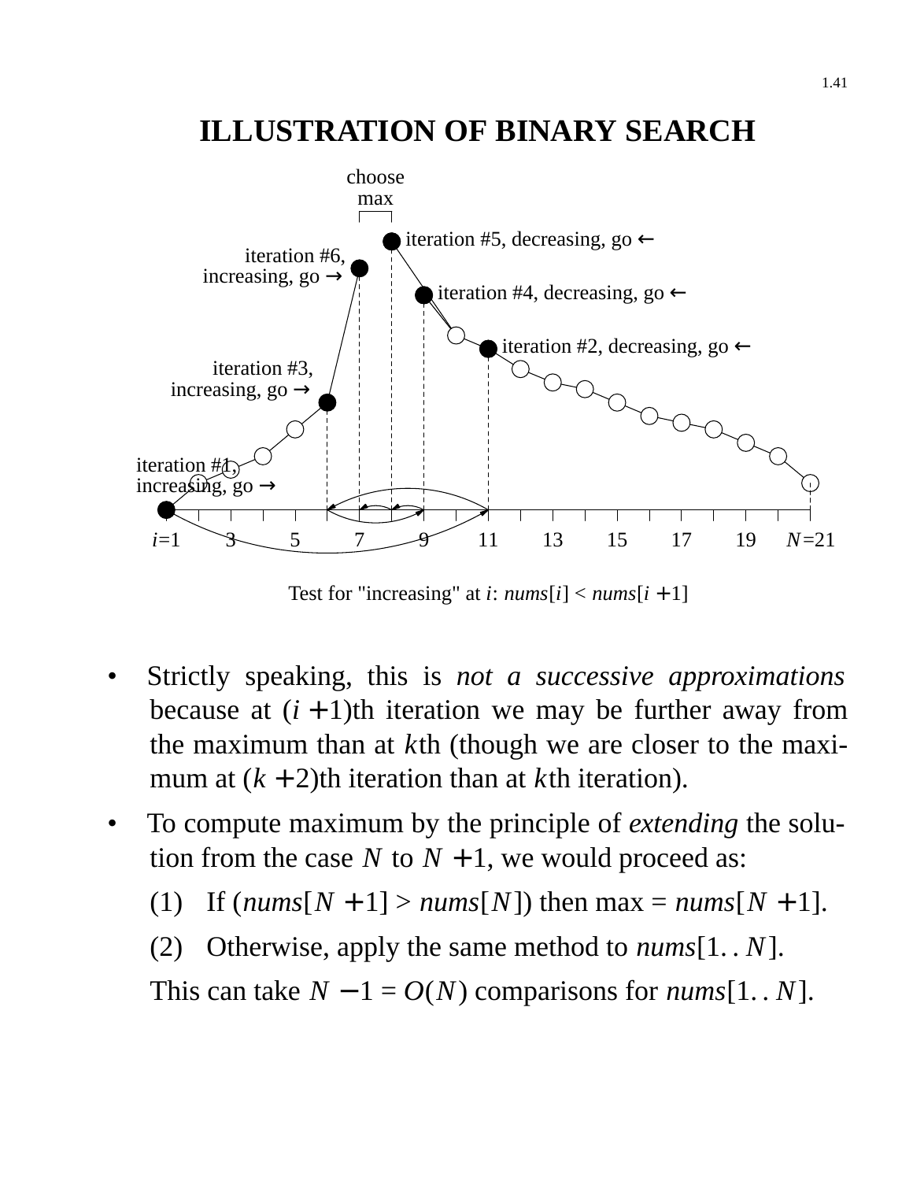# ILLUSTRATION OF BINARY SEARCH

choose max

iteration #5, decreasing, go ←

iteration #6, increasing, go →

iteration #4, decreasing, go ←

iteration #2, decreasing, go ←

iteration #3, increasing, go →

iteration #1, increasing, go →

$i$=1 3 5 7 9 11 13 15 17 19 $N$=21

Test for "increasing" at $i$: $nums[i] < nums[i+1]$

- Strictly speaking, this is *not a successive approximations* because at $(i+1)$th iteration we may be further away from the maximum than at $k$th (though we are closer to the maximum at $(k+2)$th iteration than at $k$th iteration).
- To compute maximum by the principle of *extending* the solution from the case $N$ to $N+1$, we would proceed as:

  (1) If ($nums[N+1] > nums[N]$) then max = $nums[N+1]$.

  (2) Otherwise, apply the same method to $nums[1..N]$.

  This can take $N-1 = O(N)$ comparisons for $nums[1..N]$.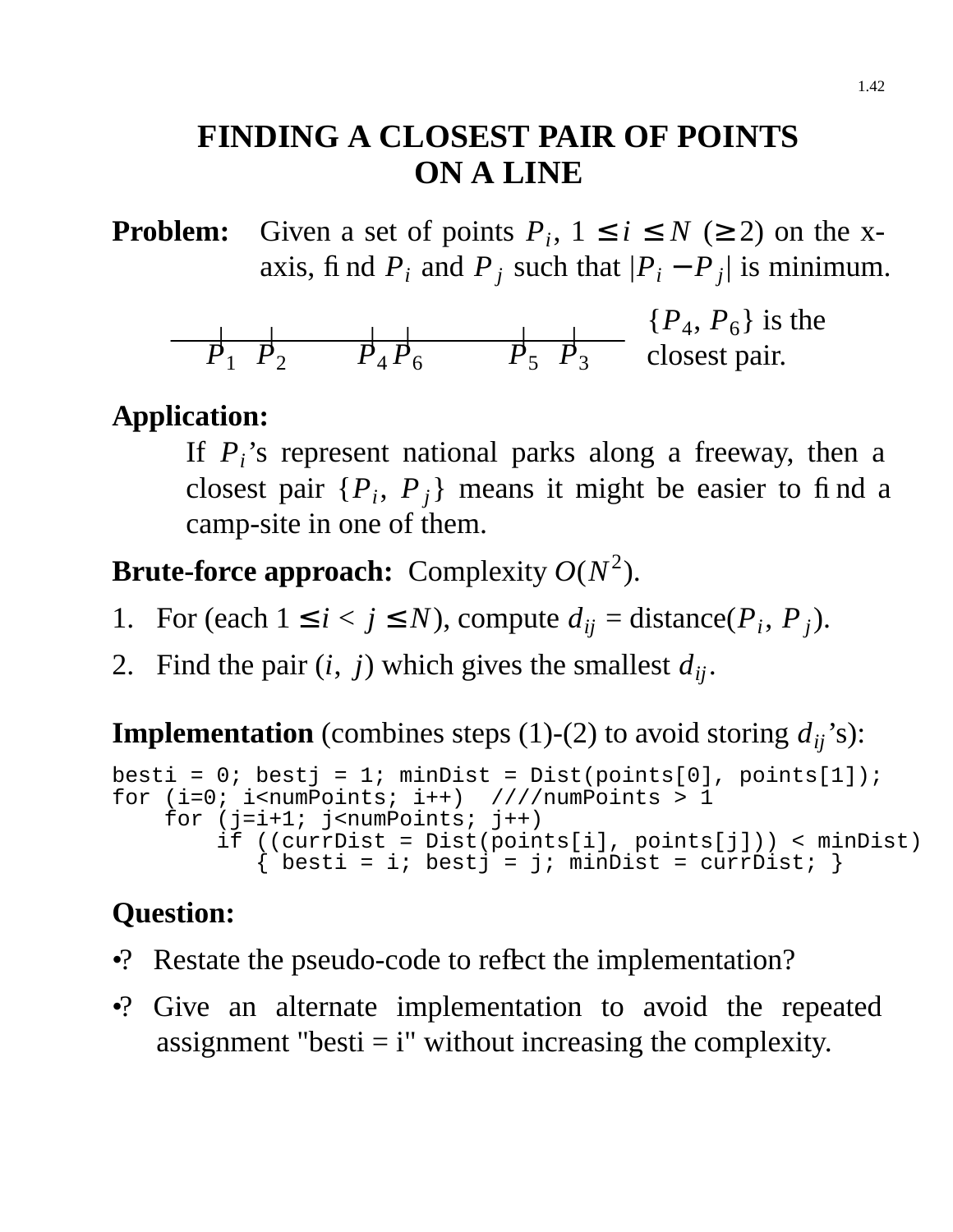# FINDING A CLOSEST PAIR OF POINTS ON A LINE

**Problem:** Given a set of points $P_i$, $1 \leq i \leq N$ ($\geq 2$) on the x-axis, find $P_i$ and $P_j$ such that $|P_i - P_j|$ is minimum.

$P_1$ $P_2$ $P_4$ $P_6$ $P_5$ $P_3$

$\{P_4, P_6\}$ is the closest pair.

**Application:**

If $P_i$'s represent national parks along a freeway, then a closest pair $\{P_i, P_j\}$ means it might be easier to find a camp-site in one of them.

**Brute-force approach:** Complexity $O(N^2)$.

1. For (each $1 \leq i < j \leq N$), compute $d_{ij}$ = distance($P_i$, $P_j$).
2. Find the pair $(i, j)$ which gives the smallest $d_{ij}$.

**Implementation** (combines steps (1)-(2) to avoid storing $d_{ij}$'s):

```
besti = 0; bestj = 1; minDist = Dist(points[0], points[1]);
for (i=0; i<numPoints; i++)  ////numPoints > 1
    for (j=i+1; j<numPoints; j++)
        if ((currDist = Dist(points[i], points[j])) < minDist)
           { besti = i; bestj = j; minDist = currDist; }
```

**Question:**

- ? Restate the pseudo-code to reflect the implementation?
- ? Give an alternate implementation to avoid the repeated assignment "besti = i" without increasing the complexity.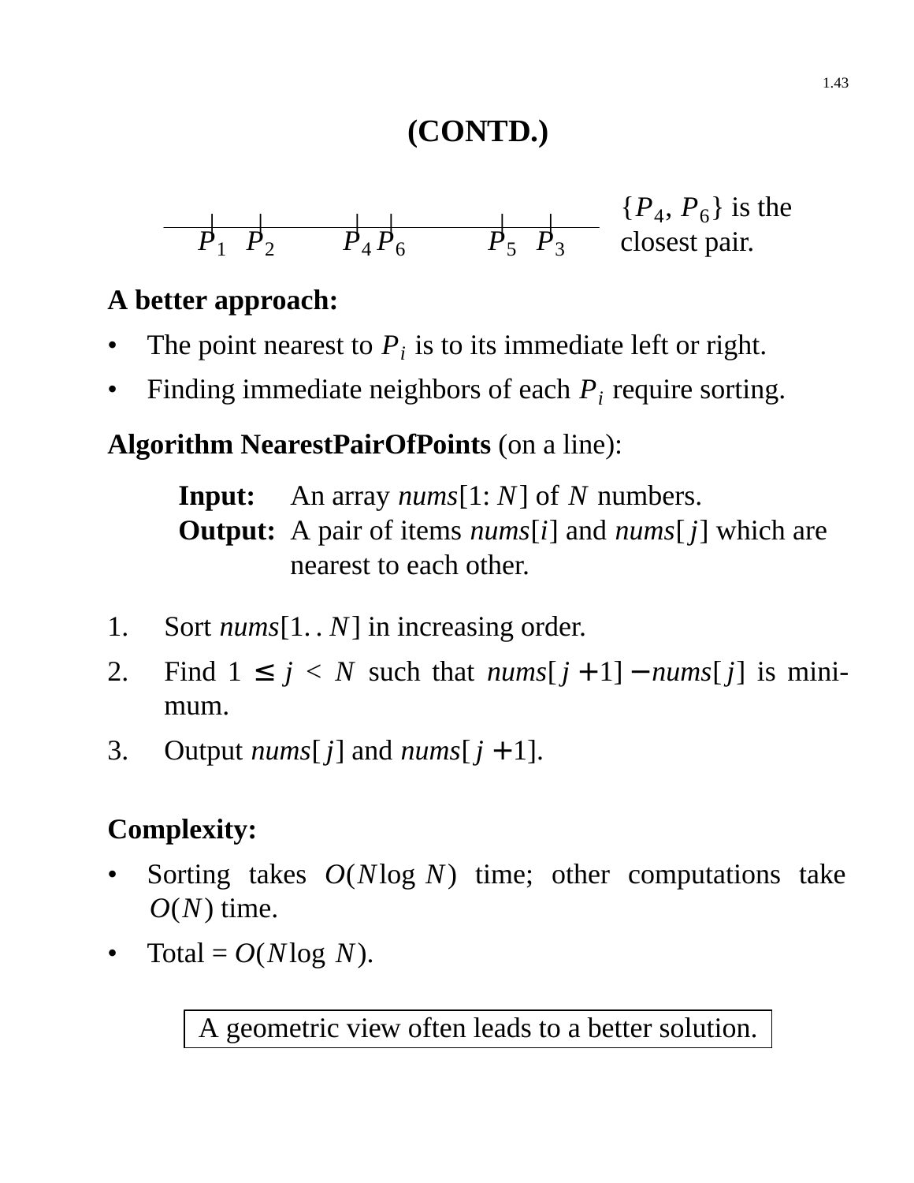# (CONTD.)

$P_1$ $P_2$ $P_4$ $P_6$ $P_5$ $P_3$ — $\{P_4, P_6\}$ is the closest pair.

**A better approach:**

- The point nearest to $P_i$ is to its immediate left or right.
- Finding immediate neighbors of each $P_i$ require sorting.

**Algorithm NearestPairOfPoints** (on a line):

> **Input:** An array *nums*$[1{:}\,N]$ of $N$ numbers.
> **Output:** A pair of items *nums*$[i]$ and *nums*$[j]$ which are nearest to each other.

1. Sort *nums*$[1..N]$ in increasing order.
2. Find $1 \leq j < N$ such that *nums*$[j+1] -$ *nums*$[j]$ is minimum.
3. Output *nums*$[j]$ and *nums*$[j+1]$.

**Complexity:**

- Sorting takes $O(N \log N)$ time; other computations take $O(N)$ time.
- Total = $O(N \log N)$.

> A geometric view often leads to a better solution.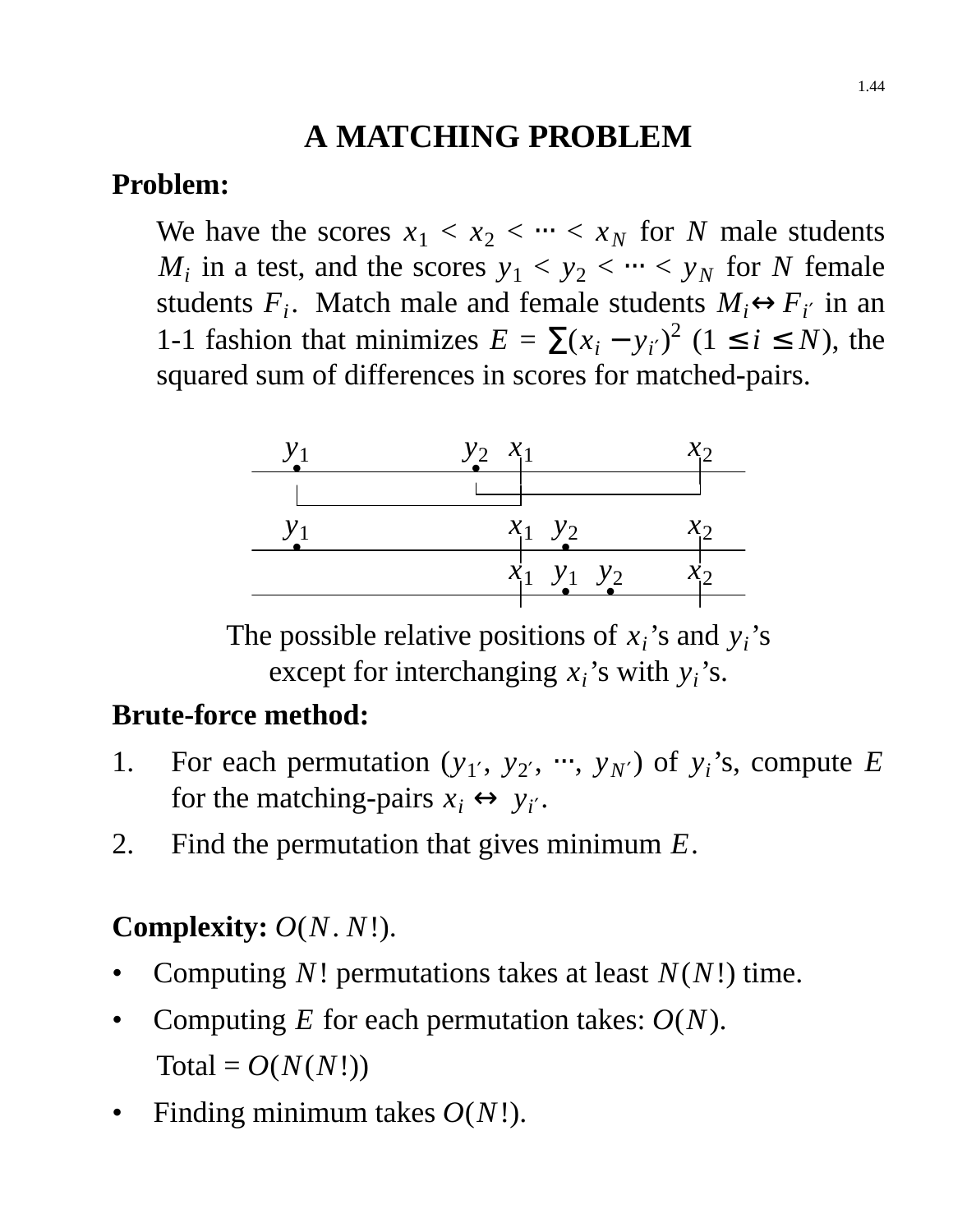# A MATCHING PROBLEM

**Problem:**

We have the scores $x_1 < x_2 < \cdots < x_N$ for $N$ male students $M_i$ in a test, and the scores $y_1 < y_2 < \cdots < y_N$ for $N$ female students $F_i$. Match male and female students $M_i \leftrightarrow F_{i'}$ in an 1-1 fashion that minimizes $E = \sum (x_i - y_{i'})^2$ $(1 \le i \le N)$, the squared sum of differences in scores for matched-pairs.

The possible relative positions of $x_i$'s and $y_i$'s except for interchanging $x_i$'s with $y_i$'s.

**Brute-force method:**

1. For each permutation $(y_{1'}, y_{2'}, \cdots, y_{N'})$ of $y_i$'s, compute $E$ for the matching-pairs $x_i \leftrightarrow y_{i'}$.
2. Find the permutation that gives minimum $E$.

**Complexity:** $O(N.N!)$.

- Computing $N!$ permutations takes at least $N(N!)$ time.
- Computing $E$ for each permutation takes: $O(N)$.

  Total = $O(N(N!))$
- Finding minimum takes $O(N!)$.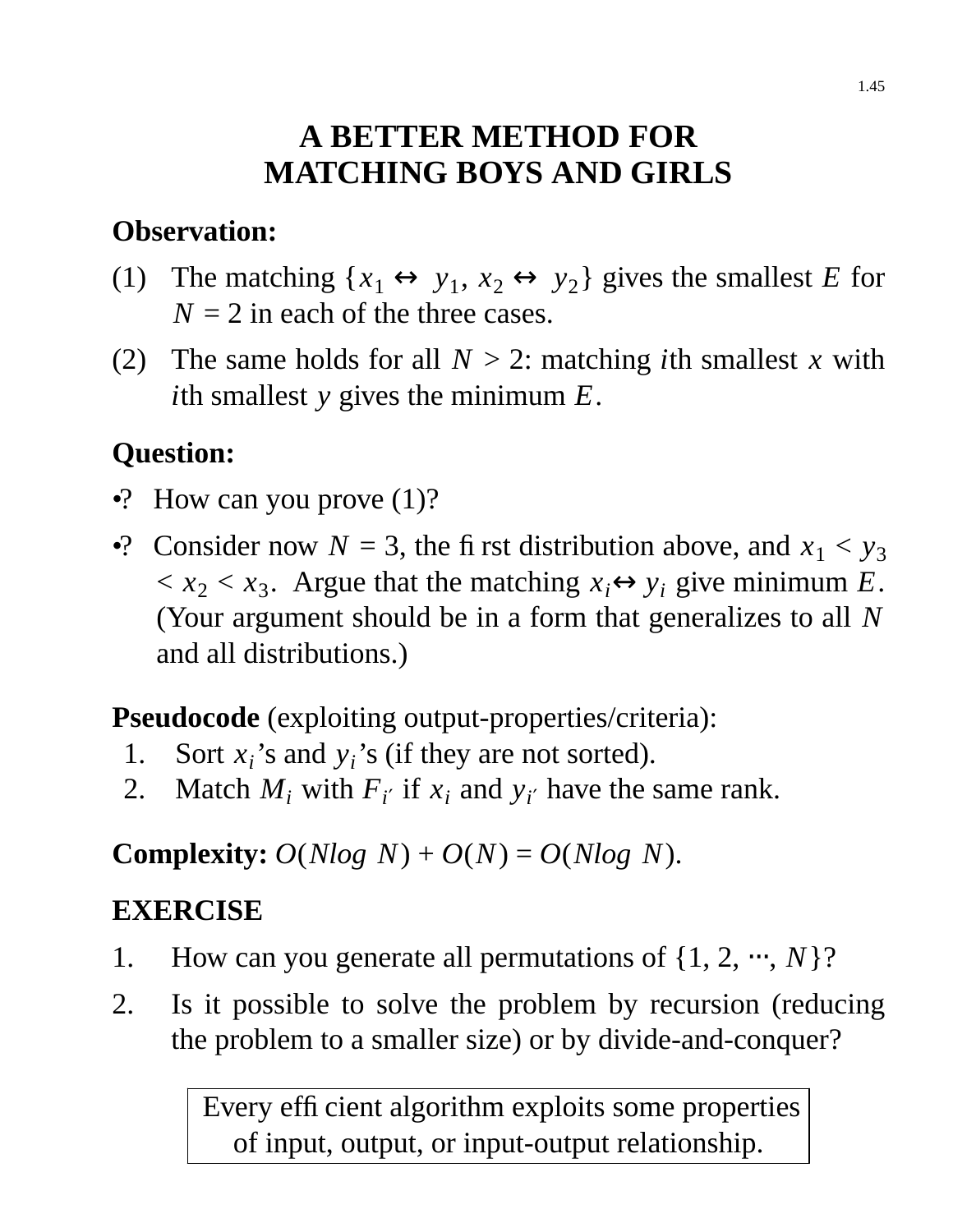# A BETTER METHOD FOR MATCHING BOYS AND GIRLS

**Observation:**

(1) The matching $\{x_1 \leftrightarrow y_1, x_2 \leftrightarrow y_2\}$ gives the smallest $E$ for $N = 2$ in each of the three cases.

(2) The same holds for all $N > 2$: matching $i$th smallest $x$ with $i$th smallest $y$ gives the minimum $E$.

**Question:**

•? How can you prove (1)?

•? Consider now $N = 3$, the first distribution above, and $x_1 < y_3 < x_2 < x_3$. Argue that the matching $x_i \leftrightarrow y_i$ give minimum $E$. (Your argument should be in a form that generalizes to all $N$ and all distributions.)

**Pseudocode** (exploiting output-properties/criteria):

1. Sort $x_i$'s and $y_i$'s (if they are not sorted).
2. Match $M_i$ with $F_{i'}$ if $x_i$ and $y_{i'}$ have the same rank.

**Complexity:** $O(N\log N) + O(N) = O(N\log N)$.

**EXERCISE**

1. How can you generate all permutations of $\{1, 2, \cdots, N\}$?
2. Is it possible to solve the problem by recursion (reducing the problem to a smaller size) or by divide-and-conquer?

| Every efficient algorithm exploits some properties of input, output, or input-output relationship. |
|---|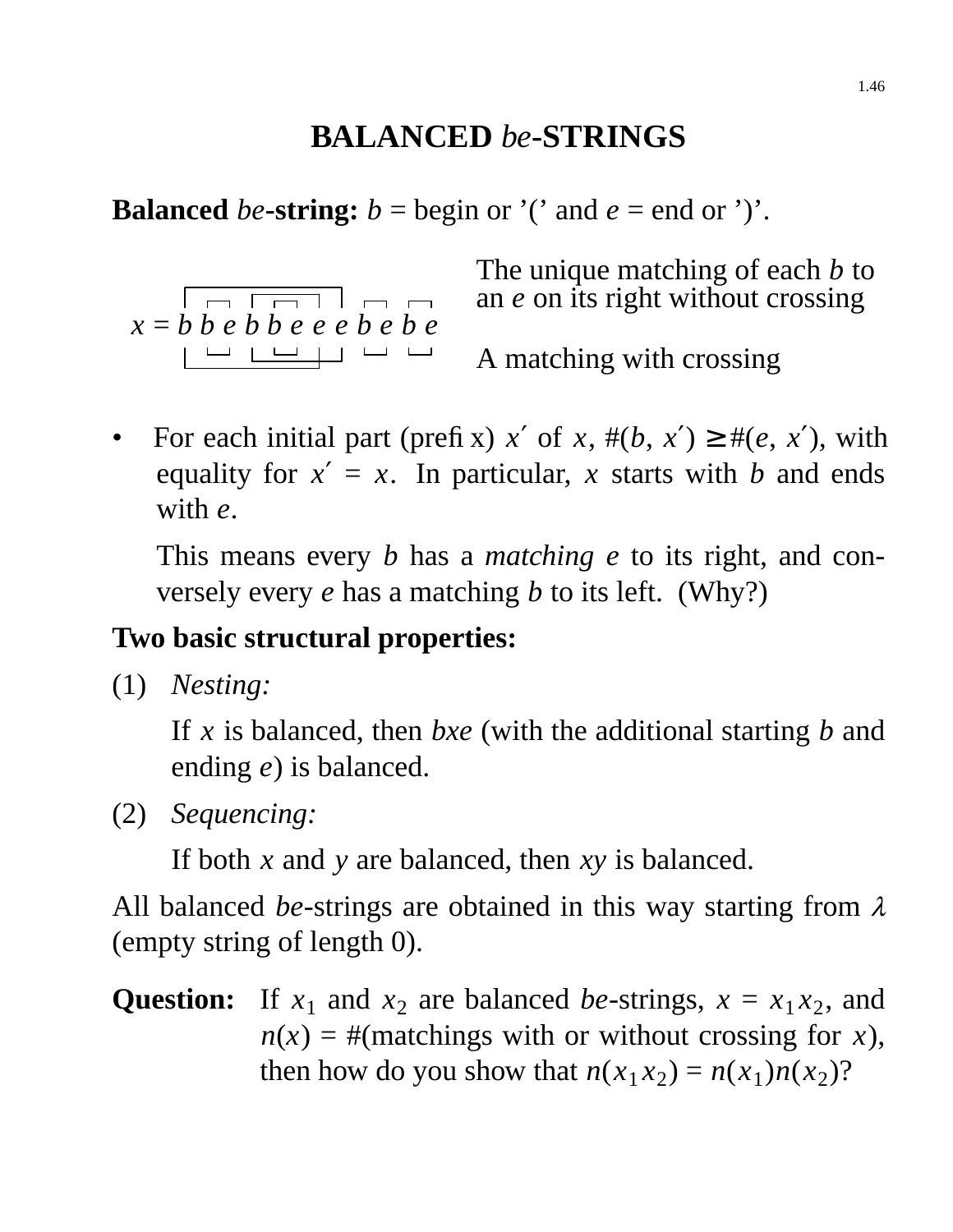# BALANCED *be*-STRINGS

**Balanced *be*-string:** $b$ = begin or '(' and $e$ = end or ')'.

$x = b\ b\ e\ b\ b\ e\ e\ e\ b\ e\ b\ e$

The unique matching of each $b$ to an $e$ on its right without crossing

A matching with crossing

- For each initial part (prefix) $x'$ of $x$, $\#(b, x') \geq \#(e, x')$, with equality for $x' = x$. In particular, $x$ starts with $b$ and ends with $e$.

  This means every $b$ has a *matching* $e$ to its right, and conversely every $e$ has a matching $b$ to its left. (Why?)

**Two basic structural properties:**

(1) *Nesting:*

If $x$ is balanced, then $bxe$ (with the additional starting $b$ and ending $e$) is balanced.

(2) *Sequencing:*

If both $x$ and $y$ are balanced, then $xy$ is balanced.

All balanced *be*-strings are obtained in this way starting from $\lambda$ (empty string of length 0).

**Question:** If $x_1$ and $x_2$ are balanced *be*-strings, $x = x_1 x_2$, and $n(x)$ = #(matchings with or without crossing for $x$), then how do you show that $n(x_1 x_2) = n(x_1) n(x_2)$?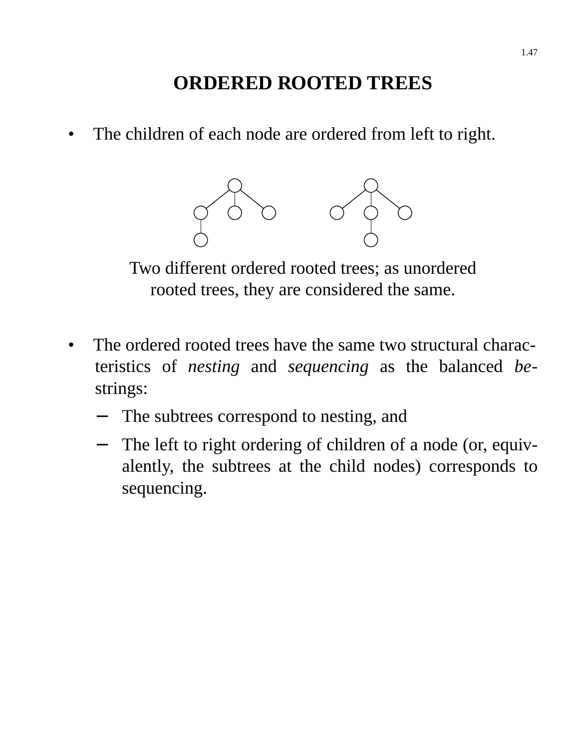# ORDERED ROOTED TREES

- The children of each node are ordered from left to right.

Two different ordered rooted trees; as unordered rooted trees, they are considered the same.

- The ordered rooted trees have the same two structural characteristics of *nesting* and *sequencing* as the balanced *be*-strings:
  - The subtrees correspond to nesting, and
  - The left to right ordering of children of a node (or, equivalently, the subtrees at the child nodes) corresponds to sequencing.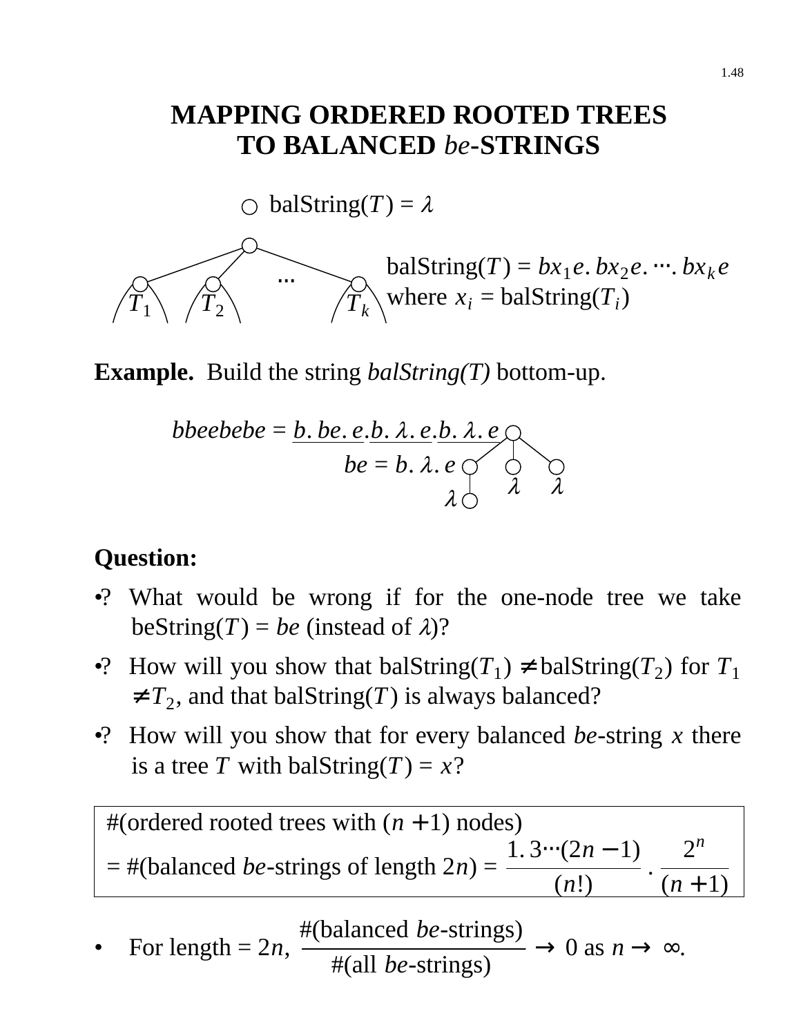# MAPPING ORDERED ROOTED TREES TO BALANCED *be*-STRINGS

○ balString($T$) = $\lambda$

balString($T$) = $bx_1e.\, bx_2e. \cdots. bx_ke$
where $x_i$ = balString($T_i$)

($T_1$, $T_2$, …, $T_k$)

**Example.** Build the string *balString(T)* bottom-up.

$bbeebebe = \underline{b.\, be.\, e}.\underline{b.\, \lambda.\, e}.\underline{b.\, \lambda.\, e}$

$be = b.\, \lambda.\, e$

**Question:**

- ? What would be wrong if for the one-node tree we take beString($T$) = $be$ (instead of $\lambda$)?
- ? How will you show that balString($T_1$) $\neq$ balString($T_2$) for $T_1 \neq T_2$, and that balString($T$) is always balanced?
- ? How will you show that for every balanced *be*-string $x$ there is a tree $T$ with balString($T$) = $x$?

> #(ordered rooted trees with $(n+1)$ nodes)
> = #(balanced *be*-strings of length $2n$) = $\dfrac{1.\,3\cdots(2n-1)}{(n!)} \cdot \dfrac{2^n}{(n+1)}$

- For length = $2n$, $\dfrac{\#(\text{balanced } be\text{-strings})}{\#(\text{all } be\text{-strings})} \rightarrow 0$ as $n \rightarrow \infty$.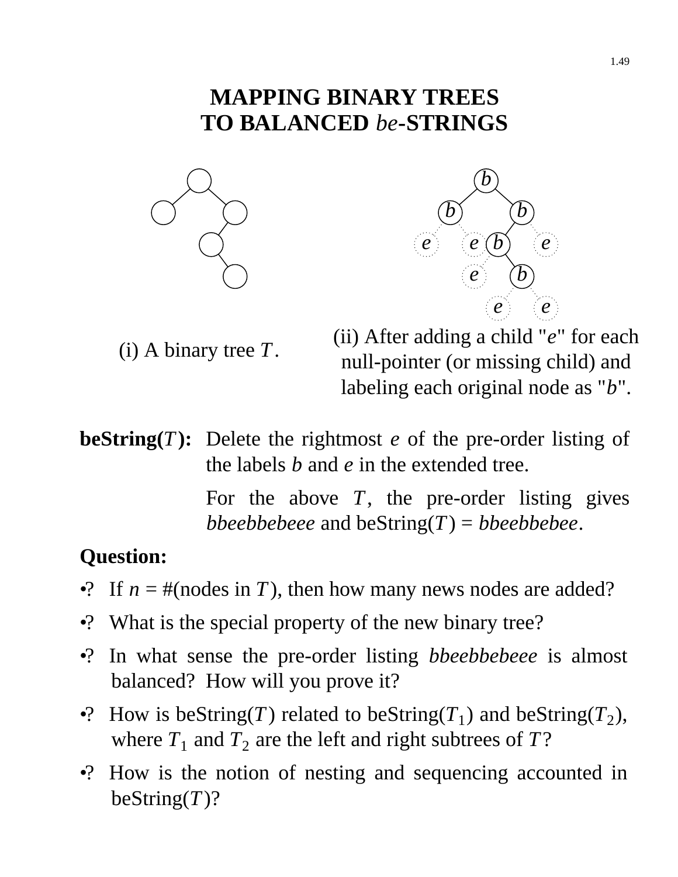# MAPPING BINARY TREES TO BALANCED *be*-STRINGS

(i) A binary tree $T$.

(ii) After adding a child "$e$" for each null-pointer (or missing child) and labeling each original node as "$b$".

**beString($T$):** Delete the rightmost $e$ of the pre-order listing of the labels $b$ and $e$ in the extended tree.

For the above $T$, the pre-order listing gives *bbeebbebeee* and beString($T$) = *bbeebbebee*.

**Question:**

- ? If $n$ = #(nodes in $T$), then how many news nodes are added?
- ? What is the special property of the new binary tree?
- ? In what sense the pre-order listing *bbeebbebeee* is almost balanced? How will you prove it?
- ? How is beString($T$) related to beString($T_1$) and beString($T_2$), where $T_1$ and $T_2$ are the left and right subtrees of $T$?
- ? How is the notion of nesting and sequencing accounted in beString($T$)?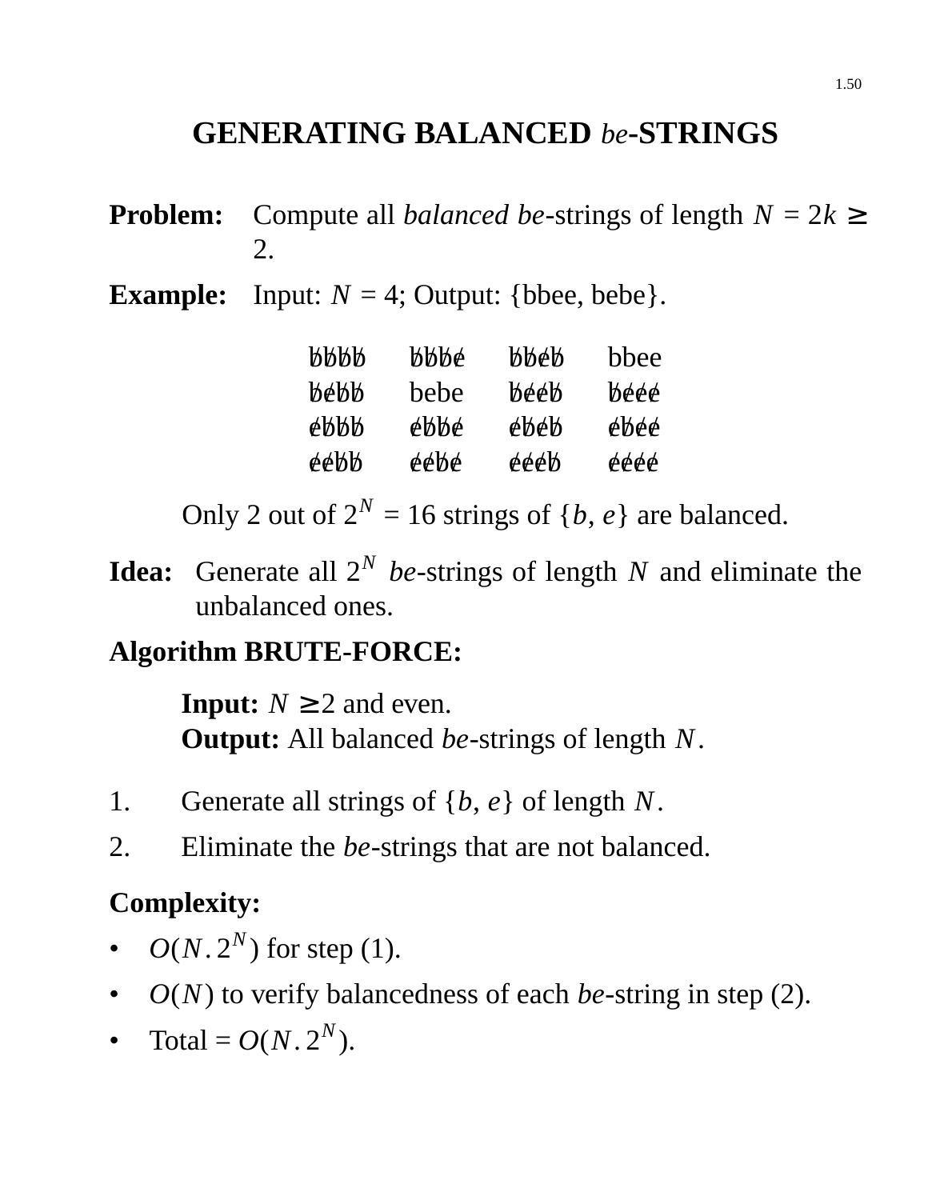# GENERATING BALANCED *be*-STRINGS

**Problem:** Compute all *balanced be*-strings of length $N = 2k \geq 2$.

**Example:** Input: $N = 4$; Output: {bbee, bebe}.

~~bbbb~~ ~~bbbe~~ ~~bbeb~~ bbee
~~bebb~~ bebe ~~beeb~~ ~~beee~~
~~ebbb~~ ~~ebbe~~ ~~ebeb~~ ~~ebee~~
~~eebb~~ ~~eebe~~ ~~eeeb~~ ~~eeee~~

Only 2 out of $2^N = 16$ strings of $\{b, e\}$ are balanced.

**Idea:** Generate all $2^N$ *be*-strings of length $N$ and eliminate the unbalanced ones.

**Algorithm BRUTE-FORCE:**

**Input:** $N \geq 2$ and even.
**Output:** All balanced *be*-strings of length $N$.

1. Generate all strings of $\{b, e\}$ of length $N$.
2. Eliminate the *be*-strings that are not balanced.

**Complexity:**

- $O(N.2^N)$ for step (1).
- $O(N)$ to verify balancedness of each *be*-string in step (2).
- Total = $O(N.2^N)$.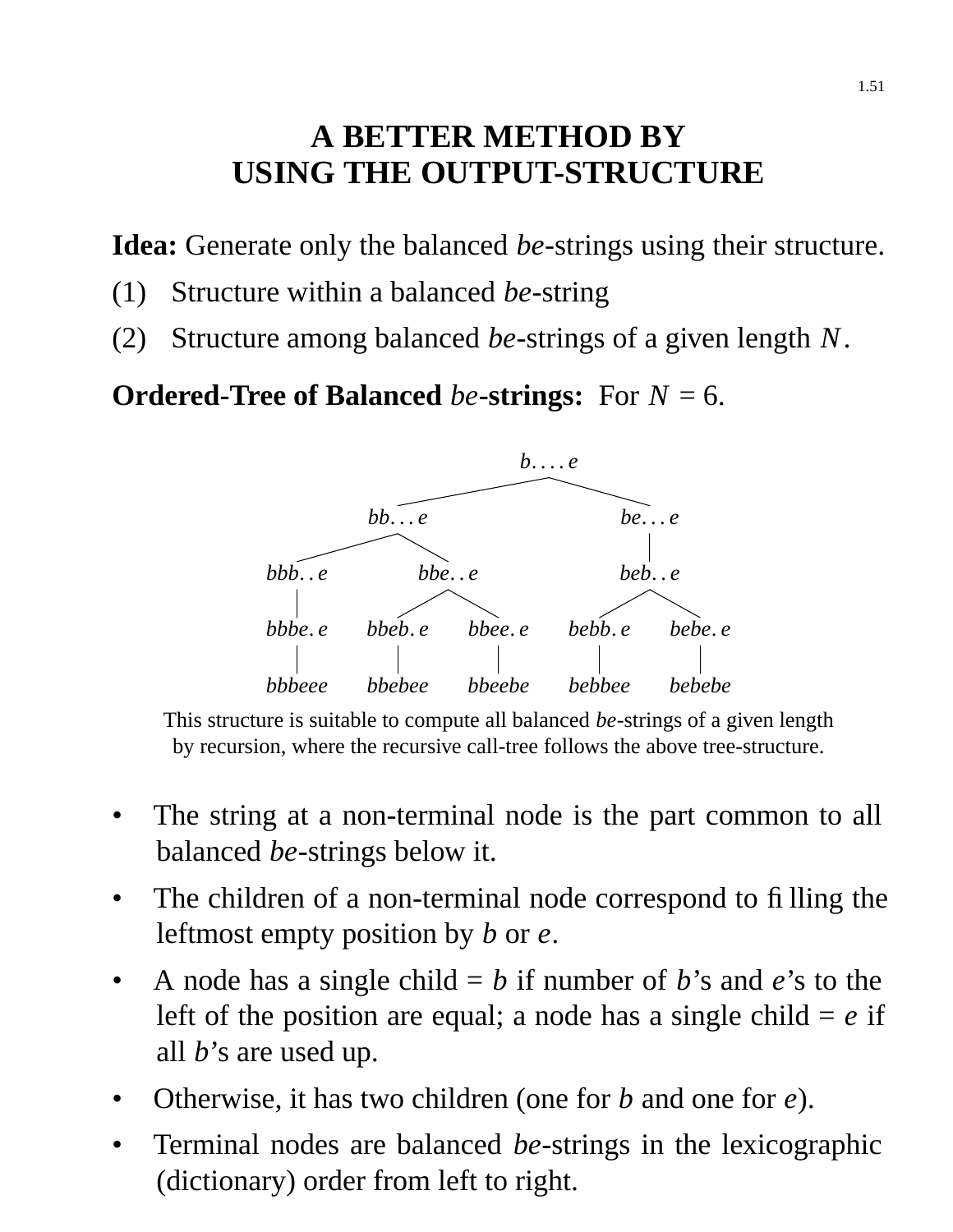# A BETTER METHOD BY USING THE OUTPUT-STRUCTURE

**Idea:** Generate only the balanced *be*-strings using their structure.

(1) Structure within a balanced *be*-string

(2) Structure among balanced *be*-strings of a given length $N$.

**Ordered-Tree of Balanced *be*-strings:** For $N$ = 6.

```
                              b....e
                   ___________/    \___________
                  /                            \
              bb...e                          be...e
           ___/    \___                          |
          /            \                         |
      bbb..e          bbe..e                  beb..e
         |           /      \                /      \
      bbbe.e     bbeb.e    bbee.e       bebb.e    bebe.e
         |          |         |            |         |
      bbbeee     bbebee    bbeebe       bebbee    bebebe
```

This structure is suitable to compute all balanced *be*-strings of a given length by recursion, where the recursive call-tree follows the above tree-structure.

- The string at a non-terminal node is the part common to all balanced *be*-strings below it.
- The children of a non-terminal node correspond to filling the leftmost empty position by *b* or *e*.
- A node has a single child = *b* if number of *b*'s and *e*'s to the left of the position are equal; a node has a single child = *e* if all *b*'s are used up.
- Otherwise, it has two children (one for *b* and one for *e*).
- Terminal nodes are balanced *be*-strings in the lexicographic (dictionary) order from left to right.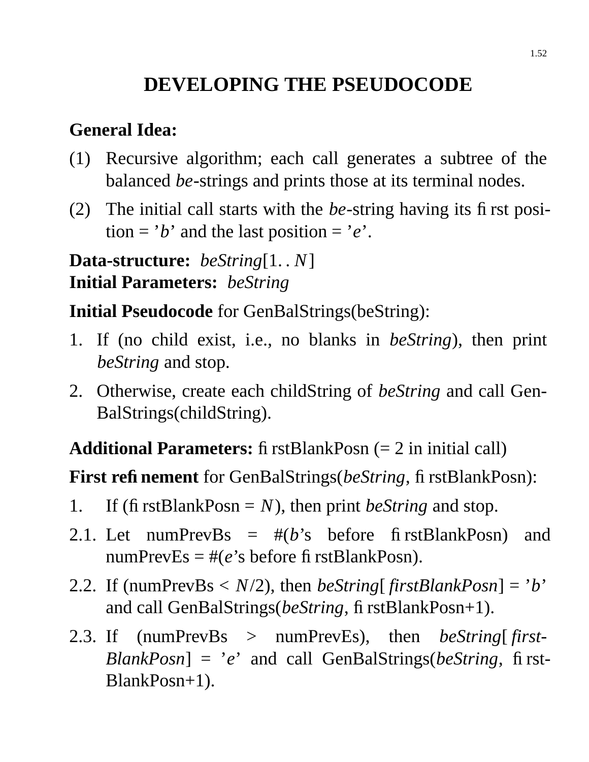# DEVELOPING THE PSEUDOCODE

**General Idea:**

(1) Recursive algorithm; each call generates a subtree of the balanced *be*-strings and prints those at its terminal nodes.

(2) The initial call starts with the *be*-string having its first position = '*b*' and the last position = '*e*'.

**Data-structure:** *beString*$[1..N]$
**Initial Parameters:** *beString*

**Initial Pseudocode** for GenBalStrings(beString):

1. If (no child exist, i.e., no blanks in *beString*), then print *beString* and stop.
2. Otherwise, create each childString of *beString* and call GenBalStrings(childString).

**Additional Parameters:** firstBlankPosn (= 2 in initial call)

**First refinement** for GenBalStrings(*beString*, firstBlankPosn):

1. If (firstBlankPosn = $N$), then print *beString* and stop.

2.1. Let numPrevBs = #(*b*'s before firstBlankPosn) and numPrevEs = #(*e*'s before firstBlankPosn).

2.2. If (numPrevBs < $N/2$), then *beString*[*firstBlankPosn*] = '*b*' and call GenBalStrings(*beString*, firstBlankPosn+1).

2.3. If (numPrevBs > numPrevEs), then *beString*[*firstBlankPosn*] = '*e*' and call GenBalStrings(*beString*, firstBlankPosn+1).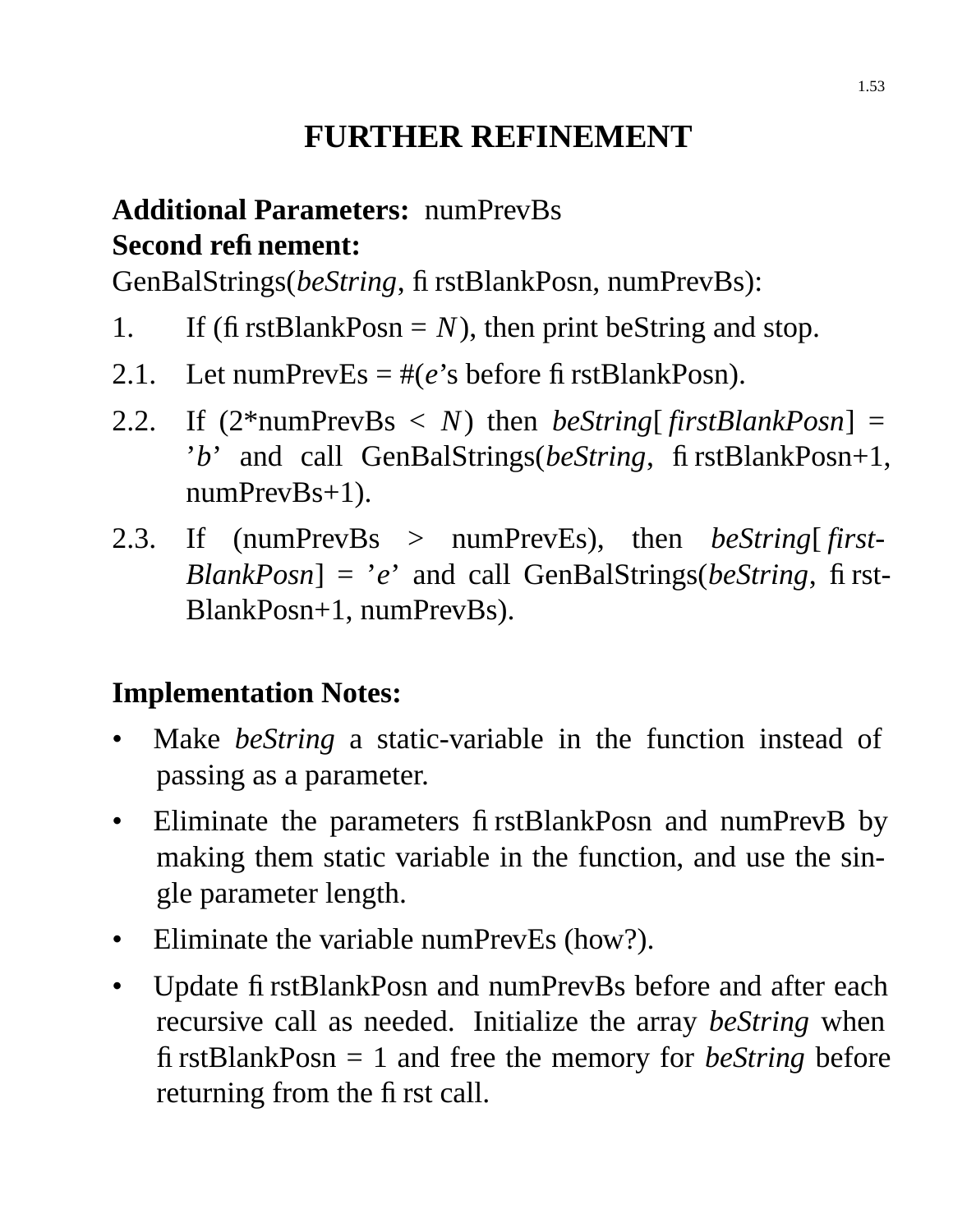# FURTHER REFINEMENT

**Additional Parameters:** numPrevBs

**Second refinement:**

GenBalStrings(*beString*, firstBlankPosn, numPrevBs):

1. If (firstBlankPosn = $N$), then print beString and stop.

2.1. Let numPrevEs = #(*e*'s before firstBlankPosn).

2.2. If (2*numPrevBs < $N$) then *beString*[*firstBlankPosn*] = '*b*' and call GenBalStrings(*beString*, firstBlankPosn+1, numPrevBs+1).

2.3. If (numPrevBs > numPrevEs), then *beString*[*firstBlankPosn*] = '*e*' and call GenBalStrings(*beString*, firstBlankPosn+1, numPrevBs).

**Implementation Notes:**

- Make *beString* a static-variable in the function instead of passing as a parameter.
- Eliminate the parameters firstBlankPosn and numPrevB by making them static variable in the function, and use the single parameter length.
- Eliminate the variable numPrevEs (how?).
- Update firstBlankPosn and numPrevBs before and after each recursive call as needed. Initialize the array *beString* when firstBlankPosn = 1 and free the memory for *beString* before returning from the first call.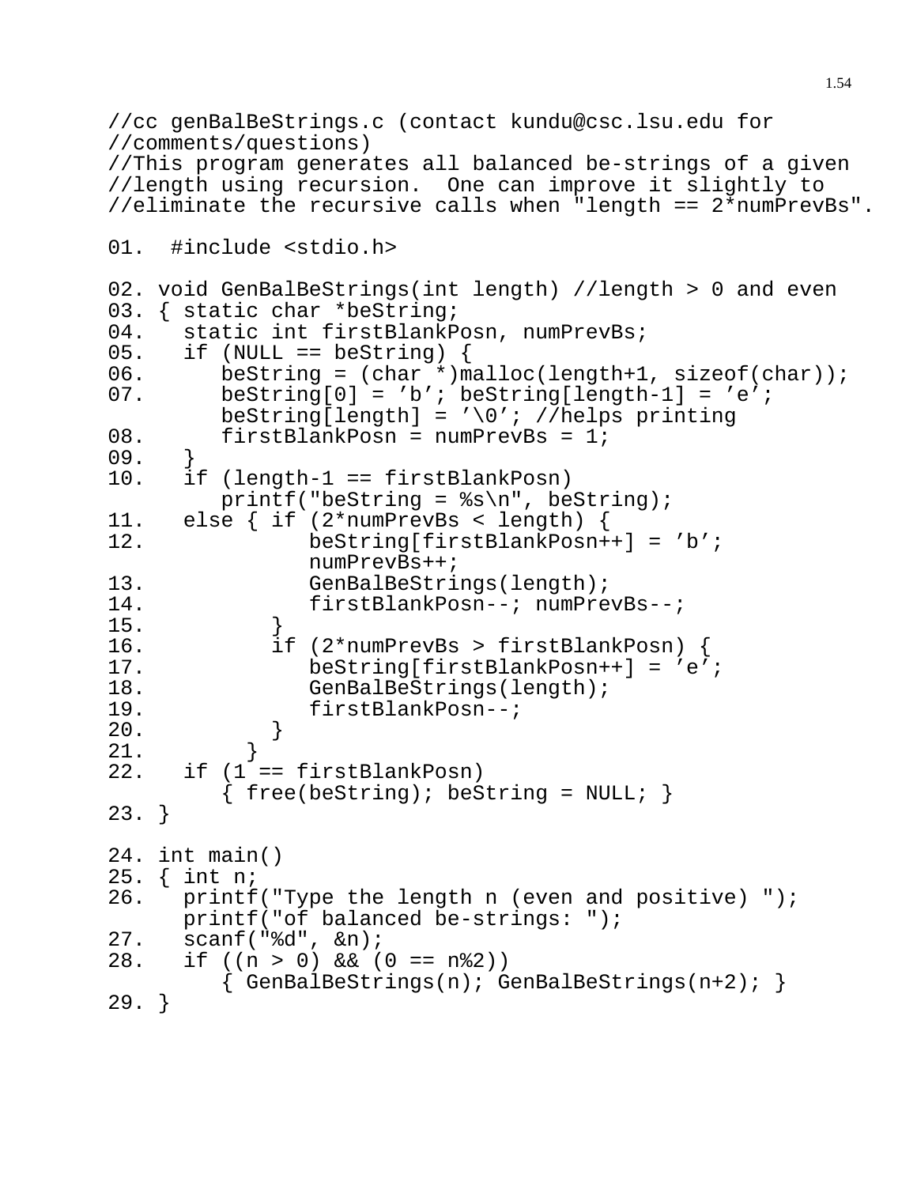```
//cc genBalBeStrings.c (contact kundu@csc.lsu.edu for
//comments/questions)
//This program generates all balanced be-strings of a given
//length using recursion.  One can improve it slightly to
//eliminate the recursive calls when "length == 2*numPrevBs".

01.  #include <stdio.h>

02. void GenBalBeStrings(int length) //length > 0 and even
03. { static char *beString;
04.   static int firstBlankPosn, numPrevBs;
05.   if (NULL == beString) {
06.      beString = (char *)malloc(length+1, sizeof(char));
07.      beString[0] = 'b'; beString[length-1] = 'e';
         beString[length] = '\0'; //helps printing
08.      firstBlankPosn = numPrevBs = 1;
09.   }
10.   if (length-1 == firstBlankPosn)
         printf("beString = %s\n", beString);
11.   else { if (2*numPrevBs < length) {
12.             beString[firstBlankPosn++] = 'b';
                numPrevBs++;
13.             GenBalBeStrings(length);
14.             firstBlankPosn--; numPrevBs--;
15.          }
16.          if (2*numPrevBs > firstBlankPosn) {
17.             beString[firstBlankPosn++] = 'e';
18.             GenBalBeStrings(length);
19.             firstBlankPosn--;
20.          }
21.        }
22.   if (1 == firstBlankPosn)
         { free(beString); beString = NULL; }
23. }

24. int main()
25. { int n;
26.   printf("Type the length n (even and positive) ");
      printf("of balanced be-strings: ");
27.   scanf("%d", &n);
28.   if ((n > 0) && (0 == n%2))
         { GenBalBeStrings(n); GenBalBeStrings(n+2); }
29. }
```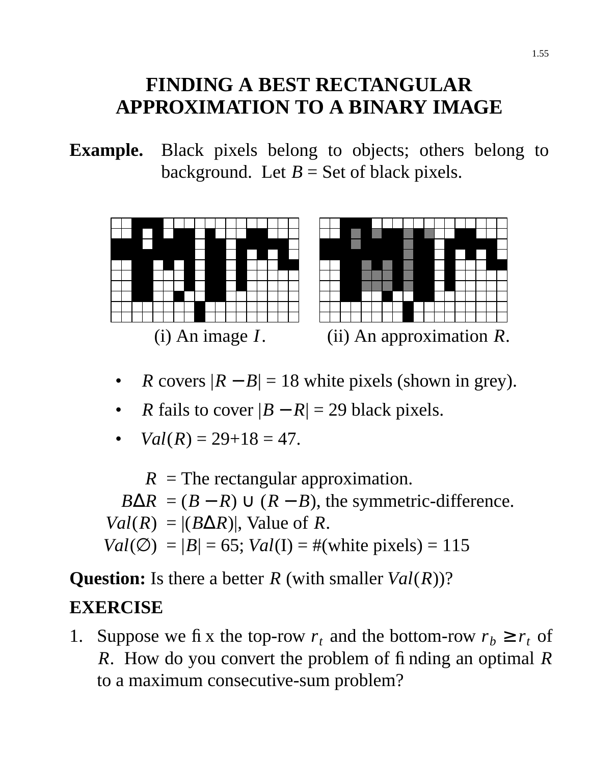# FINDING A BEST RECTANGULAR APPROXIMATION TO A BINARY IMAGE

**Example.** Black pixels belong to objects; others belong to background. Let $B$ = Set of black pixels.

(i) An image $I$. (ii) An approximation $R$.

- $R$ covers $|R - B|$ = 18 white pixels (shown in grey).
- $R$ fails to cover $|B - R|$ = 29 black pixels.
- $Val(R)$ = 29+18 = 47.

$R$ = The rectangular approximation.
$B\Delta R$ = $(B - R) \cup (R - B)$, the symmetric-difference.
$Val(R)$ = $|(B\Delta R)|$, Value of $R$.
$Val(\emptyset)$ = $|B|$ = 65; $Val(\mathrm{I})$ = #(white pixels) = 115

**Question:** Is there a better $R$ (with smaller $Val(R)$)?

**EXERCISE**

1. Suppose we fix the top-row $r_t$ and the bottom-row $r_b \geq r_t$ of $R$. How do you convert the problem of finding an optimal $R$ to a maximum consecutive-sum problem?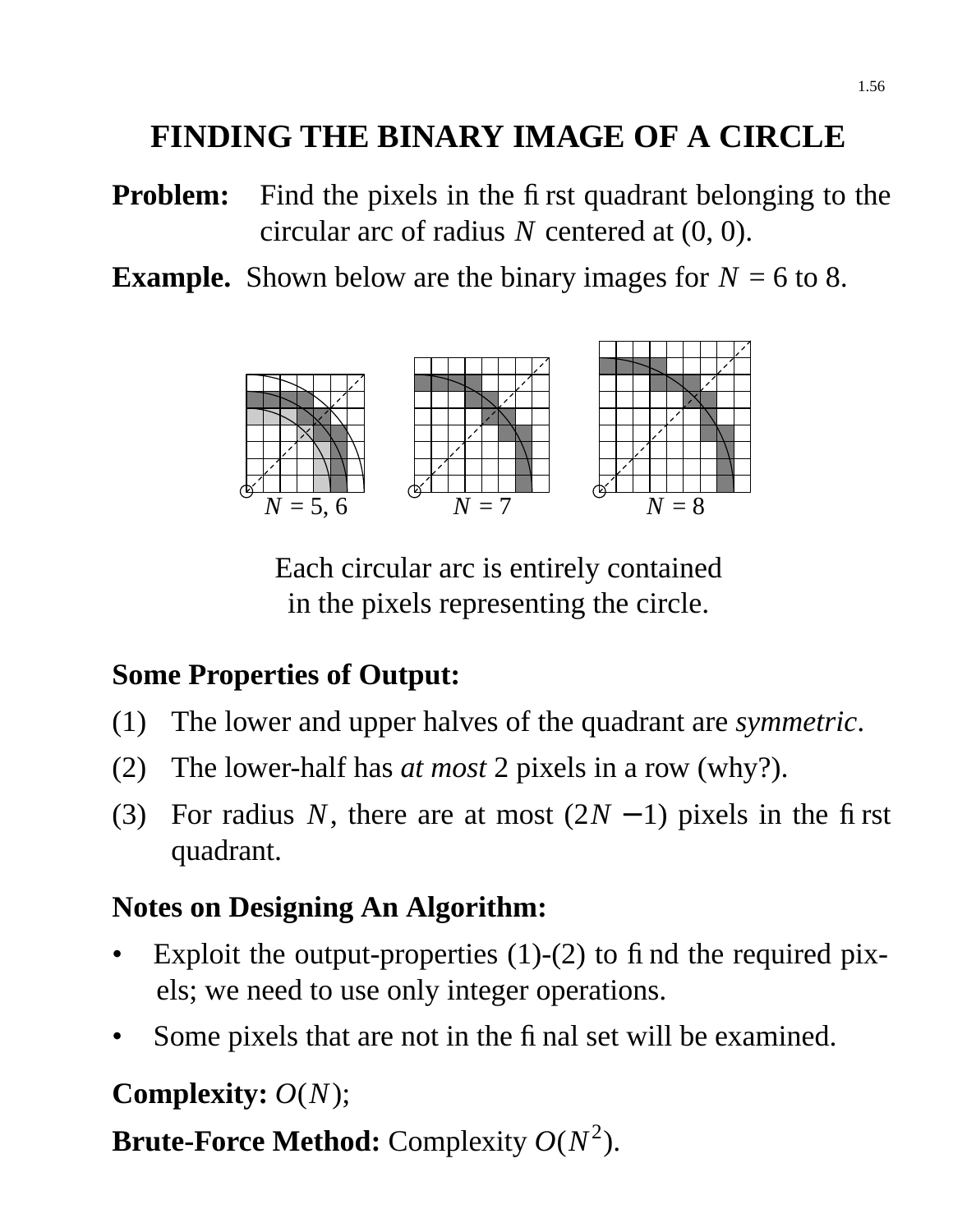# FINDING THE BINARY IMAGE OF A CIRCLE

**Problem:** Find the pixels in the first quadrant belonging to the circular arc of radius $N$ centered at (0, 0).

**Example.** Shown below are the binary images for $N$ = 6 to 8.

$N$ = 5, 6 $N$ = 7 $N$ = 8

Each circular arc is entirely contained in the pixels representing the circle.

**Some Properties of Output:**

(1) The lower and upper halves of the quadrant are *symmetric*.

(2) The lower-half has *at most* 2 pixels in a row (why?).

(3) For radius $N$, there are at most $(2N - 1)$ pixels in the first quadrant.

**Notes on Designing An Algorithm:**

- Exploit the output-properties (1)-(2) to find the required pixels; we need to use only integer operations.
- Some pixels that are not in the final set will be examined.

**Complexity:** $O(N)$;

**Brute-Force Method:** Complexity $O(N^2)$.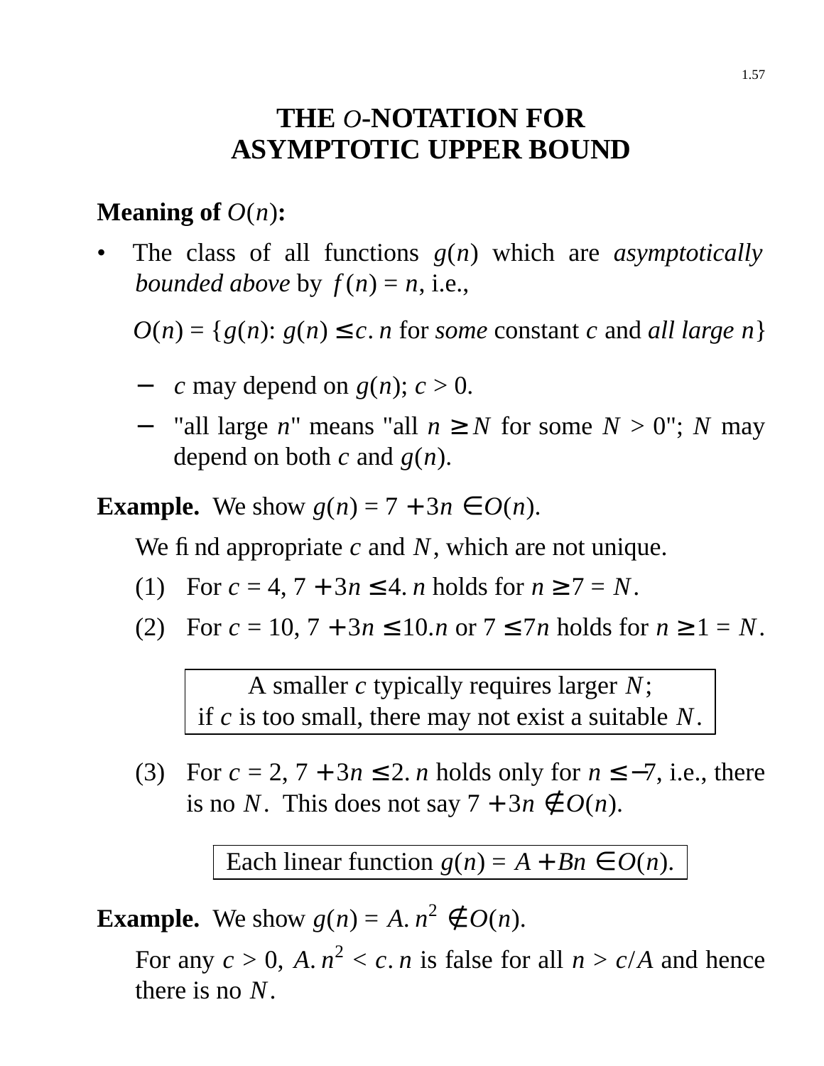# THE $O$-NOTATION FOR ASYMPTOTIC UPPER BOUND

**Meaning of $O(n)$:**

- The class of all functions $g(n)$ which are *asymptotically bounded above* by $f(n) = n$, i.e.,

  $O(n) = \{g(n)$: $g(n) \leq c.n$ for *some* constant $c$ and *all large* $n\}$

  - $c$ may depend on $g(n)$; $c > 0$.
  - "all large $n$" means "all $n \geq N$ for some $N > 0$"; $N$ may depend on both $c$ and $g(n)$.

**Example.** We show $g(n) = 7 + 3n \in O(n)$.

We find appropriate $c$ and $N$, which are not unique.

(1) For $c = 4$, $7 + 3n \leq 4.n$ holds for $n \geq 7 = N$.

(2) For $c = 10$, $7 + 3n \leq 10.n$ or $7 \leq 7n$ holds for $n \geq 1 = N$.

> A smaller $c$ typically requires larger $N$;
> if $c$ is too small, there may not exist a suitable $N$.

(3) For $c = 2$, $7 + 3n \leq 2.n$ holds only for $n \leq -7$, i.e., there is no $N$. This does not say $7 + 3n \notin O(n)$.

> Each linear function $g(n) = A + Bn \in O(n)$.

**Example.** We show $g(n) = A.n^2 \notin O(n)$.

For any $c > 0$, $A.n^2 < c.n$ is false for all $n > c/A$ and hence there is no $N$.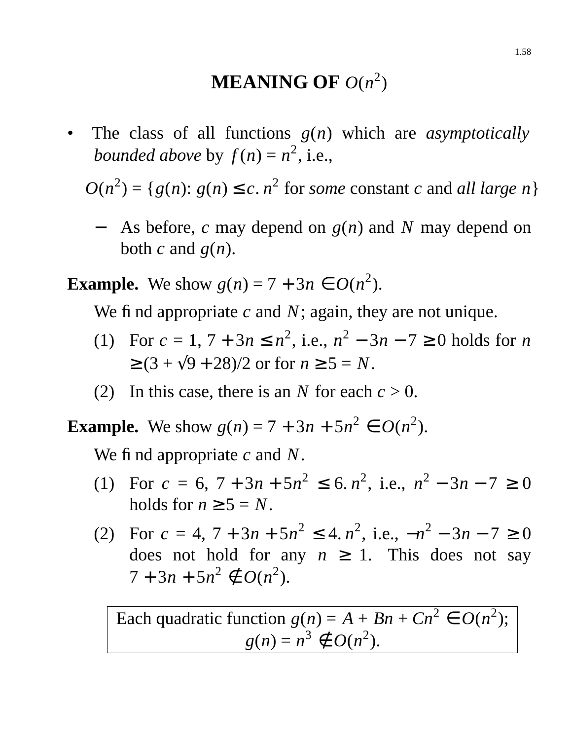# MEANING OF $O(n^2)$

- The class of all functions $g(n)$ which are *asymptotically bounded above* by $f(n) = n^2$, i.e.,

  $$O(n^2) = \{g(n)\text{: } g(n) \le c.\, n^2 \text{ for } \textit{some} \text{ constant } c \text{ and } \textit{all large } n\}$$

  − As before, $c$ may depend on $g(n)$ and $N$ may depend on both $c$ and $g(n)$.

**Example.** We show $g(n) = 7 + 3n \in O(n^2)$.

We find appropriate $c$ and $N$; again, they are not unique.

(1) For $c = 1$, $7 + 3n \le n^2$, i.e., $n^2 - 3n - 7 \ge 0$ holds for $n \ge (3 + \sqrt{9 + 28})/2$ or for $n \ge 5 = N$.

(2) In this case, there is an $N$ for each $c > 0$.

**Example.** We show $g(n) = 7 + 3n + 5n^2 \in O(n^2)$.

We find appropriate $c$ and $N$.

(1) For $c = 6$, $7 + 3n + 5n^2 \le 6.\, n^2$, i.e., $n^2 - 3n - 7 \ge 0$ holds for $n \ge 5 = N$.

(2) For $c = 4$, $7 + 3n + 5n^2 \le 4.\, n^2$, i.e., $-n^2 - 3n - 7 \ge 0$ does not hold for any $n \ge 1$. This does not say $7 + 3n + 5n^2 \notin O(n^2)$.

| Each quadratic function $g(n) = A + Bn + Cn^2 \in O(n^2)$; $g(n) = n^3 \notin O(n^2)$. |
|---|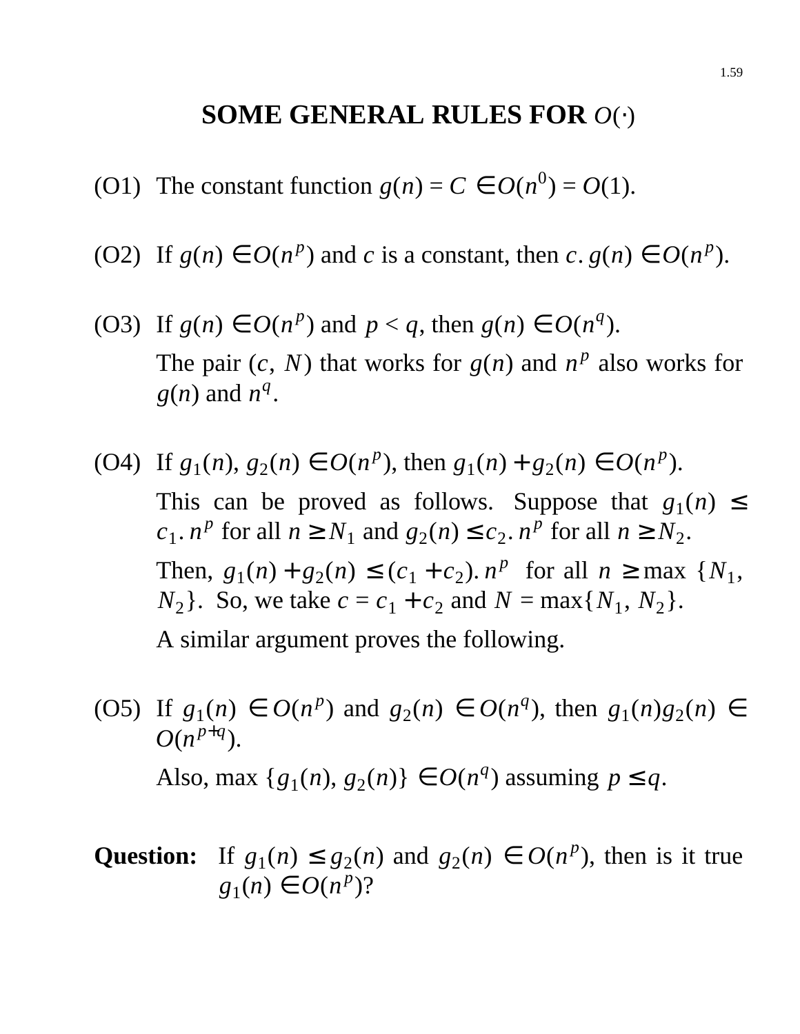# SOME GENERAL RULES FOR $O(\cdot)$

(O1) The constant function $g(n) = C \in O(n^0) = O(1)$.

(O2) If $g(n) \in O(n^p)$ and $c$ is a constant, then $c.\, g(n) \in O(n^p)$.

(O3) If $g(n) \in O(n^p)$ and $p < q$, then $g(n) \in O(n^q)$.

The pair $(c, N)$ that works for $g(n)$ and $n^p$ also works for $g(n)$ and $n^q$.

(O4) If $g_1(n), g_2(n) \in O(n^p)$, then $g_1(n) + g_2(n) \in O(n^p)$.

This can be proved as follows. Suppose that $g_1(n) \leq c_1.\, n^p$ for all $n \geq N_1$ and $g_2(n) \leq c_2.\, n^p$ for all $n \geq N_2$.

Then, $g_1(n) + g_2(n) \leq (c_1 + c_2).\, n^p$ for all $n \geq \max\,\{N_1, N_2\}$. So, we take $c = c_1 + c_2$ and $N = \max\{N_1, N_2\}$.

A similar argument proves the following.

(O5) If $g_1(n) \in O(n^p)$ and $g_2(n) \in O(n^q)$, then $g_1(n)g_2(n) \in O(n^{p+q})$.

Also, $\max\,\{g_1(n), g_2(n)\} \in O(n^q)$ assuming $p \leq q$.

**Question:** If $g_1(n) \leq g_2(n)$ and $g_2(n) \in O(n^p)$, then is it true $g_1(n) \in O(n^p)$?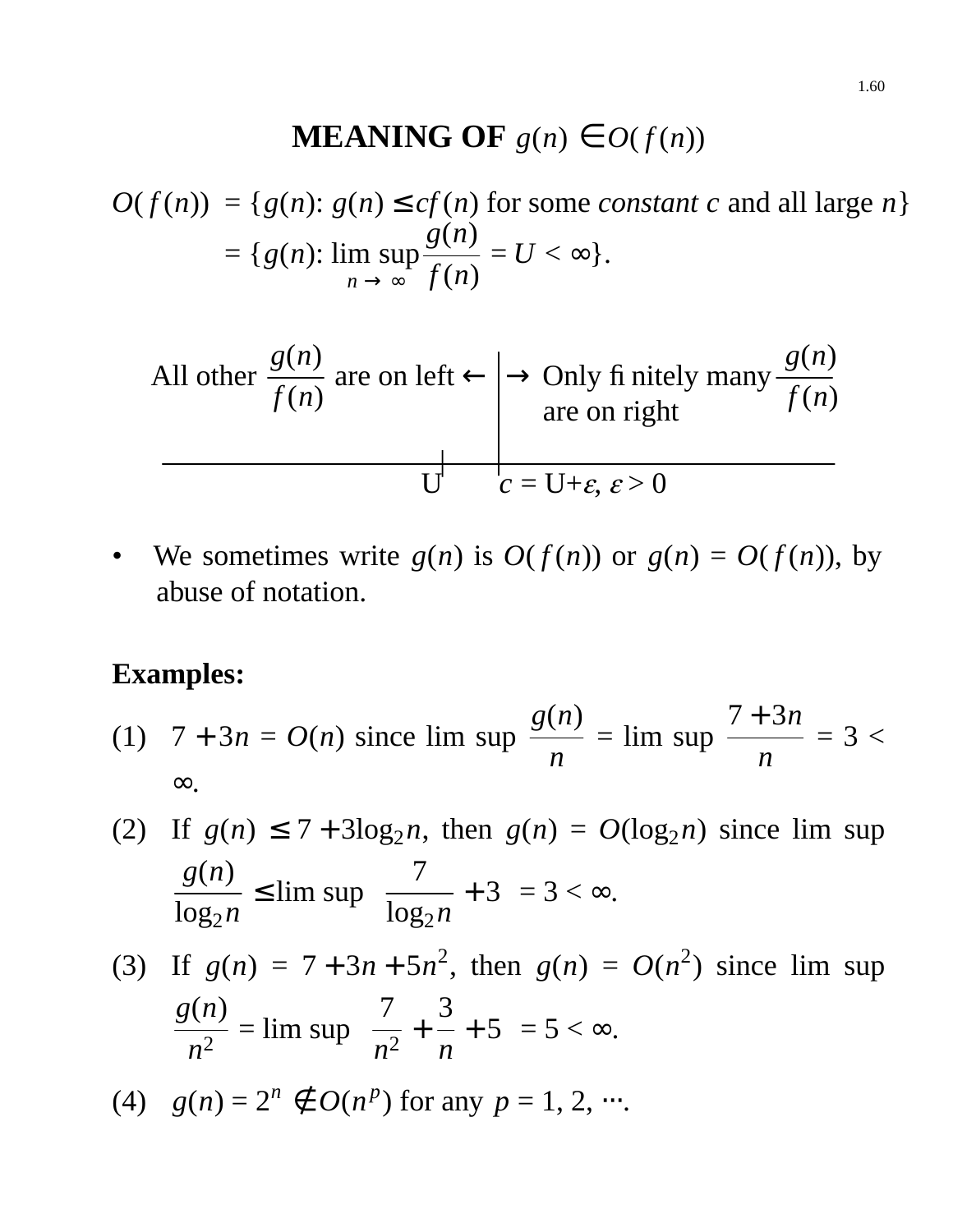# MEANING OF $g(n) \in O(f(n))$

$$O(f(n)) = \{g(n)\text{: } g(n) \le cf(n) \text{ for some } \textit{constant } c \text{ and all large } n\}$$
$$= \{g(n)\text{: } \limsup_{n \to \infty} \frac{g(n)}{f(n)} = U < \infty\}.$$

All other $\frac{g(n)}{f(n)}$ are on left ← | → Only finitely many $\frac{g(n)}{f(n)}$ are on right

U $\quad$ $c = U + \varepsilon$, $\varepsilon > 0$

- We sometimes write $g(n)$ is $O(f(n))$ or $g(n) = O(f(n))$, by abuse of notation.

**Examples:**

(1) $7 + 3n = O(n)$ since $\limsup \frac{g(n)}{n} = \limsup \frac{7 + 3n}{n} = 3 < \infty$.

(2) If $g(n) \le 7 + 3\log_2 n$, then $g(n) = O(\log_2 n)$ since $\limsup \frac{g(n)}{\log_2 n} \le \limsup \left(\frac{7}{\log_2 n} + 3\right) = 3 < \infty$.

(3) If $g(n) = 7 + 3n + 5n^2$, then $g(n) = O(n^2)$ since $\limsup \frac{g(n)}{n^2} = \limsup \left(\frac{7}{n^2} + \frac{3}{n} + 5\right) = 5 < \infty$.

(4) $g(n) = 2^n \notin O(n^p)$ for any $p = 1, 2, \cdots$.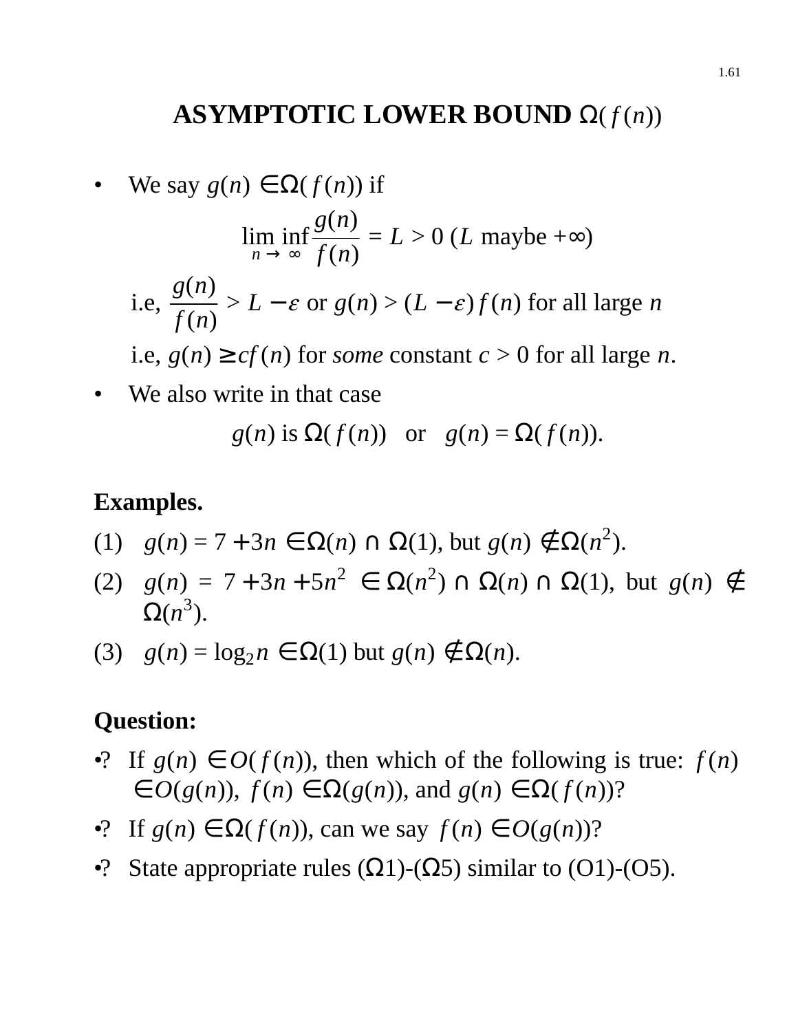# ASYMPTOTIC LOWER BOUND $\Omega(f(n))$

- We say $g(n) \in \Omega(f(n))$ if

$$\liminf_{n \to \infty} \frac{g(n)}{f(n)} = L > 0 \text{ (}L\text{ maybe } +\infty\text{)}$$

  i.e, $\frac{g(n)}{f(n)} > L - \varepsilon$ or $g(n) > (L - \varepsilon) f(n)$ for all large $n$

  i.e, $g(n) \geq cf(n)$ for *some* constant $c > 0$ for all large $n$.

- We also write in that case

$$g(n) \text{ is } \Omega(f(n)) \quad \text{or} \quad g(n) = \Omega(f(n)).$$

**Examples.**

(1) $g(n) = 7 + 3n \in \Omega(n) \cap \Omega(1)$, but $g(n) \notin \Omega(n^2)$.

(2) $g(n) = 7 + 3n + 5n^2 \in \Omega(n^2) \cap \Omega(n) \cap \Omega(1)$, but $g(n) \notin \Omega(n^3)$.

(3) $g(n) = \log_2 n \in \Omega(1)$ but $g(n) \notin \Omega(n)$.

**Question:**

•? If $g(n) \in O(f(n))$, then which of the following is true: $f(n) \in O(g(n))$, $f(n) \in \Omega(g(n))$, and $g(n) \in \Omega(f(n))$?

•? If $g(n) \in \Omega(f(n))$, can we say $f(n) \in O(g(n))$?

•? State appropriate rules ($\Omega$1)-($\Omega$5) similar to (O1)-(O5).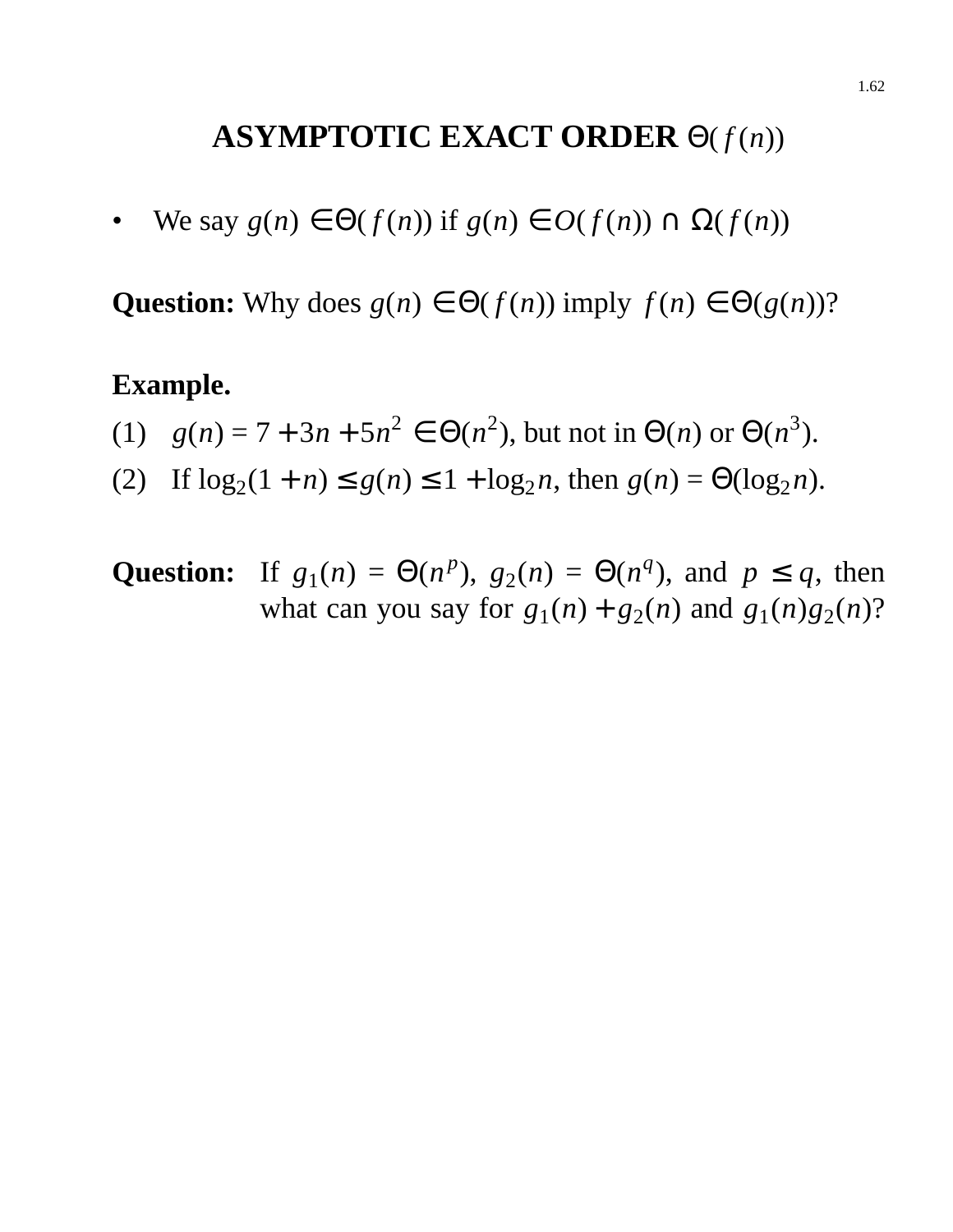# ASYMPTOTIC EXACT ORDER $\Theta(f(n))$

- We say $g(n) \in \Theta(f(n))$ if $g(n) \in O(f(n)) \cap \Omega(f(n))$

**Question:** Why does $g(n) \in \Theta(f(n))$ imply $f(n) \in \Theta(g(n))$?

**Example.**

(1) $g(n) = 7 + 3n + 5n^2 \in \Theta(n^2)$, but not in $\Theta(n)$ or $\Theta(n^3)$.

(2) If $\log_2(1 + n) \leq g(n) \leq 1 + \log_2 n$, then $g(n) = \Theta(\log_2 n)$.

**Question:** If $g_1(n) = \Theta(n^p)$, $g_2(n) = \Theta(n^q)$, and $p \leq q$, then what can you say for $g_1(n) + g_2(n)$ and $g_1(n)g_2(n)$?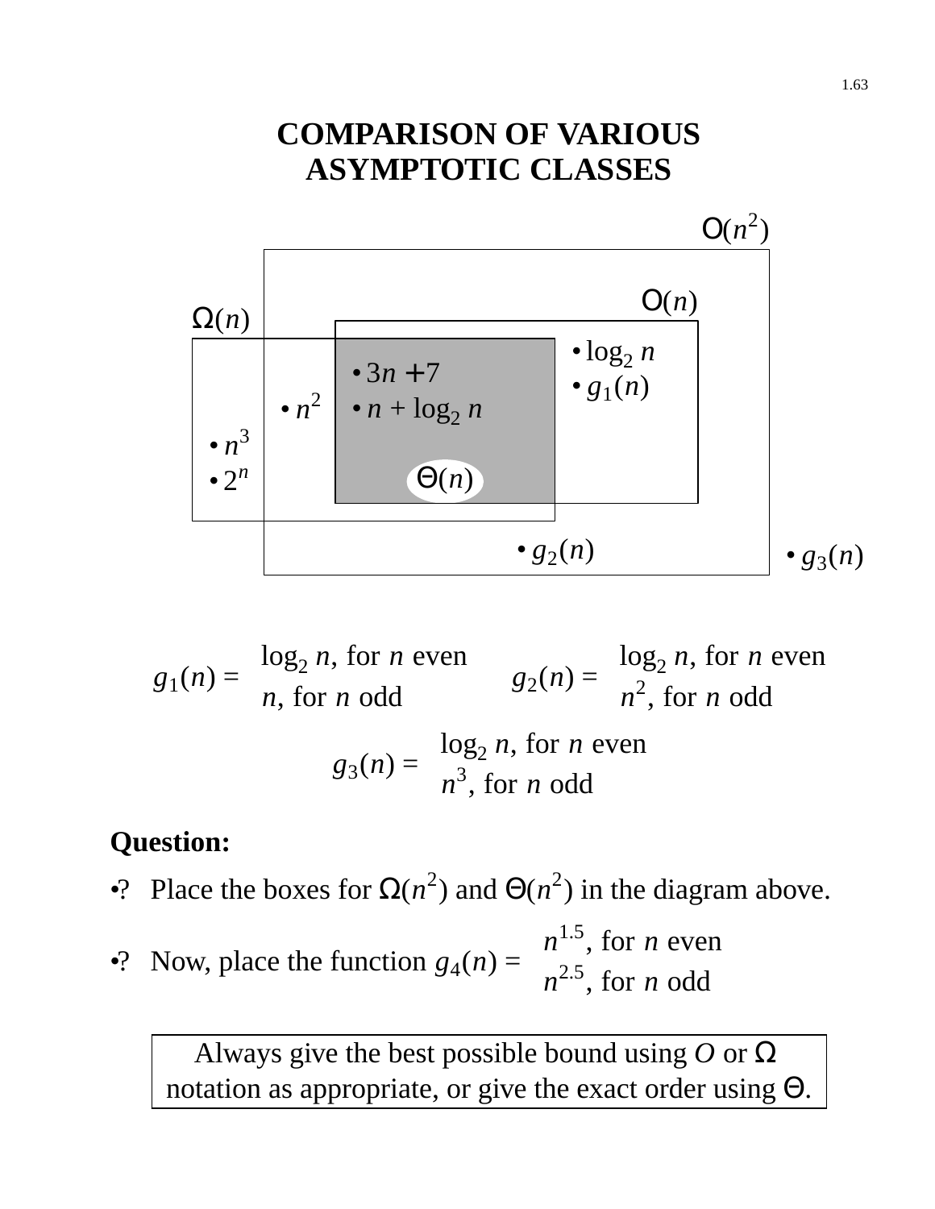# COMPARISON OF VARIOUS ASYMPTOTIC CLASSES

$O(n^2)$

$O(n)$

$\Omega(n)$

- $\log_2 n$
- $g_1(n)$
- $3n + 7$
- $n + \log_2 n$
- $n^2$
- $n^3$
- $2^n$

$\Theta(n)$

- $g_2(n)$
- $g_3(n)$

$$g_1(n) = \begin{cases} \log_2 n, \text{ for } n \text{ even} \\ n, \text{ for } n \text{ odd} \end{cases} \qquad g_2(n) = \begin{cases} \log_2 n, \text{ for } n \text{ even} \\ n^2, \text{ for } n \text{ odd} \end{cases}$$

$$g_3(n) = \begin{cases} \log_2 n, \text{ for } n \text{ even} \\ n^3, \text{ for } n \text{ odd} \end{cases}$$

**Question:**

- ? Place the boxes for $\Omega(n^2)$ and $\Theta(n^2)$ in the diagram above.
- ? Now, place the function $g_4(n) = \begin{cases} n^{1.5}, \text{ for } n \text{ even} \\ n^{2.5}, \text{ for } n \text{ odd} \end{cases}$

| Always give the best possible bound using $O$ or $\Omega$ notation as appropriate, or give the exact order using $\Theta$. |
| --- |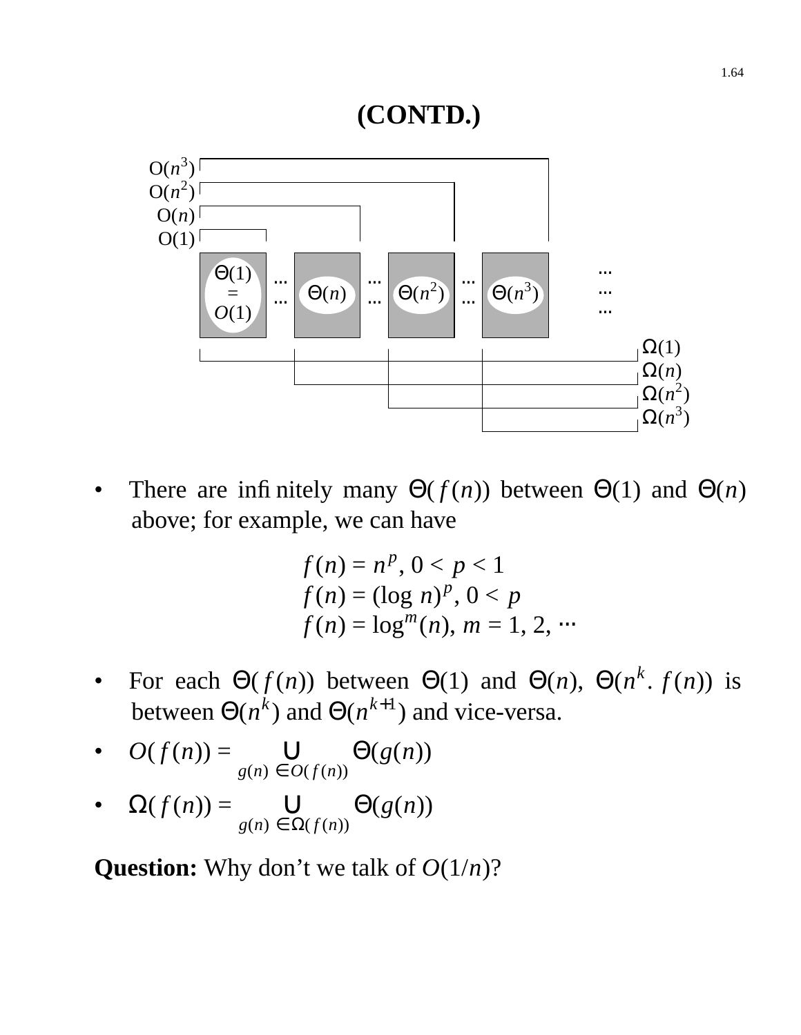# (CONTD.)

O($n^3$)
O($n^2$)
O($n$)
O(1)

$\Theta(1) = O(1)$ ... $\Theta(n)$ ... $\Theta(n^2)$ ... $\Theta(n^3)$ ...

$\Omega(1)$
$\Omega(n)$
$\Omega(n^2)$
$\Omega(n^3)$

- There are infinitely many $\Theta(f(n))$ between $\Theta(1)$ and $\Theta(n)$ above; for example, we can have

$$f(n) = n^p,\ 0 < p < 1$$
$$f(n) = (\log n)^p,\ 0 < p$$
$$f(n) = \log^m(n),\ m = 1, 2, \cdots$$

- For each $\Theta(f(n))$ between $\Theta(1)$ and $\Theta(n)$, $\Theta(n^k.\ f(n))$ is between $\Theta(n^k)$ and $\Theta(n^{k+1})$ and vice-versa.
- $O(f(n)) = \bigcup_{g(n)\, \in O(f(n))} \Theta(g(n))$
- $\Omega(f(n)) = \bigcup_{g(n)\, \in \Omega(f(n))} \Theta(g(n))$

**Question:** Why don't we talk of $O(1/n)$?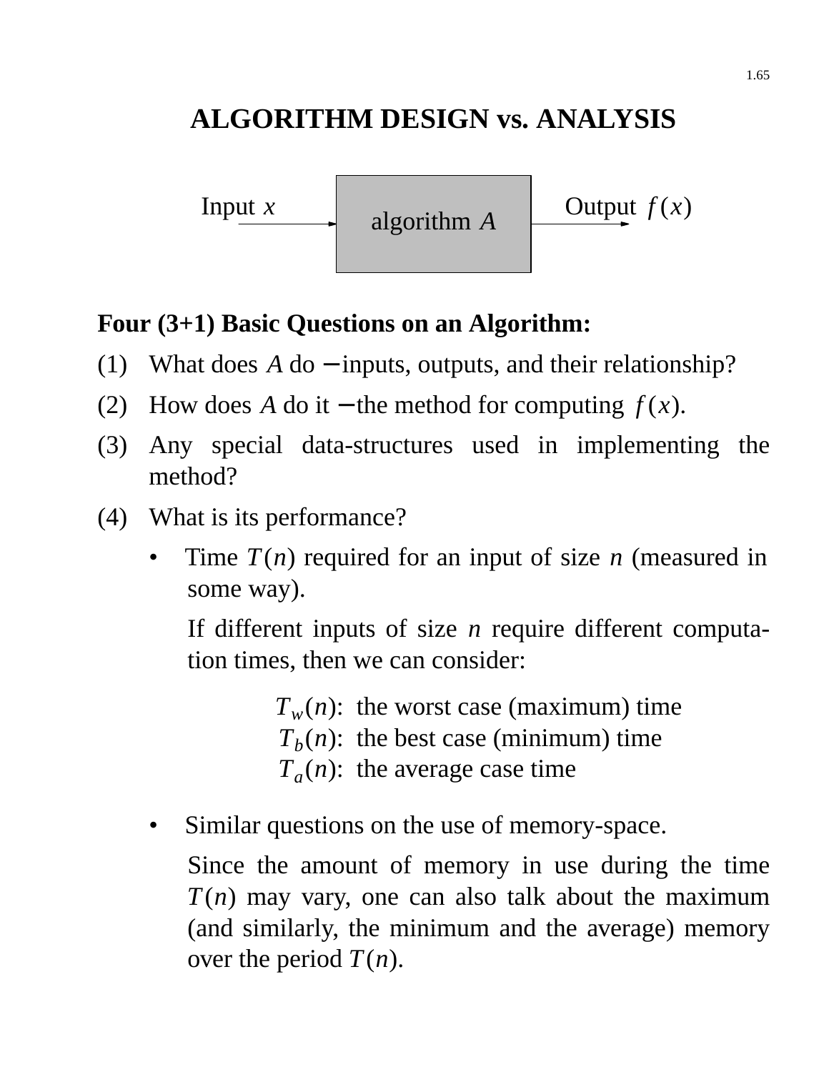# ALGORITHM DESIGN vs. ANALYSIS

Input $x$ → algorithm $A$ → Output $f(x)$

**Four (3+1) Basic Questions on an Algorithm:**

(1) What does $A$ do − inputs, outputs, and their relationship?

(2) How does $A$ do it − the method for computing $f(x)$.

(3) Any special data-structures used in implementing the method?

(4) What is its performance?

- Time $T(n)$ required for an input of size $n$ (measured in some way).

  If different inputs of size $n$ require different computation times, then we can consider:

  $T_w(n)$: the worst case (maximum) time
  $T_b(n)$: the best case (minimum) time
  $T_a(n)$: the average case time

- Similar questions on the use of memory-space.

  Since the amount of memory in use during the time $T(n)$ may vary, one can also talk about the maximum (and similarly, the minimum and the average) memory over the period $T(n)$.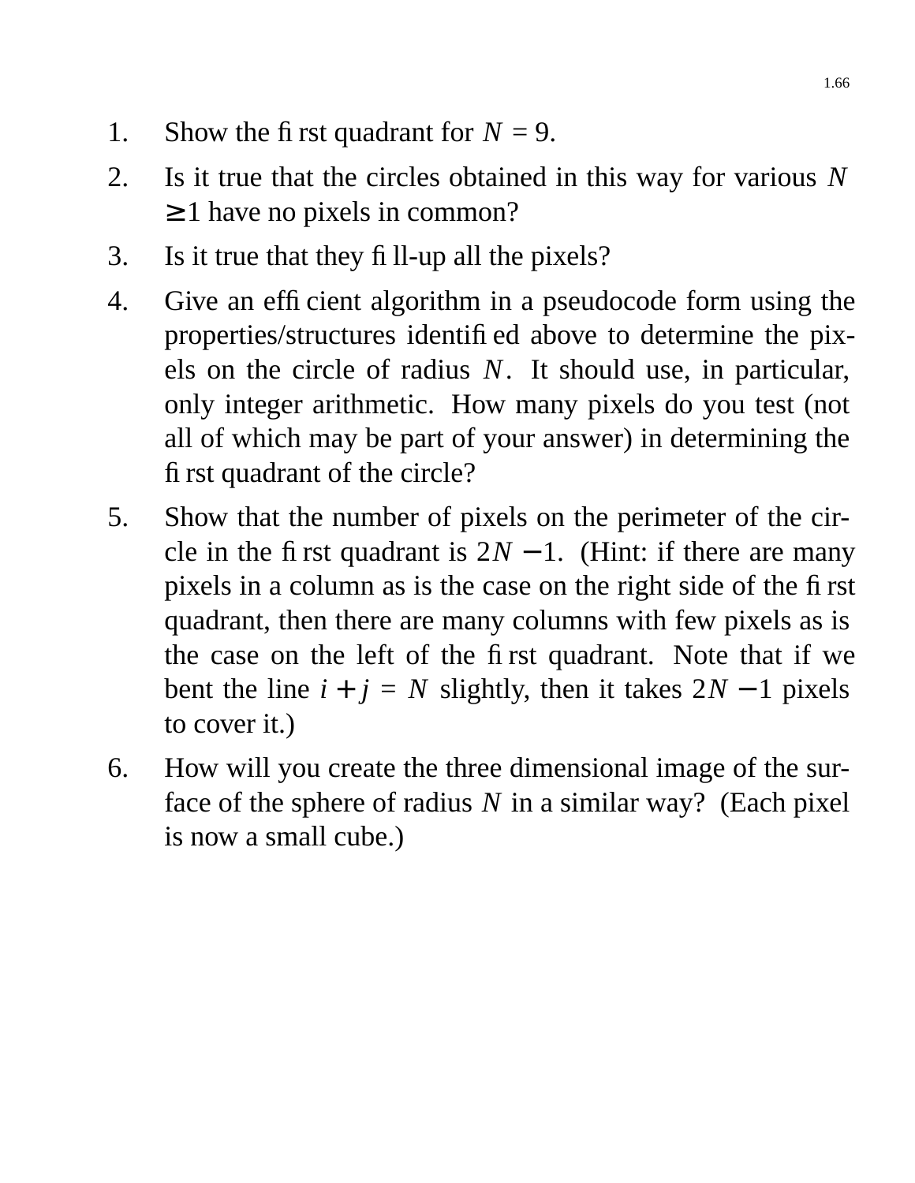1. Show the first quadrant for $N = 9$.
2. Is it true that the circles obtained in this way for various $N \geq 1$ have no pixels in common?
3. Is it true that they fill-up all the pixels?
4. Give an efficient algorithm in a pseudocode form using the properties/structures identified above to determine the pixels on the circle of radius $N$. It should use, in particular, only integer arithmetic. How many pixels do you test (not all of which may be part of your answer) in determining the first quadrant of the circle?
5. Show that the number of pixels on the perimeter of the circle in the first quadrant is $2N - 1$. (Hint: if there are many pixels in a column as is the case on the right side of the first quadrant, then there are many columns with few pixels as is the case on the left of the first quadrant. Note that if we bent the line $i + j = N$ slightly, then it takes $2N - 1$ pixels to cover it.)
6. How will you create the three dimensional image of the surface of the sphere of radius $N$ in a similar way? (Each pixel is now a small cube.)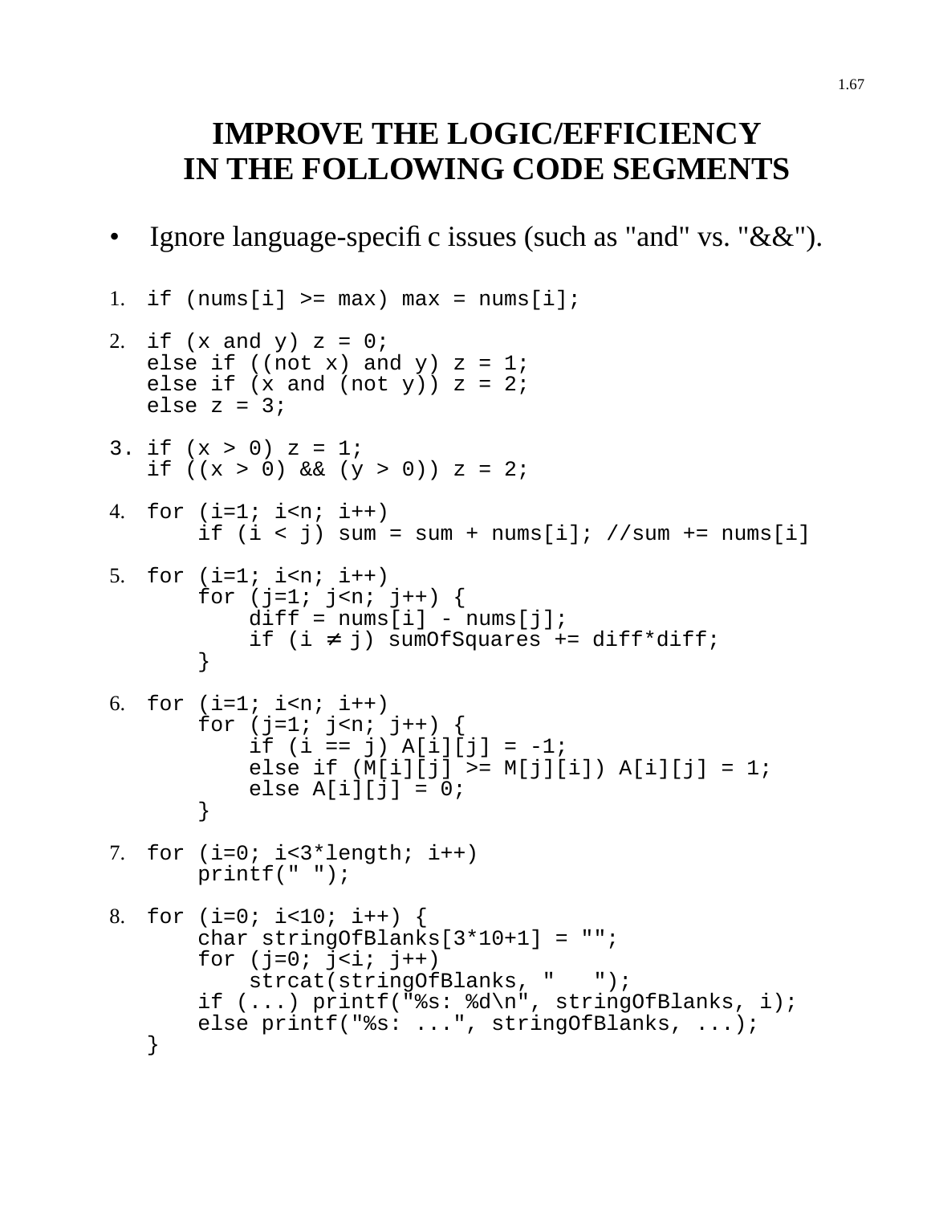# IMPROVE THE LOGIC/EFFICIENCY IN THE FOLLOWING CODE SEGMENTS

- Ignore language-specific issues (such as "and" vs. "&&").

1.
```
if (nums[i] >= max) max = nums[i];
```

2.
```
if (x and y) z = 0;
else if ((not x) and y) z = 1;
else if (x and (not y)) z = 2;
else z = 3;
```

3.
```
if (x > 0) z = 1;
if ((x > 0) && (y > 0)) z = 2;
```

4.
```
for (i=1; i<n; i++)
    if (i < j) sum = sum + nums[i]; //sum += nums[i]
```

5.
```
for (i=1; i<n; i++)
    for (j=1; j<n; j++) {
        diff = nums[i] - nums[j];
        if (i ≠ j) sumOfSquares += diff*diff;
    }
```

6.
```
for (i=1; i<n; i++)
    for (j=1; j<n; j++) {
        if (i == j) A[i][j] = -1;
        else if (M[i][j] >= M[j][i]) A[i][j] = 1;
        else A[i][j] = 0;
    }
```

7.
```
for (i=0; i<3*length; i++)
    printf(" ");
```

8.
```
for (i=0; i<10; i++) {
    char stringOfBlanks[3*10+1] = "";
    for (j=0; j<i; j++)
        strcat(stringOfBlanks, "   ");
    if (...) printf("%s: %d\n", stringOfBlanks, i);
    else printf("%s: ...", stringOfBlanks, ...);
}
```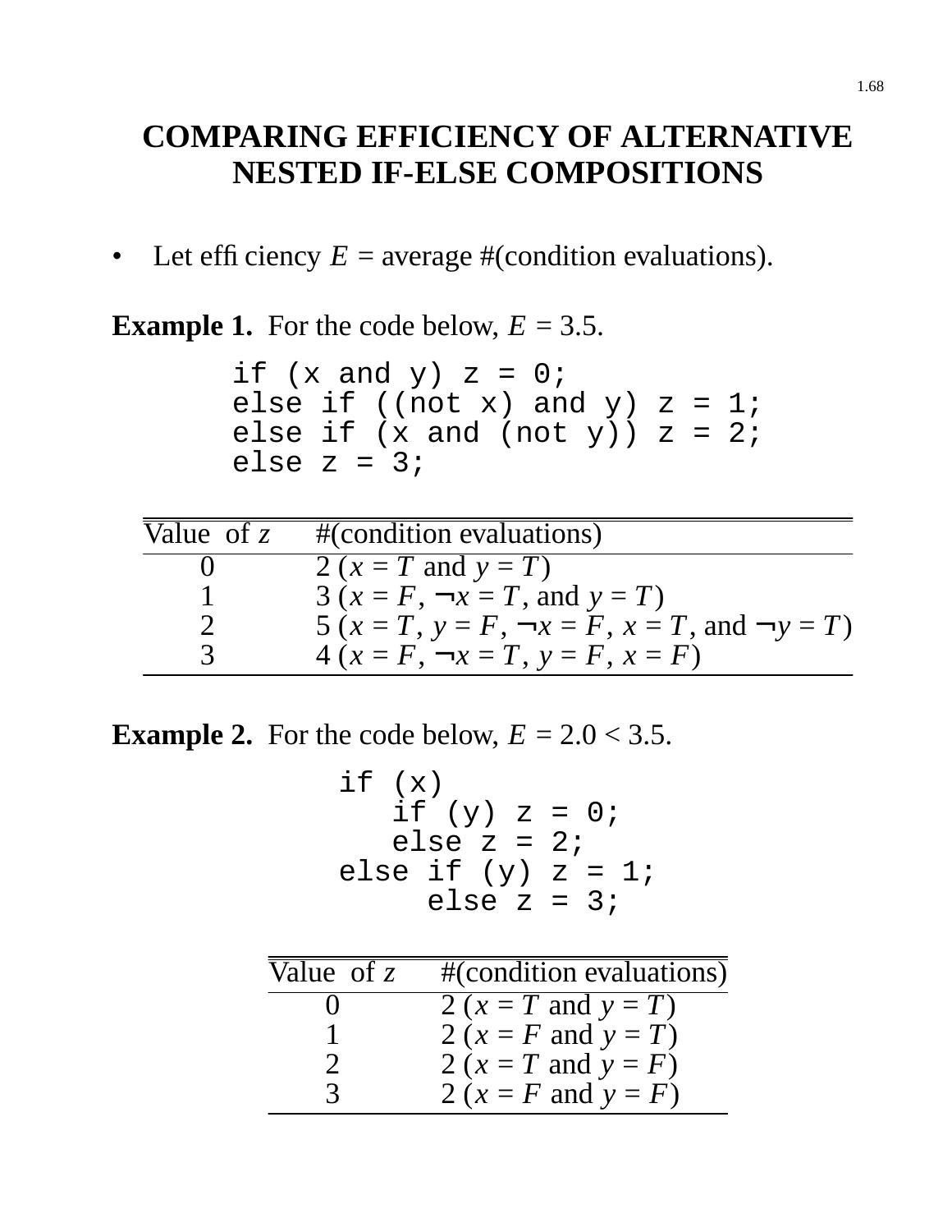# COMPARING EFFICIENCY OF ALTERNATIVE NESTED IF-ELSE COMPOSITIONS

- Let efficiency $E$ = average #(condition evaluations).

**Example 1.** For the code below, $E$ = 3.5.

```
if (x and y) z = 0;
else if ((not x) and y) z = 1;
else if (x and (not y)) z = 2;
else z = 3;
```

| Value of $z$ | #(condition evaluations) |
|---|---|
| 0 | 2 ($x = T$ and $y = T$) |
| 1 | 3 ($x = F$, $\neg x = T$, and $y = T$) |
| 2 | 5 ($x = T$, $y = F$, $\neg x = F$, $x = T$, and $\neg y = T$) |
| 3 | 4 ($x = F$, $\neg x = T$, $y = F$, $x = F$) |

**Example 2.** For the code below, $E$ = 2.0 < 3.5.

```
if (x)
   if (y) z = 0;
   else z = 2;
else if (y) z = 1;
     else z = 3;
```

| Value of $z$ | #(condition evaluations) |
|---|---|
| 0 | 2 ($x = T$ and $y = T$) |
| 1 | 2 ($x = F$ and $y = T$) |
| 2 | 2 ($x = T$ and $y = F$) |
| 3 | 2 ($x = F$ and $y = F$) |